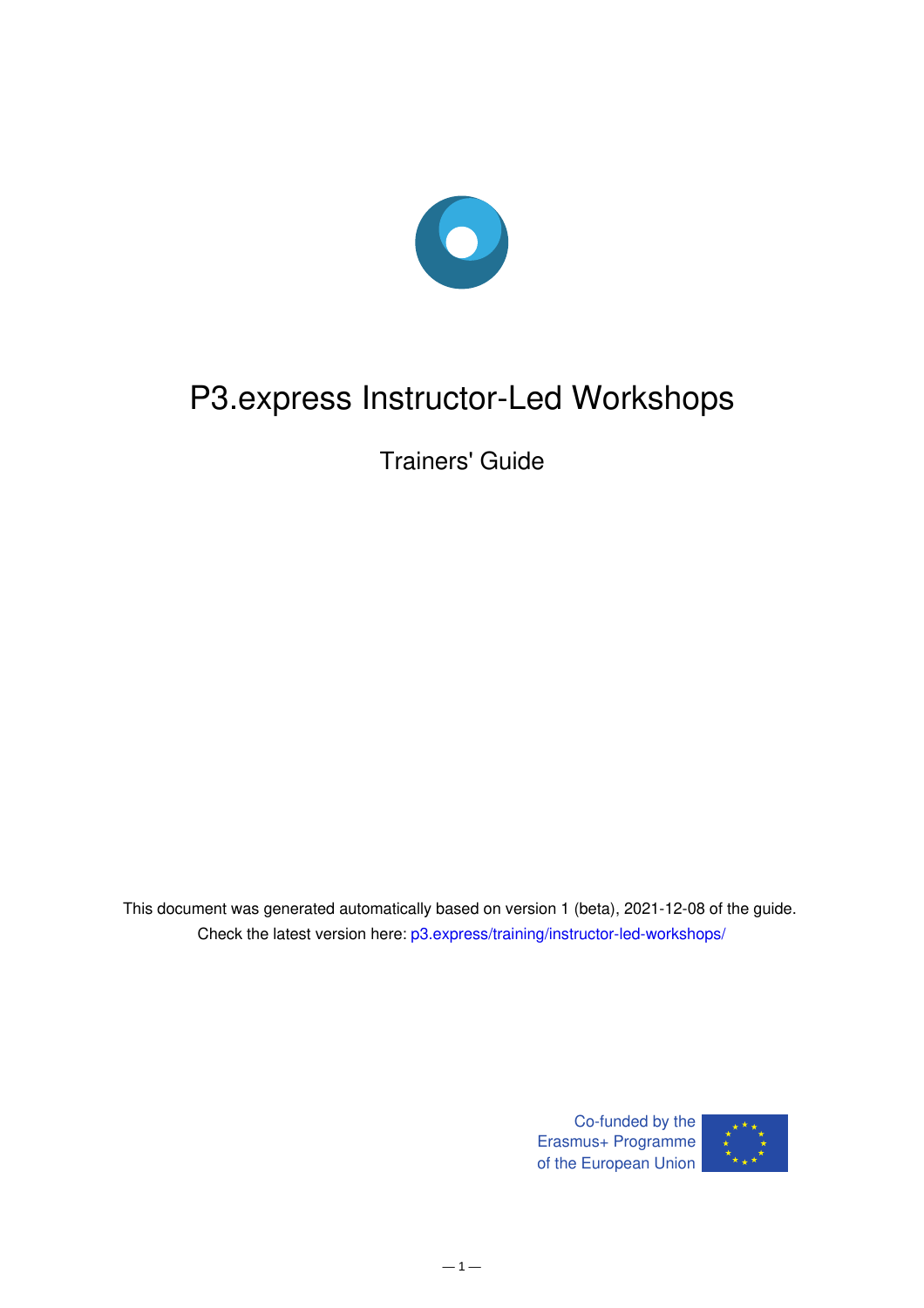# P3.express Instructor-Led Workshops

Trainers' Guide

This document was generated automatically based on version 1 (beta), 2021-12-08 of the guide.
Check the latest version here: p3.express/training/instructor-led-workshops/

Co-funded by the Erasmus+ Programme of the European Union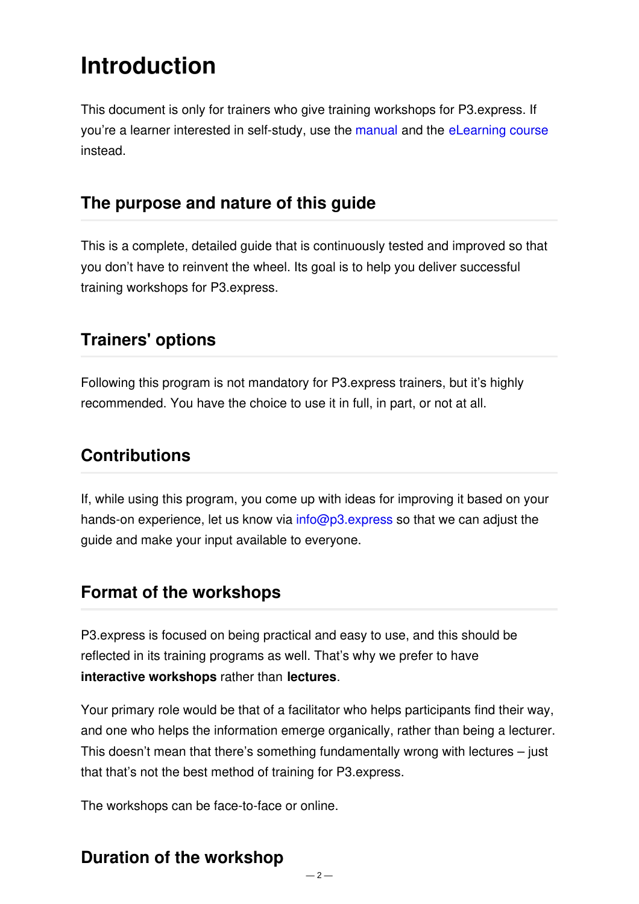# Introduction

This document is only for trainers who give training workshops for P3.express. If you're a learner interested in self-study, use the manual and the eLearning course instead.

## The purpose and nature of this guide

This is a complete, detailed guide that is continuously tested and improved so that you don't have to reinvent the wheel. Its goal is to help you deliver successful training workshops for P3.express.

## Trainers' options

Following this program is not mandatory for P3.express trainers, but it's highly recommended. You have the choice to use it in full, in part, or not at all.

## Contributions

If, while using this program, you come up with ideas for improving it based on your hands-on experience, let us know via info@p3.express so that we can adjust the guide and make your input available to everyone.

## Format of the workshops

P3.express is focused on being practical and easy to use, and this should be reflected in its training programs as well. That's why we prefer to have **interactive workshops** rather than **lectures**.

Your primary role would be that of a facilitator who helps participants find their way, and one who helps the information emerge organically, rather than being a lecturer. This doesn't mean that there's something fundamentally wrong with lectures – just that that's not the best method of training for P3.express.

The workshops can be face-to-face or online.

## Duration of the workshop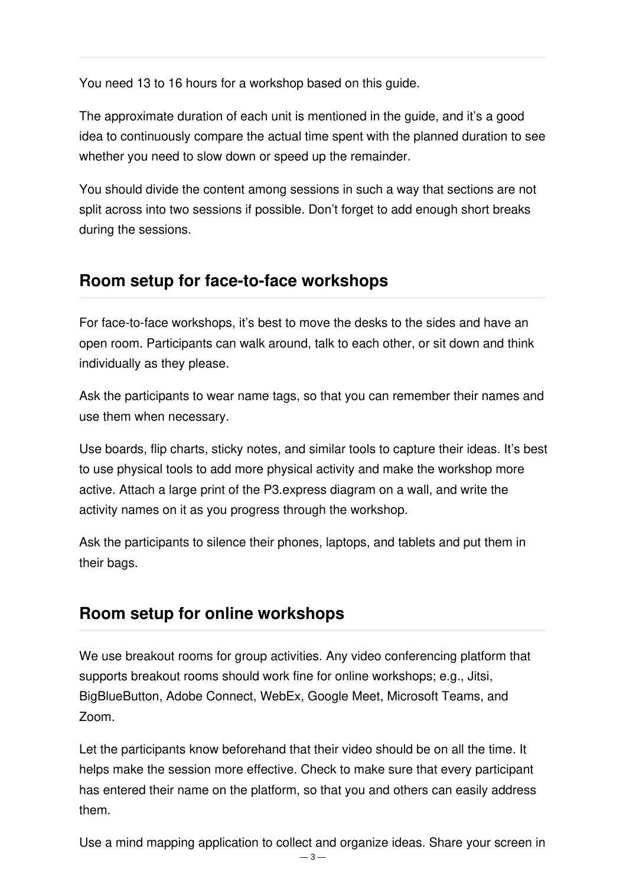You need 13 to 16 hours for a workshop based on this guide.

The approximate duration of each unit is mentioned in the guide, and it's a good idea to continuously compare the actual time spent with the planned duration to see whether you need to slow down or speed up the remainder.

You should divide the content among sessions in such a way that sections are not split across into two sessions if possible. Don't forget to add enough short breaks during the sessions.

## Room setup for face-to-face workshops

For face-to-face workshops, it's best to move the desks to the sides and have an open room. Participants can walk around, talk to each other, or sit down and think individually as they please.

Ask the participants to wear name tags, so that you can remember their names and use them when necessary.

Use boards, flip charts, sticky notes, and similar tools to capture their ideas. It's best to use physical tools to add more physical activity and make the workshop more active. Attach a large print of the P3.express diagram on a wall, and write the activity names on it as you progress through the workshop.

Ask the participants to silence their phones, laptops, and tablets and put them in their bags.

## Room setup for online workshops

We use breakout rooms for group activities. Any video conferencing platform that supports breakout rooms should work fine for online workshops; e.g., Jitsi, BigBlueButton, Adobe Connect, WebEx, Google Meet, Microsoft Teams, and Zoom.

Let the participants know beforehand that their video should be on all the time. It helps make the session more effective. Check to make sure that every participant has entered their name on the platform, so that you and others can easily address them.

Use a mind mapping application to collect and organize ideas. Share your screen in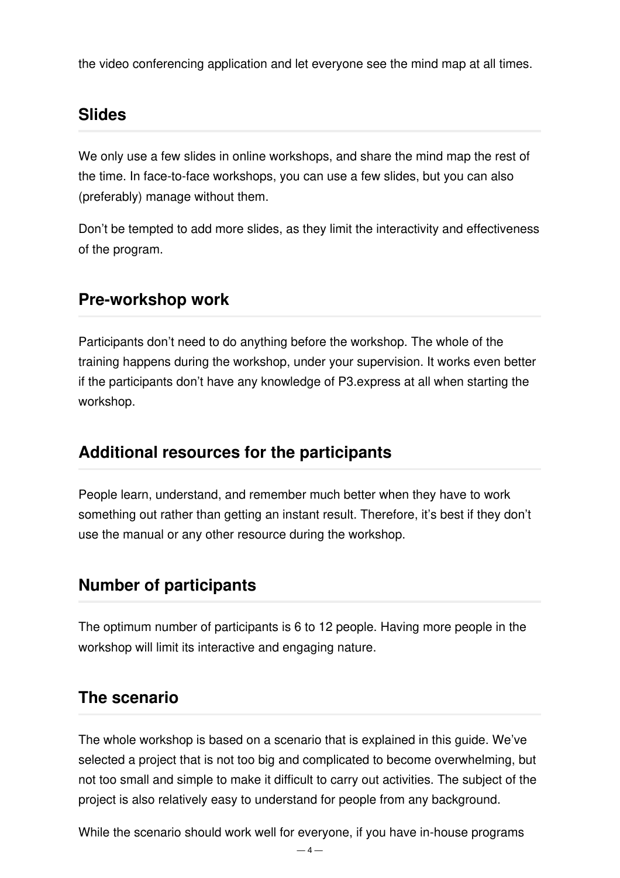the video conferencing application and let everyone see the mind map at all times.

## Slides

We only use a few slides in online workshops, and share the mind map the rest of the time. In face-to-face workshops, you can use a few slides, but you can also (preferably) manage without them.

Don't be tempted to add more slides, as they limit the interactivity and effectiveness of the program.

## Pre-workshop work

Participants don't need to do anything before the workshop. The whole of the training happens during the workshop, under your supervision. It works even better if the participants don't have any knowledge of P3.express at all when starting the workshop.

## Additional resources for the participants

People learn, understand, and remember much better when they have to work something out rather than getting an instant result. Therefore, it's best if they don't use the manual or any other resource during the workshop.

## Number of participants

The optimum number of participants is 6 to 12 people. Having more people in the workshop will limit its interactive and engaging nature.

## The scenario

The whole workshop is based on a scenario that is explained in this guide. We've selected a project that is not too big and complicated to become overwhelming, but not too small and simple to make it difficult to carry out activities. The subject of the project is also relatively easy to understand for people from any background.

While the scenario should work well for everyone, if you have in-house programs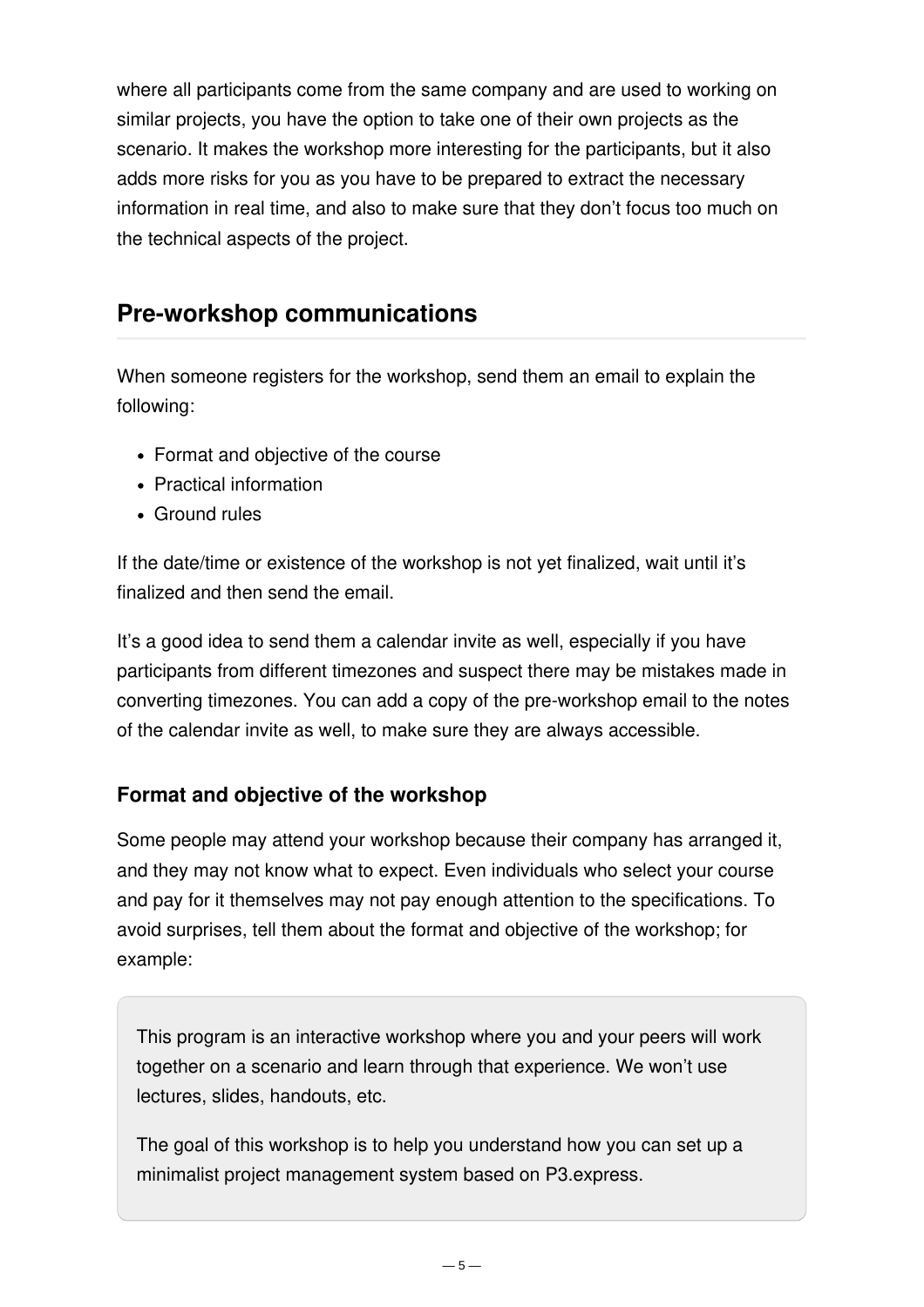where all participants come from the same company and are used to working on similar projects, you have the option to take one of their own projects as the scenario. It makes the workshop more interesting for the participants, but it also adds more risks for you as you have to be prepared to extract the necessary information in real time, and also to make sure that they don't focus too much on the technical aspects of the project.

## Pre-workshop communications

When someone registers for the workshop, send them an email to explain the following:

- Format and objective of the course
- Practical information
- Ground rules

If the date/time or existence of the workshop is not yet finalized, wait until it's finalized and then send the email.

It's a good idea to send them a calendar invite as well, especially if you have participants from different timezones and suspect there may be mistakes made in converting timezones. You can add a copy of the pre-workshop email to the notes of the calendar invite as well, to make sure they are always accessible.

### Format and objective of the workshop

Some people may attend your workshop because their company has arranged it, and they may not know what to expect. Even individuals who select your course and pay for it themselves may not pay enough attention to the specifications. To avoid surprises, tell them about the format and objective of the workshop; for example:

> This program is an interactive workshop where you and your peers will work together on a scenario and learn through that experience. We won't use lectures, slides, handouts, etc.
>
> The goal of this workshop is to help you understand how you can set up a minimalist project management system based on P3.express.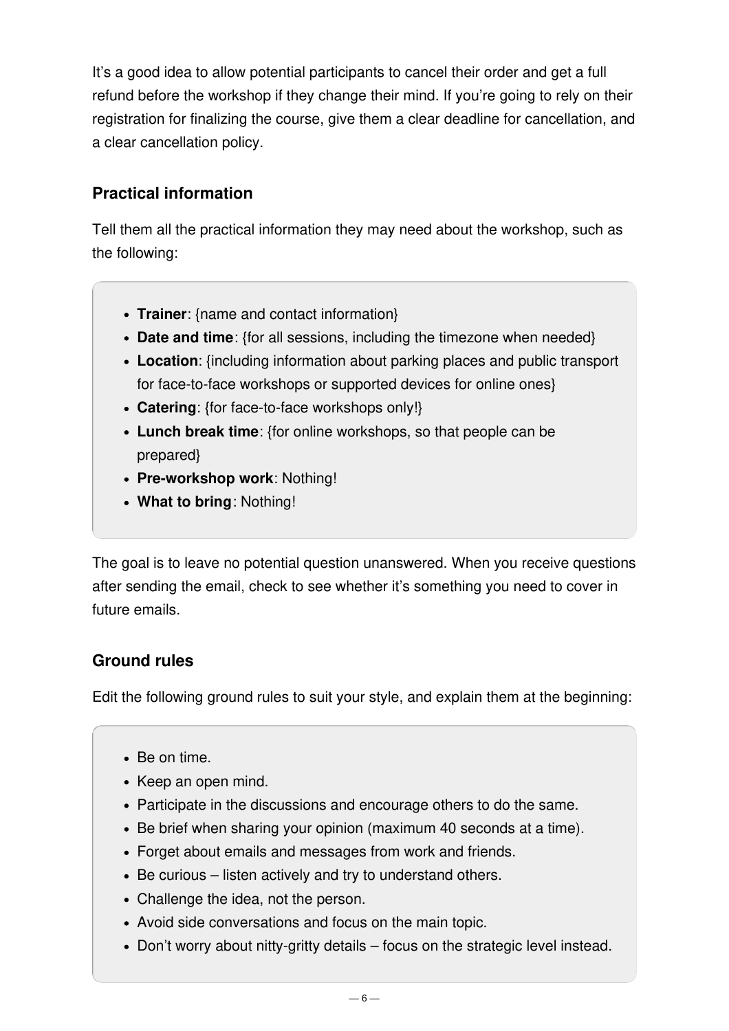It's a good idea to allow potential participants to cancel their order and get a full refund before the workshop if they change their mind. If you're going to rely on their registration for finalizing the course, give them a clear deadline for cancellation, and a clear cancellation policy.

### Practical information

Tell them all the practical information they may need about the workshop, such as the following:

- **Trainer**: {name and contact information}
- **Date and time**: {for all sessions, including the timezone when needed}
- **Location**: {including information about parking places and public transport for face-to-face workshops or supported devices for online ones}
- **Catering**: {for face-to-face workshops only!}
- **Lunch break time**: {for online workshops, so that people can be prepared}
- **Pre-workshop work**: Nothing!
- **What to bring**: Nothing!

The goal is to leave no potential question unanswered. When you receive questions after sending the email, check to see whether it's something you need to cover in future emails.

### Ground rules

Edit the following ground rules to suit your style, and explain them at the beginning:

- Be on time.
- Keep an open mind.
- Participate in the discussions and encourage others to do the same.
- Be brief when sharing your opinion (maximum 40 seconds at a time).
- Forget about emails and messages from work and friends.
- Be curious – listen actively and try to understand others.
- Challenge the idea, not the person.
- Avoid side conversations and focus on the main topic.
- Don't worry about nitty-gritty details – focus on the strategic level instead.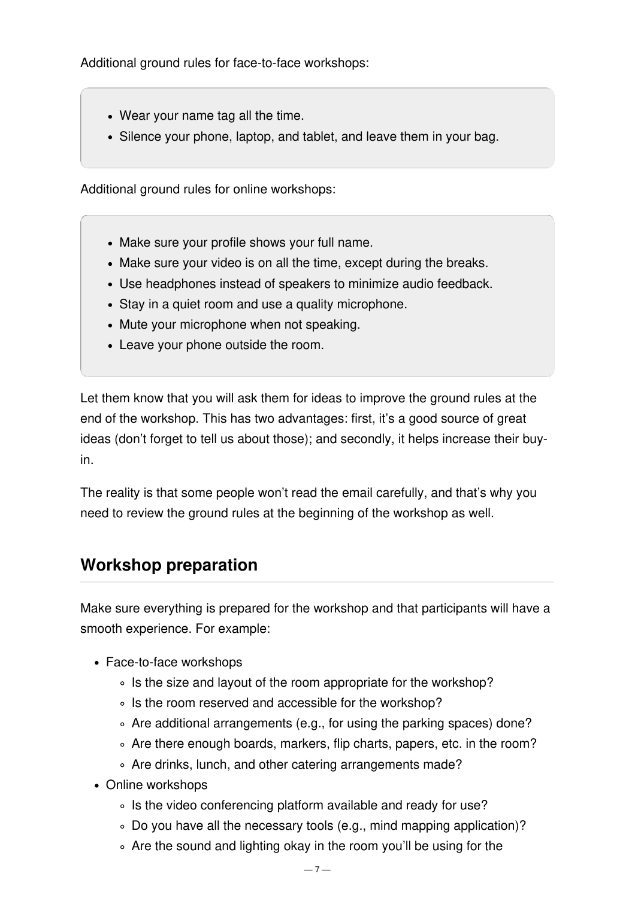Additional ground rules for face-to-face workshops:

- Wear your name tag all the time.
- Silence your phone, laptop, and tablet, and leave them in your bag.

Additional ground rules for online workshops:

- Make sure your profile shows your full name.
- Make sure your video is on all the time, except during the breaks.
- Use headphones instead of speakers to minimize audio feedback.
- Stay in a quiet room and use a quality microphone.
- Mute your microphone when not speaking.
- Leave your phone outside the room.

Let them know that you will ask them for ideas to improve the ground rules at the end of the workshop. This has two advantages: first, it's a good source of great ideas (don't forget to tell us about those); and secondly, it helps increase their buy-in.

The reality is that some people won't read the email carefully, and that's why you need to review the ground rules at the beginning of the workshop as well.

## Workshop preparation

Make sure everything is prepared for the workshop and that participants will have a smooth experience. For example:

- Face-to-face workshops
  - Is the size and layout of the room appropriate for the workshop?
  - Is the room reserved and accessible for the workshop?
  - Are additional arrangements (e.g., for using the parking spaces) done?
  - Are there enough boards, markers, flip charts, papers, etc. in the room?
  - Are drinks, lunch, and other catering arrangements made?
- Online workshops
  - Is the video conferencing platform available and ready for use?
  - Do you have all the necessary tools (e.g., mind mapping application)?
  - Are the sound and lighting okay in the room you'll be using for the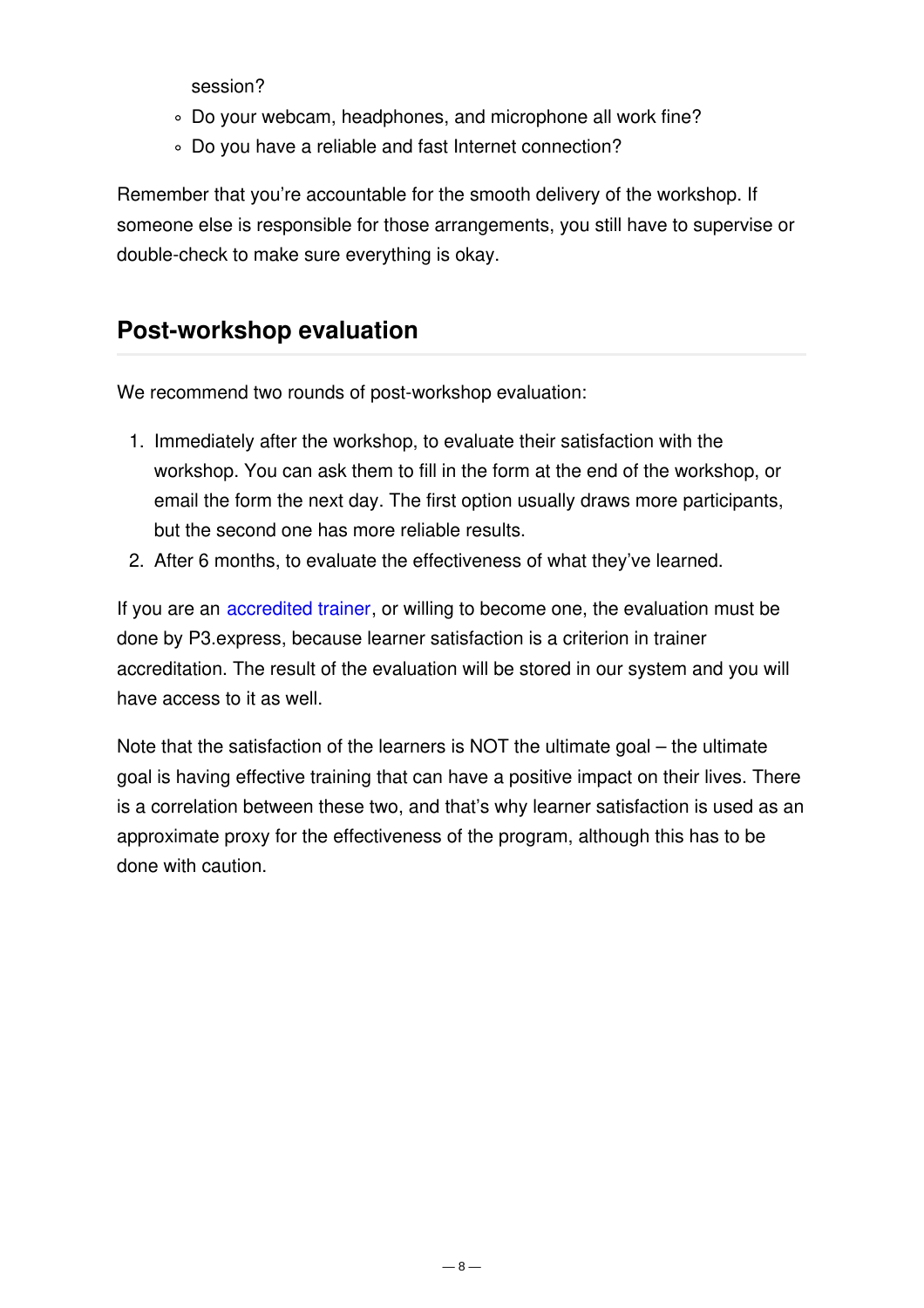session?
  - Do your webcam, headphones, and microphone all work fine?
  - Do you have a reliable and fast Internet connection?

Remember that you're accountable for the smooth delivery of the workshop. If someone else is responsible for those arrangements, you still have to supervise or double-check to make sure everything is okay.

## Post-workshop evaluation

We recommend two rounds of post-workshop evaluation:

1. Immediately after the workshop, to evaluate their satisfaction with the workshop. You can ask them to fill in the form at the end of the workshop, or email the form the next day. The first option usually draws more participants, but the second one has more reliable results.
2. After 6 months, to evaluate the effectiveness of what they've learned.

If you are an accredited trainer, or willing to become one, the evaluation must be done by P3.express, because learner satisfaction is a criterion in trainer accreditation. The result of the evaluation will be stored in our system and you will have access to it as well.

Note that the satisfaction of the learners is NOT the ultimate goal – the ultimate goal is having effective training that can have a positive impact on their lives. There is a correlation between these two, and that's why learner satisfaction is used as an approximate proxy for the effectiveness of the program, although this has to be done with caution.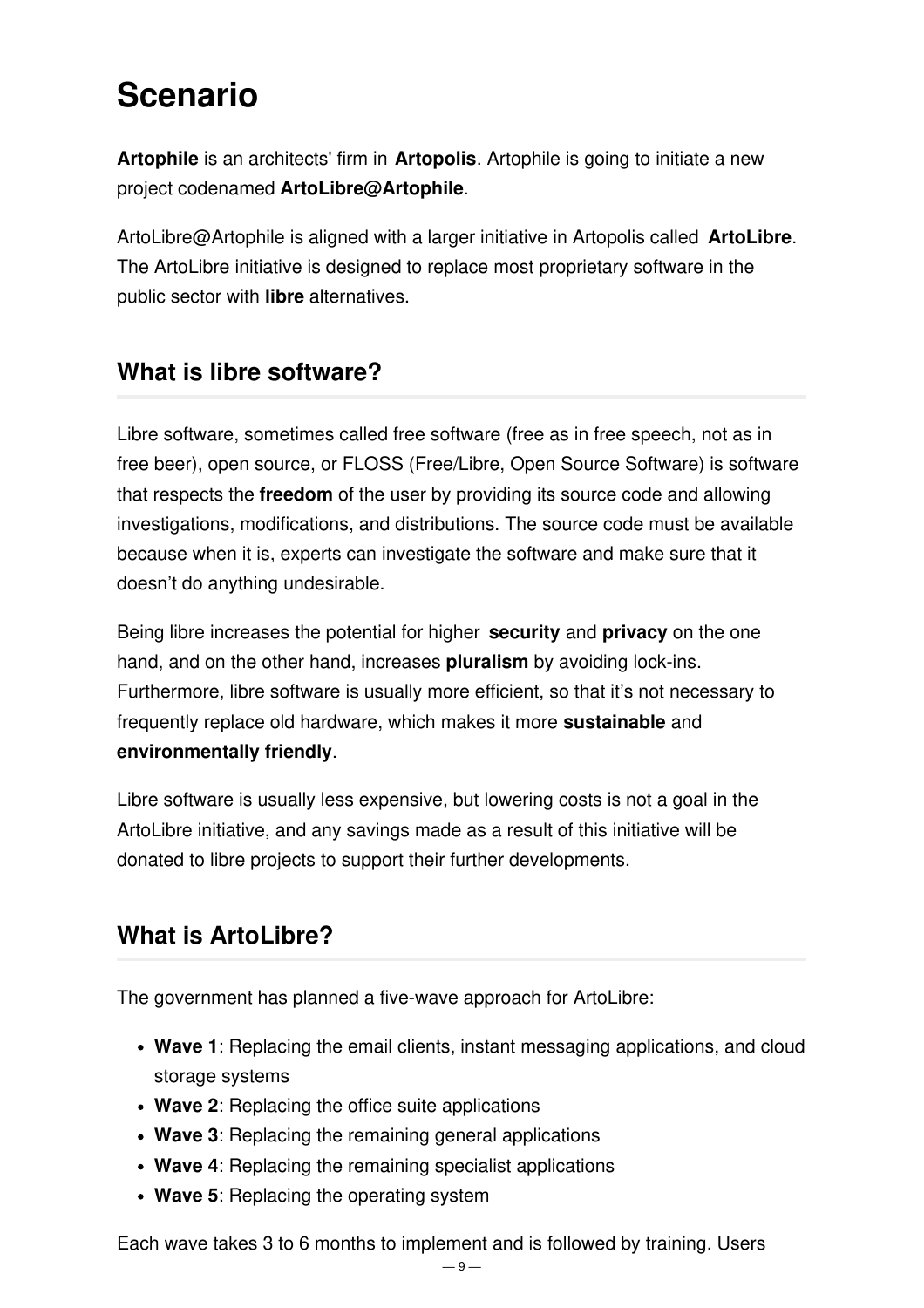# Scenario

**Artophile** is an architects' firm in **Artopolis**. Artophile is going to initiate a new project codenamed **ArtoLibre@Artophile**.

ArtoLibre@Artophile is aligned with a larger initiative in Artopolis called **ArtoLibre**. The ArtoLibre initiative is designed to replace most proprietary software in the public sector with **libre** alternatives.

## What is libre software?

Libre software, sometimes called free software (free as in free speech, not as in free beer), open source, or FLOSS (Free/Libre, Open Source Software) is software that respects the **freedom** of the user by providing its source code and allowing investigations, modifications, and distributions. The source code must be available because when it is, experts can investigate the software and make sure that it doesn't do anything undesirable.

Being libre increases the potential for higher **security** and **privacy** on the one hand, and on the other hand, increases **pluralism** by avoiding lock-ins. Furthermore, libre software is usually more efficient, so that it's not necessary to frequently replace old hardware, which makes it more **sustainable** and **environmentally friendly**.

Libre software is usually less expensive, but lowering costs is not a goal in the ArtoLibre initiative, and any savings made as a result of this initiative will be donated to libre projects to support their further developments.

## What is ArtoLibre?

The government has planned a five-wave approach for ArtoLibre:

- **Wave 1**: Replacing the email clients, instant messaging applications, and cloud storage systems
- **Wave 2**: Replacing the office suite applications
- **Wave 3**: Replacing the remaining general applications
- **Wave 4**: Replacing the remaining specialist applications
- **Wave 5**: Replacing the operating system

Each wave takes 3 to 6 months to implement and is followed by training. Users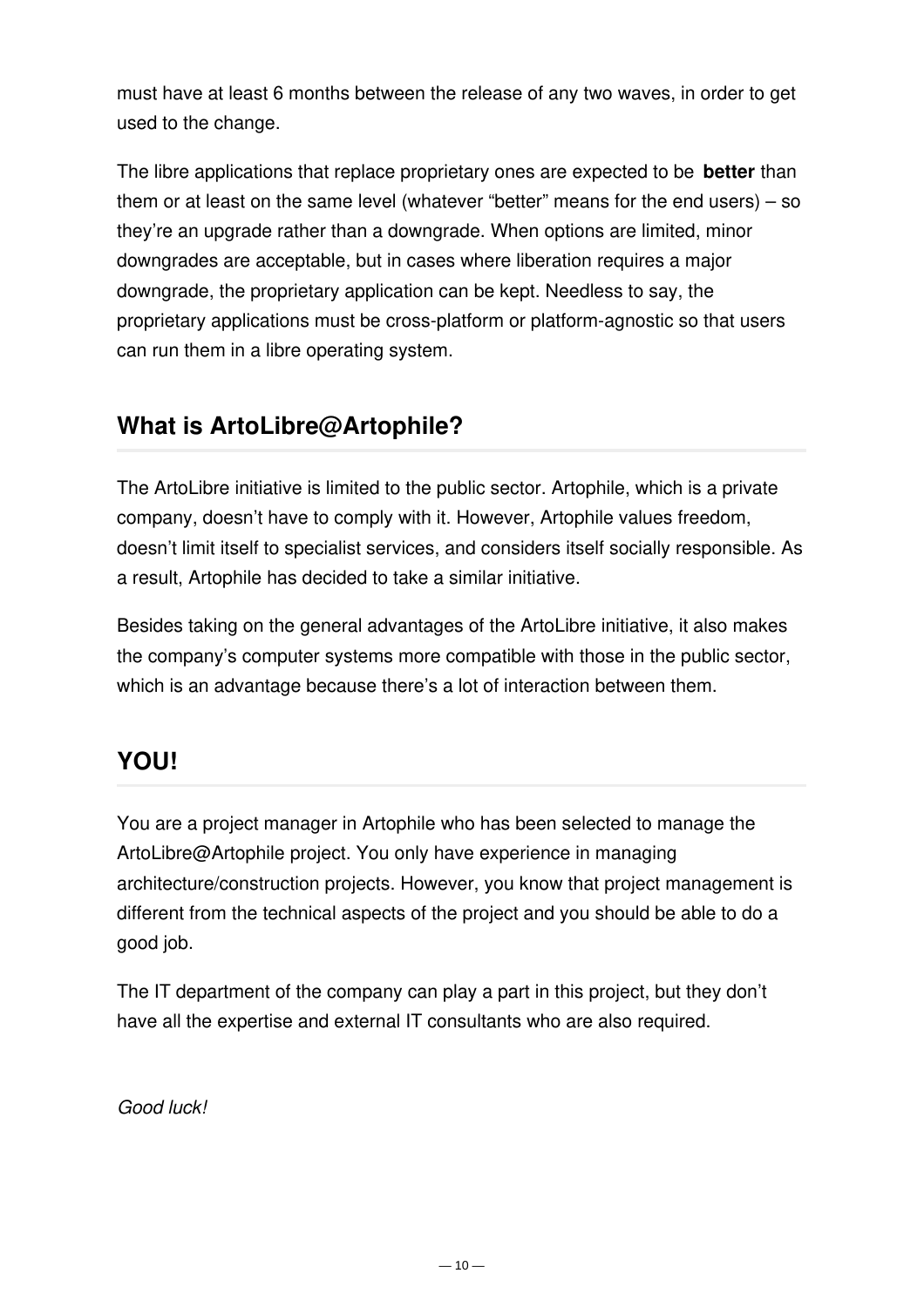must have at least 6 months between the release of any two waves, in order to get used to the change.

The libre applications that replace proprietary ones are expected to be **better** than them or at least on the same level (whatever "better" means for the end users) – so they're an upgrade rather than a downgrade. When options are limited, minor downgrades are acceptable, but in cases where liberation requires a major downgrade, the proprietary application can be kept. Needless to say, the proprietary applications must be cross-platform or platform-agnostic so that users can run them in a libre operating system.

## What is ArtoLibre@Artophile?

The ArtoLibre initiative is limited to the public sector. Artophile, which is a private company, doesn't have to comply with it. However, Artophile values freedom, doesn't limit itself to specialist services, and considers itself socially responsible. As a result, Artophile has decided to take a similar initiative.

Besides taking on the general advantages of the ArtoLibre initiative, it also makes the company's computer systems more compatible with those in the public sector, which is an advantage because there's a lot of interaction between them.

## YOU!

You are a project manager in Artophile who has been selected to manage the ArtoLibre@Artophile project. You only have experience in managing architecture/construction projects. However, you know that project management is different from the technical aspects of the project and you should be able to do a good job.

The IT department of the company can play a part in this project, but they don't have all the expertise and external IT consultants who are also required.

*Good luck!*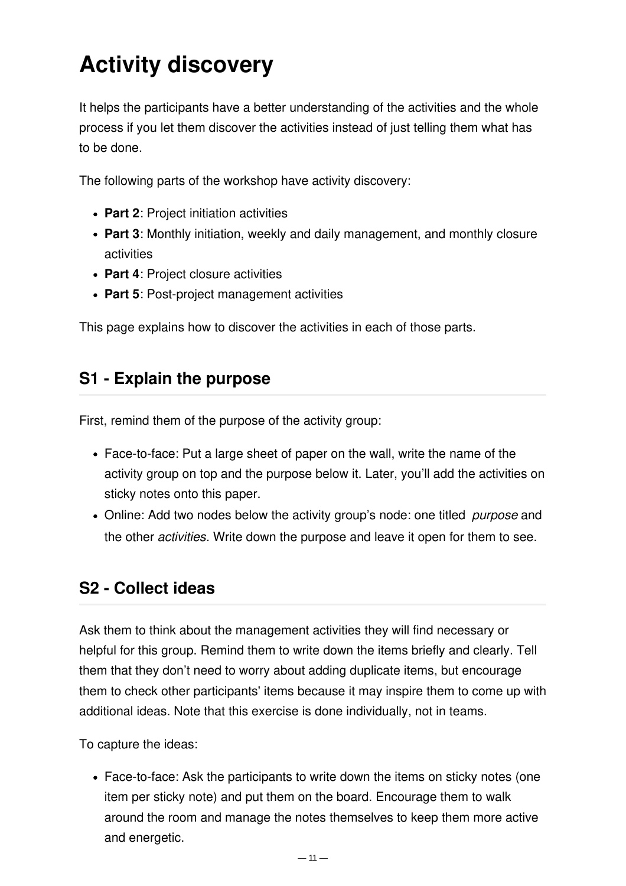# Activity discovery

It helps the participants have a better understanding of the activities and the whole process if you let them discover the activities instead of just telling them what has to be done.

The following parts of the workshop have activity discovery:

- **Part 2**: Project initiation activities
- **Part 3**: Monthly initiation, weekly and daily management, and monthly closure activities
- **Part 4**: Project closure activities
- **Part 5**: Post-project management activities

This page explains how to discover the activities in each of those parts.

## S1 - Explain the purpose

First, remind them of the purpose of the activity group:

- Face-to-face: Put a large sheet of paper on the wall, write the name of the activity group on top and the purpose below it. Later, you'll add the activities on sticky notes onto this paper.
- Online: Add two nodes below the activity group's node: one titled *purpose* and the other *activities*. Write down the purpose and leave it open for them to see.

## S2 - Collect ideas

Ask them to think about the management activities they will find necessary or helpful for this group. Remind them to write down the items briefly and clearly. Tell them that they don't need to worry about adding duplicate items, but encourage them to check other participants' items because it may inspire them to come up with additional ideas. Note that this exercise is done individually, not in teams.

To capture the ideas:

- Face-to-face: Ask the participants to write down the items on sticky notes (one item per sticky note) and put them on the board. Encourage them to walk around the room and manage the notes themselves to keep them more active and energetic.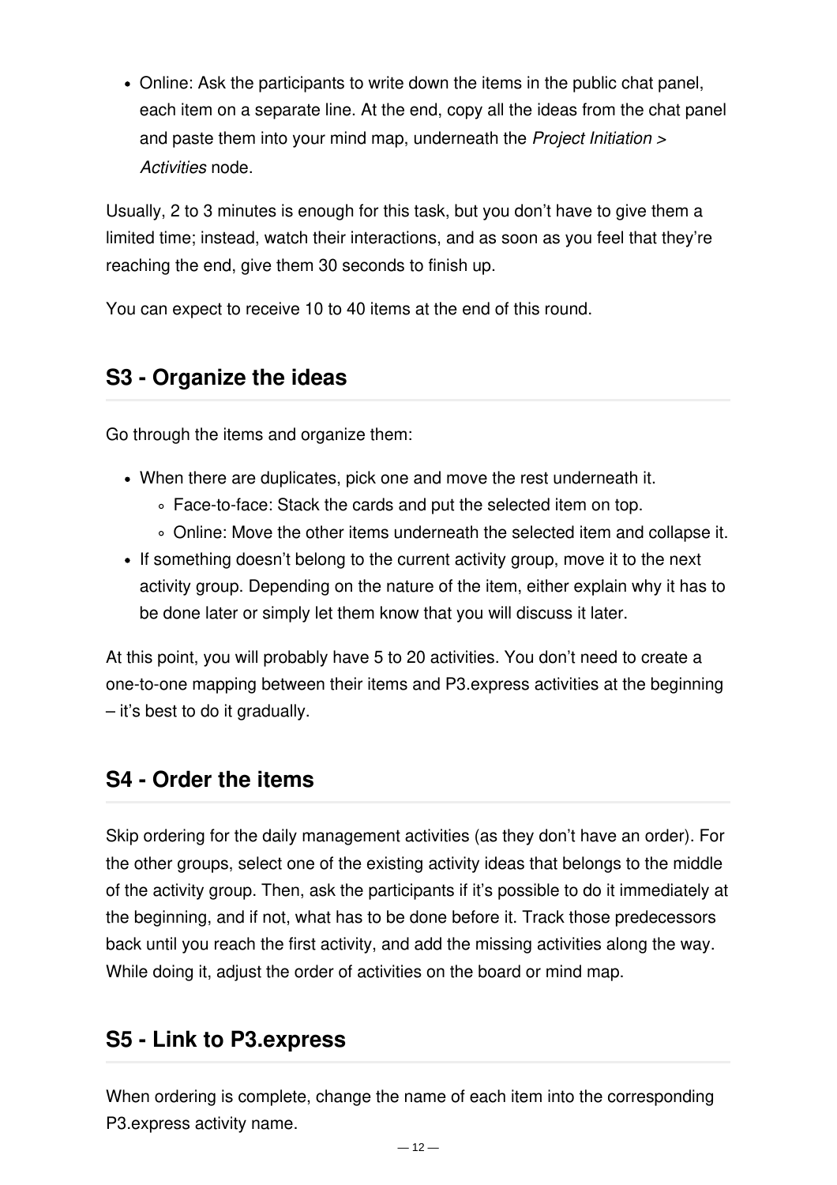- Online: Ask the participants to write down the items in the public chat panel, each item on a separate line. At the end, copy all the ideas from the chat panel and paste them into your mind map, underneath the *Project Initiation > Activities* node.

Usually, 2 to 3 minutes is enough for this task, but you don't have to give them a limited time; instead, watch their interactions, and as soon as you feel that they're reaching the end, give them 30 seconds to finish up.

You can expect to receive 10 to 40 items at the end of this round.

## S3 - Organize the ideas

Go through the items and organize them:

- When there are duplicates, pick one and move the rest underneath it.
  - Face-to-face: Stack the cards and put the selected item on top.
  - Online: Move the other items underneath the selected item and collapse it.
- If something doesn't belong to the current activity group, move it to the next activity group. Depending on the nature of the item, either explain why it has to be done later or simply let them know that you will discuss it later.

At this point, you will probably have 5 to 20 activities. You don't need to create a one-to-one mapping between their items and P3.express activities at the beginning – it's best to do it gradually.

## S4 - Order the items

Skip ordering for the daily management activities (as they don't have an order). For the other groups, select one of the existing activity ideas that belongs to the middle of the activity group. Then, ask the participants if it's possible to do it immediately at the beginning, and if not, what has to be done before it. Track those predecessors back until you reach the first activity, and add the missing activities along the way. While doing it, adjust the order of activities on the board or mind map.

## S5 - Link to P3.express

When ordering is complete, change the name of each item into the corresponding P3.express activity name.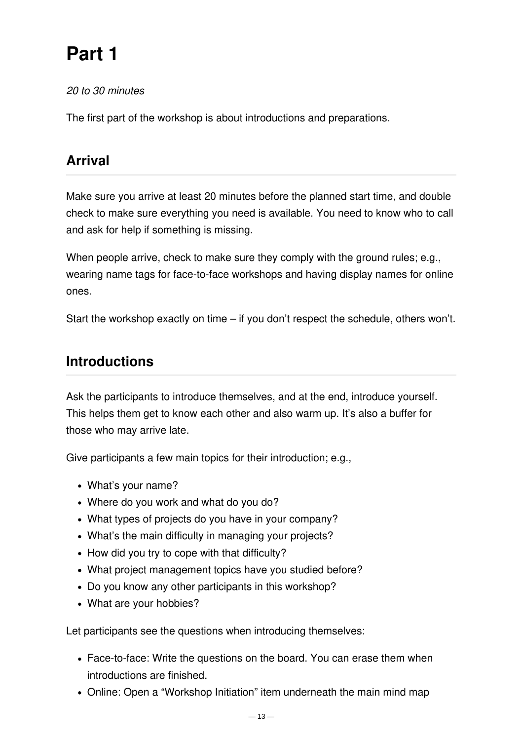# Part 1

*20 to 30 minutes*

The first part of the workshop is about introductions and preparations.

## Arrival

Make sure you arrive at least 20 minutes before the planned start time, and double check to make sure everything you need is available. You need to know who to call and ask for help if something is missing.

When people arrive, check to make sure they comply with the ground rules; e.g., wearing name tags for face-to-face workshops and having display names for online ones.

Start the workshop exactly on time – if you don't respect the schedule, others won't.

## Introductions

Ask the participants to introduce themselves, and at the end, introduce yourself. This helps them get to know each other and also warm up. It's also a buffer for those who may arrive late.

Give participants a few main topics for their introduction; e.g.,

- What's your name?
- Where do you work and what do you do?
- What types of projects do you have in your company?
- What's the main difficulty in managing your projects?
- How did you try to cope with that difficulty?
- What project management topics have you studied before?
- Do you know any other participants in this workshop?
- What are your hobbies?

Let participants see the questions when introducing themselves:

- Face-to-face: Write the questions on the board. You can erase them when introductions are finished.
- Online: Open a "Workshop Initiation" item underneath the main mind map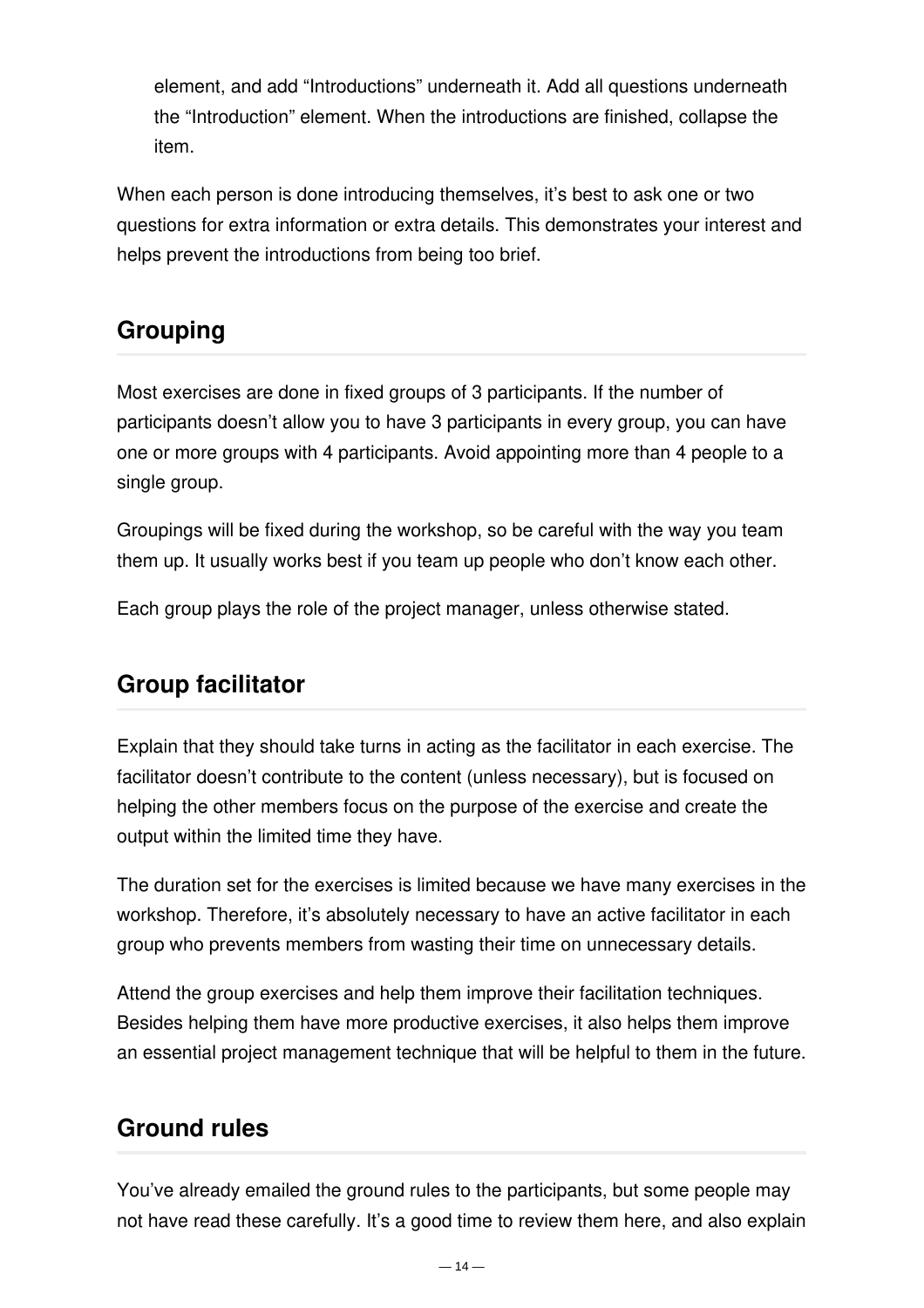element, and add “Introductions” underneath it. Add all questions underneath the “Introduction” element. When the introductions are finished, collapse the item.

When each person is done introducing themselves, it’s best to ask one or two questions for extra information or extra details. This demonstrates your interest and helps prevent the introductions from being too brief.

## Grouping

Most exercises are done in fixed groups of 3 participants. If the number of participants doesn’t allow you to have 3 participants in every group, you can have one or more groups with 4 participants. Avoid appointing more than 4 people to a single group.

Groupings will be fixed during the workshop, so be careful with the way you team them up. It usually works best if you team up people who don’t know each other.

Each group plays the role of the project manager, unless otherwise stated.

## Group facilitator

Explain that they should take turns in acting as the facilitator in each exercise. The facilitator doesn’t contribute to the content (unless necessary), but is focused on helping the other members focus on the purpose of the exercise and create the output within the limited time they have.

The duration set for the exercises is limited because we have many exercises in the workshop. Therefore, it’s absolutely necessary to have an active facilitator in each group who prevents members from wasting their time on unnecessary details.

Attend the group exercises and help them improve their facilitation techniques. Besides helping them have more productive exercises, it also helps them improve an essential project management technique that will be helpful to them in the future.

## Ground rules

You’ve already emailed the ground rules to the participants, but some people may not have read these carefully. It’s a good time to review them here, and also explain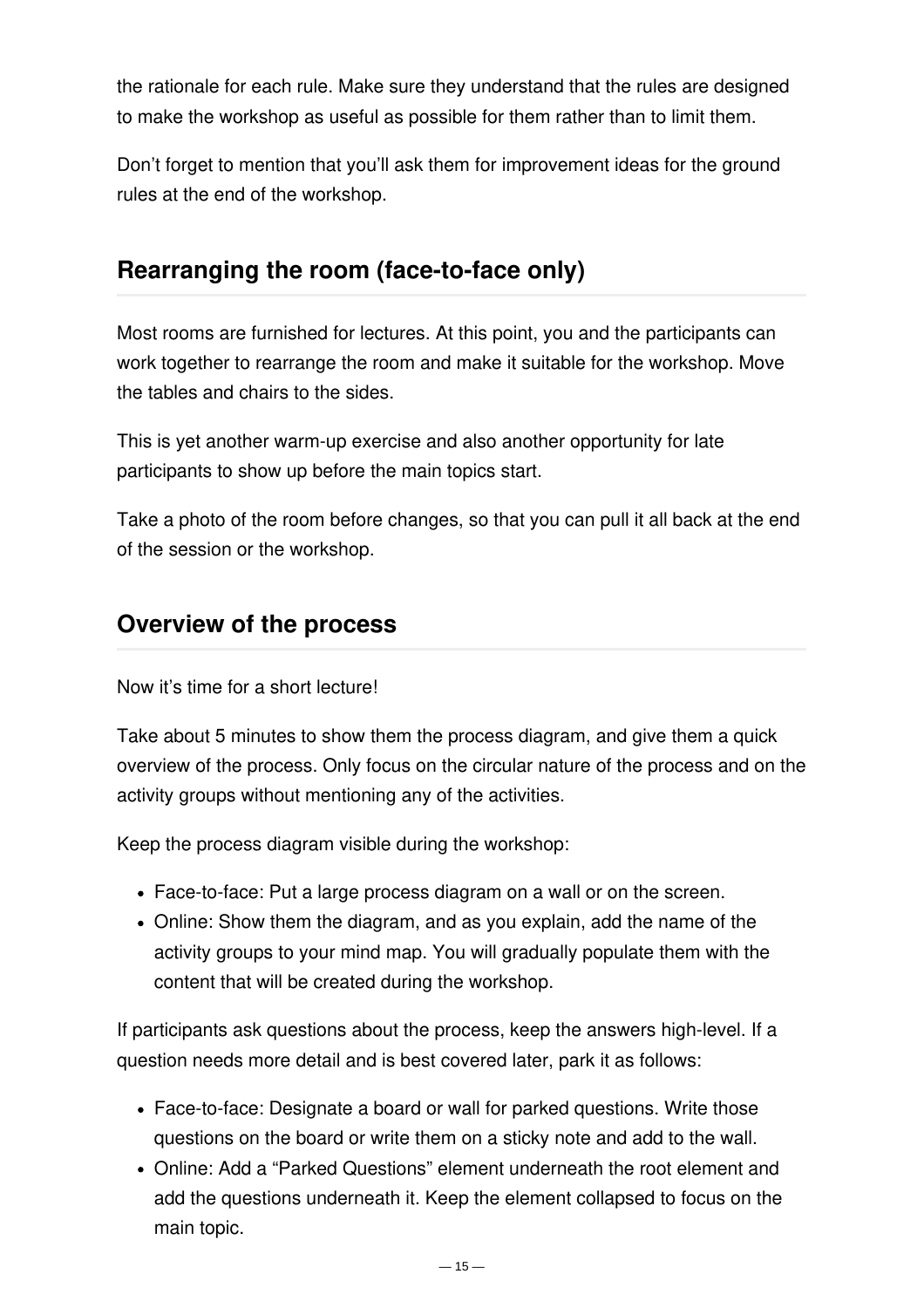the rationale for each rule. Make sure they understand that the rules are designed to make the workshop as useful as possible for them rather than to limit them.

Don't forget to mention that you'll ask them for improvement ideas for the ground rules at the end of the workshop.

## Rearranging the room (face-to-face only)

Most rooms are furnished for lectures. At this point, you and the participants can work together to rearrange the room and make it suitable for the workshop. Move the tables and chairs to the sides.

This is yet another warm-up exercise and also another opportunity for late participants to show up before the main topics start.

Take a photo of the room before changes, so that you can pull it all back at the end of the session or the workshop.

## Overview of the process

Now it's time for a short lecture!

Take about 5 minutes to show them the process diagram, and give them a quick overview of the process. Only focus on the circular nature of the process and on the activity groups without mentioning any of the activities.

Keep the process diagram visible during the workshop:

- Face-to-face: Put a large process diagram on a wall or on the screen.
- Online: Show them the diagram, and as you explain, add the name of the activity groups to your mind map. You will gradually populate them with the content that will be created during the workshop.

If participants ask questions about the process, keep the answers high-level. If a question needs more detail and is best covered later, park it as follows:

- Face-to-face: Designate a board or wall for parked questions. Write those questions on the board or write them on a sticky note and add to the wall.
- Online: Add a "Parked Questions" element underneath the root element and add the questions underneath it. Keep the element collapsed to focus on the main topic.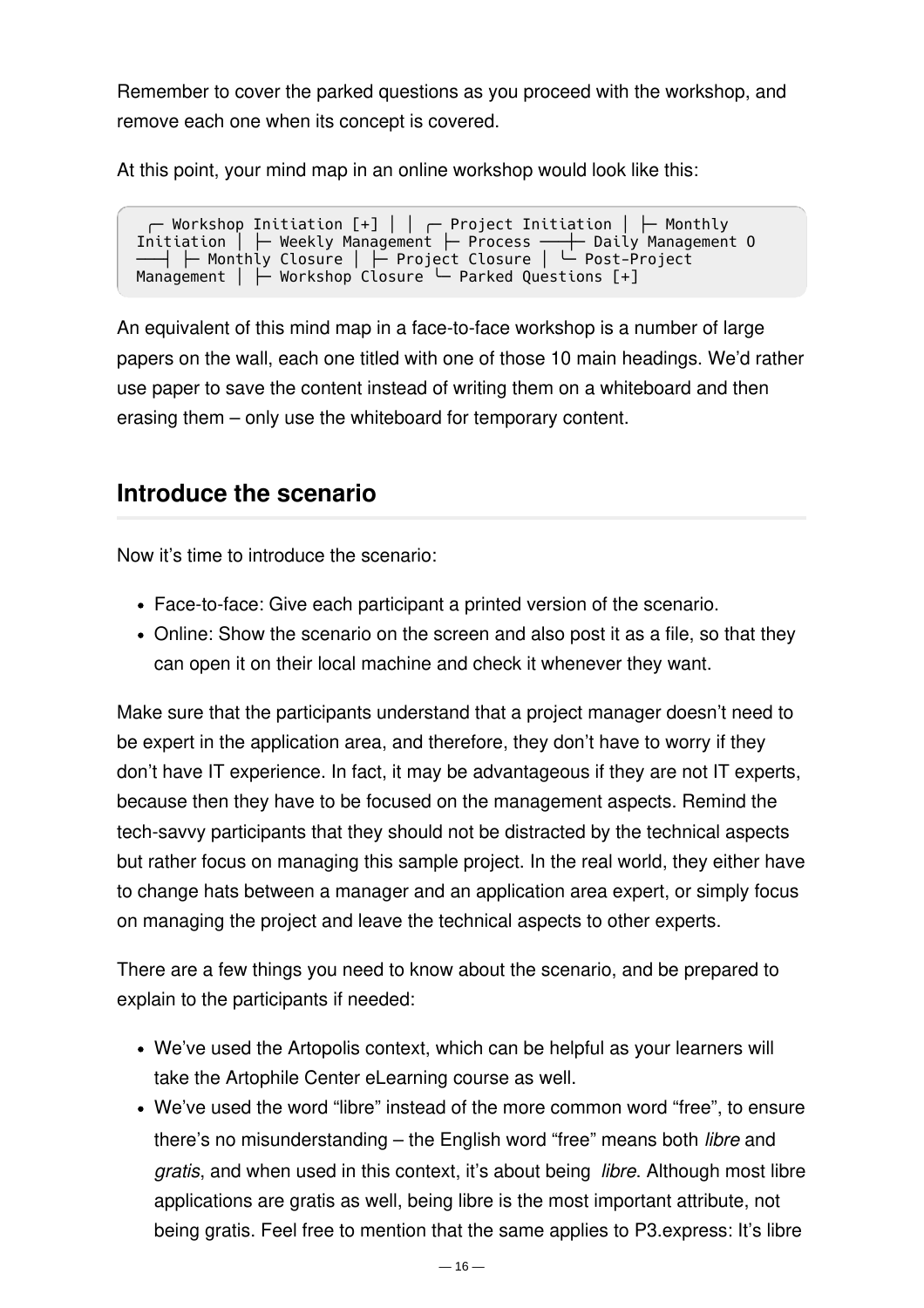Remember to cover the parked questions as you proceed with the workshop, and remove each one when its concept is covered.

At this point, your mind map in an online workshop would look like this:

```
  ┌─ Workshop Initiation [+] │ │ ┌─ Project Initiation │ ├─ Monthly
Initiation │ ├─ Weekly Management ├─ Process ──┼─ Daily Management O
──┤ ├─ Monthly Closure │ ├─ Project Closure │ └─ Post-Project
Management │ ├─ Workshop Closure └─ Parked Questions [+]
```

An equivalent of this mind map in a face-to-face workshop is a number of large papers on the wall, each one titled with one of those 10 main headings. We'd rather use paper to save the content instead of writing them on a whiteboard and then erasing them – only use the whiteboard for temporary content.

## Introduce the scenario

Now it's time to introduce the scenario:

- Face-to-face: Give each participant a printed version of the scenario.
- Online: Show the scenario on the screen and also post it as a file, so that they can open it on their local machine and check it whenever they want.

Make sure that the participants understand that a project manager doesn't need to be expert in the application area, and therefore, they don't have to worry if they don't have IT experience. In fact, it may be advantageous if they are not IT experts, because then they have to be focused on the management aspects. Remind the tech-savvy participants that they should not be distracted by the technical aspects but rather focus on managing this sample project. In the real world, they either have to change hats between a manager and an application area expert, or simply focus on managing the project and leave the technical aspects to other experts.

There are a few things you need to know about the scenario, and be prepared to explain to the participants if needed:

- We've used the Artopolis context, which can be helpful as your learners will take the Artophile Center eLearning course as well.
- We've used the word "libre" instead of the more common word "free", to ensure there's no misunderstanding – the English word "free" means both *libre* and *gratis*, and when used in this context, it's about being *libre*. Although most libre applications are gratis as well, being libre is the most important attribute, not being gratis. Feel free to mention that the same applies to P3.express: It's libre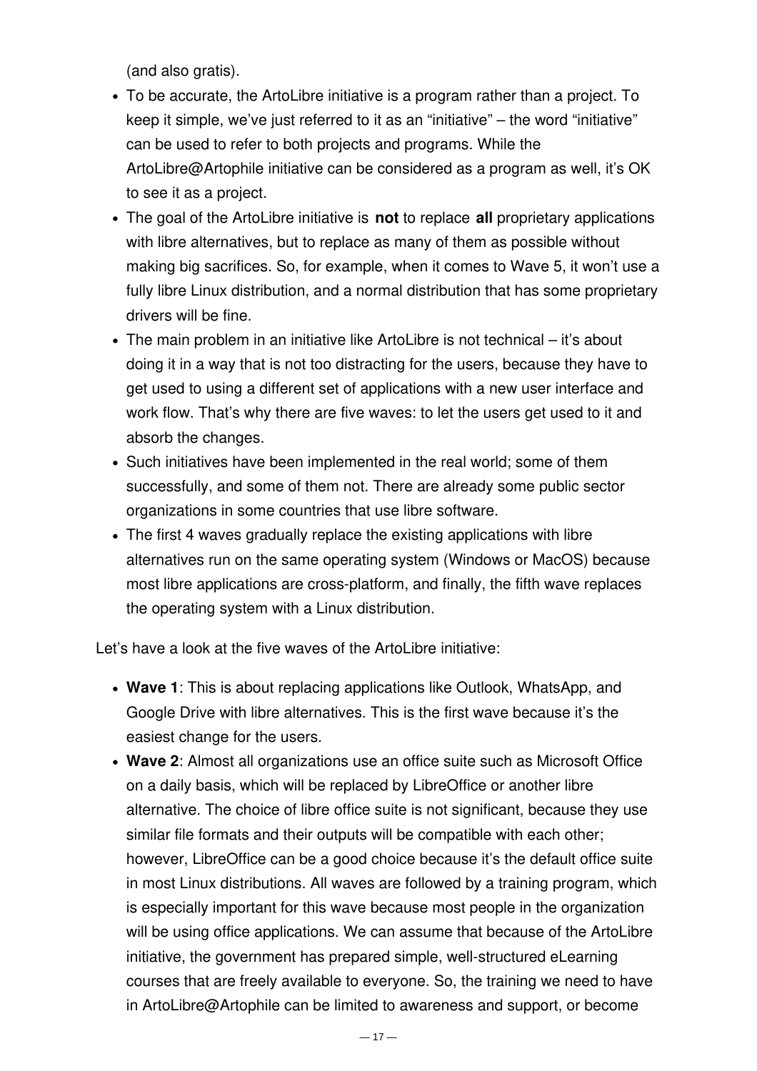(and also gratis).

- To be accurate, the ArtoLibre initiative is a program rather than a project. To keep it simple, we've just referred to it as an "initiative" – the word "initiative" can be used to refer to both projects and programs. While the ArtoLibre@Artophile initiative can be considered as a program as well, it's OK to see it as a project.
- The goal of the ArtoLibre initiative is **not** to replace **all** proprietary applications with libre alternatives, but to replace as many of them as possible without making big sacrifices. So, for example, when it comes to Wave 5, it won't use a fully libre Linux distribution, and a normal distribution that has some proprietary drivers will be fine.
- The main problem in an initiative like ArtoLibre is not technical – it's about doing it in a way that is not too distracting for the users, because they have to get used to using a different set of applications with a new user interface and work flow. That's why there are five waves: to let the users get used to it and absorb the changes.
- Such initiatives have been implemented in the real world; some of them successfully, and some of them not. There are already some public sector organizations in some countries that use libre software.
- The first 4 waves gradually replace the existing applications with libre alternatives run on the same operating system (Windows or MacOS) because most libre applications are cross-platform, and finally, the fifth wave replaces the operating system with a Linux distribution.

Let's have a look at the five waves of the ArtoLibre initiative:

- **Wave 1**: This is about replacing applications like Outlook, WhatsApp, and Google Drive with libre alternatives. This is the first wave because it's the easiest change for the users.
- **Wave 2**: Almost all organizations use an office suite such as Microsoft Office on a daily basis, which will be replaced by LibreOffice or another libre alternative. The choice of libre office suite is not significant, because they use similar file formats and their outputs will be compatible with each other; however, LibreOffice can be a good choice because it's the default office suite in most Linux distributions. All waves are followed by a training program, which is especially important for this wave because most people in the organization will be using office applications. We can assume that because of the ArtoLibre initiative, the government has prepared simple, well-structured eLearning courses that are freely available to everyone. So, the training we need to have in ArtoLibre@Artophile can be limited to awareness and support, or become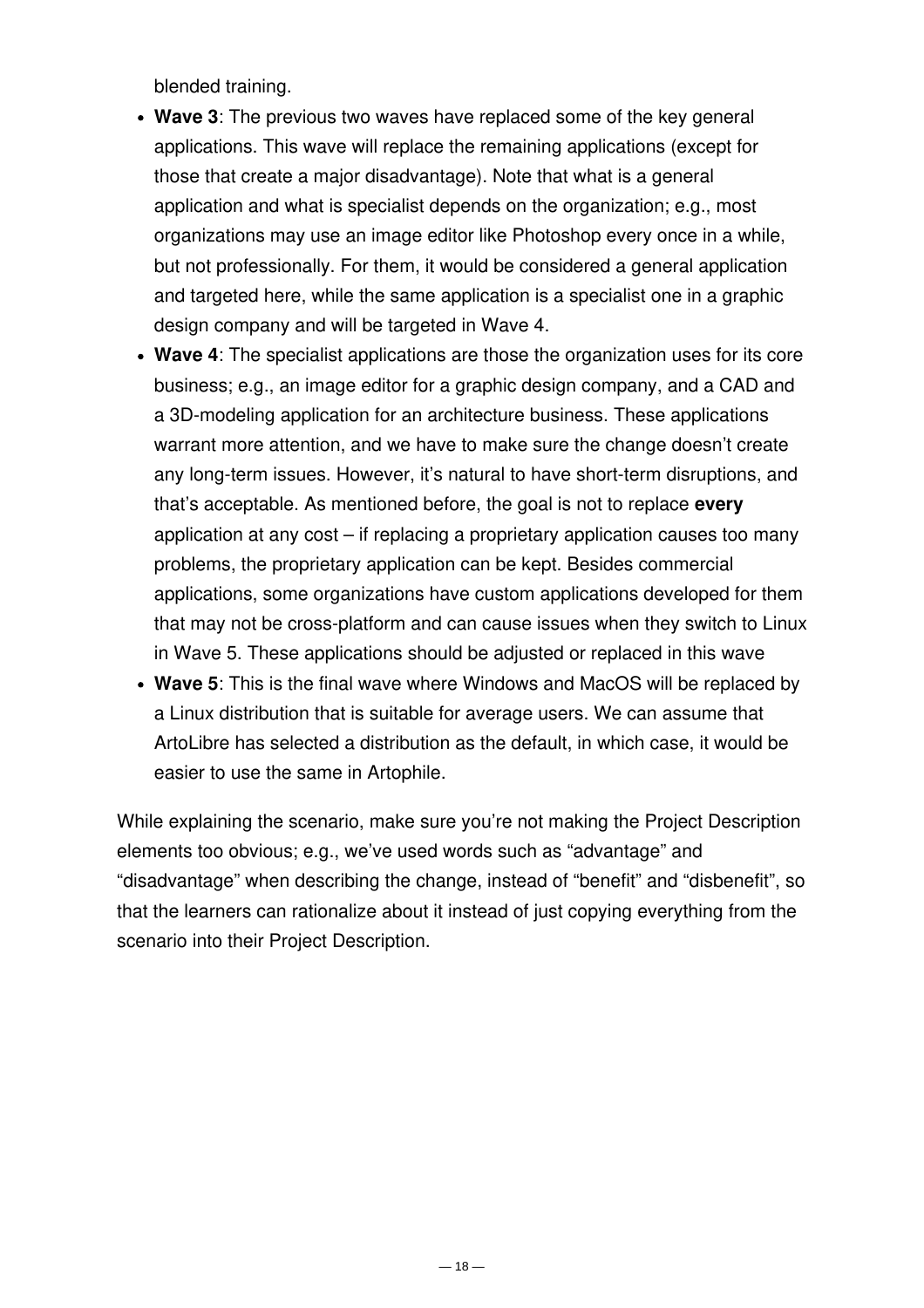blended training.

- **Wave 3**: The previous two waves have replaced some of the key general applications. This wave will replace the remaining applications (except for those that create a major disadvantage). Note that what is a general application and what is specialist depends on the organization; e.g., most organizations may use an image editor like Photoshop every once in a while, but not professionally. For them, it would be considered a general application and targeted here, while the same application is a specialist one in a graphic design company and will be targeted in Wave 4.
- **Wave 4**: The specialist applications are those the organization uses for its core business; e.g., an image editor for a graphic design company, and a CAD and a 3D-modeling application for an architecture business. These applications warrant more attention, and we have to make sure the change doesn't create any long-term issues. However, it's natural to have short-term disruptions, and that's acceptable. As mentioned before, the goal is not to replace **every** application at any cost – if replacing a proprietary application causes too many problems, the proprietary application can be kept. Besides commercial applications, some organizations have custom applications developed for them that may not be cross-platform and can cause issues when they switch to Linux in Wave 5. These applications should be adjusted or replaced in this wave
- **Wave 5**: This is the final wave where Windows and MacOS will be replaced by a Linux distribution that is suitable for average users. We can assume that ArtoLibre has selected a distribution as the default, in which case, it would be easier to use the same in Artophile.

While explaining the scenario, make sure you're not making the Project Description elements too obvious; e.g., we've used words such as "advantage" and "disadvantage" when describing the change, instead of "benefit" and "disbenefit", so that the learners can rationalize about it instead of just copying everything from the scenario into their Project Description.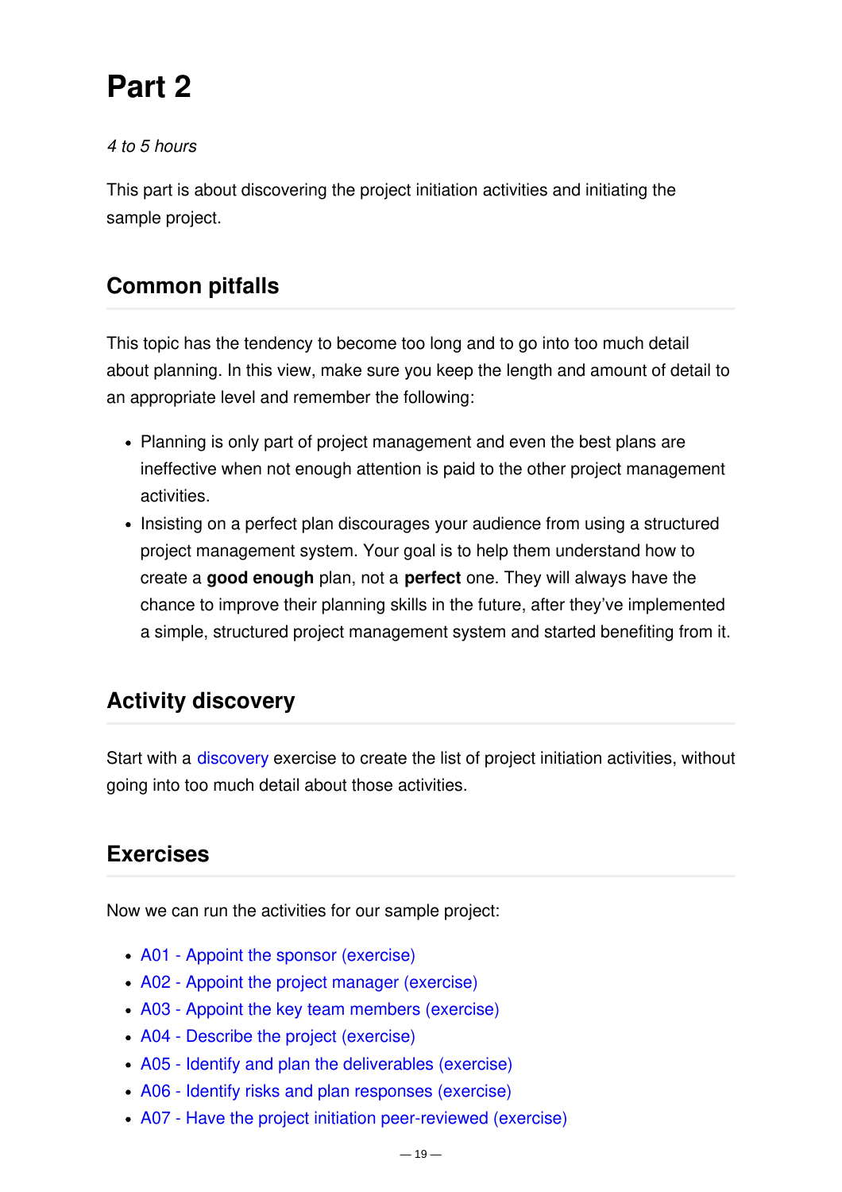# Part 2

*4 to 5 hours*

This part is about discovering the project initiation activities and initiating the sample project.

## Common pitfalls

This topic has the tendency to become too long and to go into too much detail about planning. In this view, make sure you keep the length and amount of detail to an appropriate level and remember the following:

- Planning is only part of project management and even the best plans are ineffective when not enough attention is paid to the other project management activities.
- Insisting on a perfect plan discourages your audience from using a structured project management system. Your goal is to help them understand how to create a **good enough** plan, not a **perfect** one. They will always have the chance to improve their planning skills in the future, after they've implemented a simple, structured project management system and started benefiting from it.

## Activity discovery

Start with a discovery exercise to create the list of project initiation activities, without going into too much detail about those activities.

## Exercises

Now we can run the activities for our sample project:

- A01 - Appoint the sponsor (exercise)
- A02 - Appoint the project manager (exercise)
- A03 - Appoint the key team members (exercise)
- A04 - Describe the project (exercise)
- A05 - Identify and plan the deliverables (exercise)
- A06 - Identify risks and plan responses (exercise)
- A07 - Have the project initiation peer-reviewed (exercise)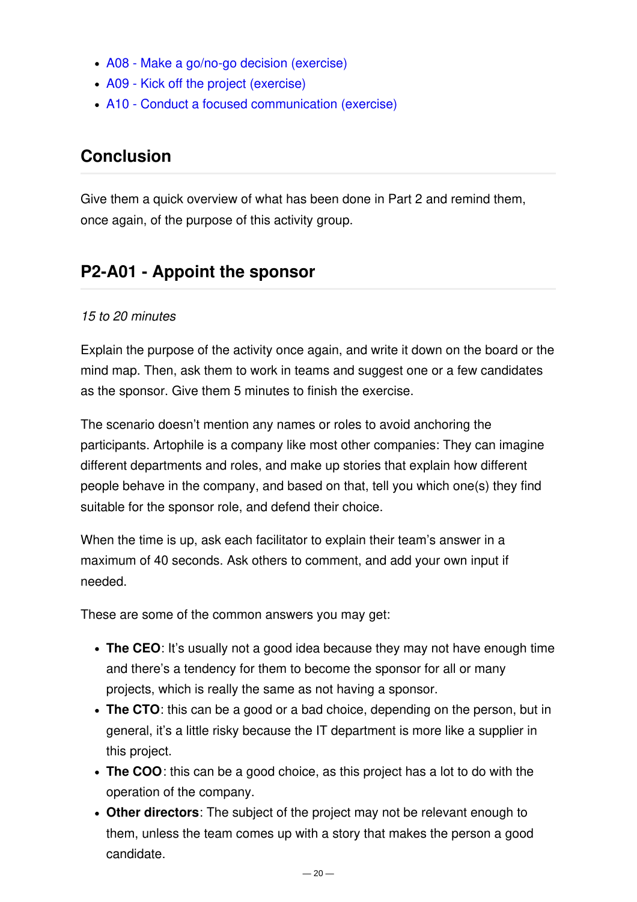- A08 - Make a go/no-go decision (exercise)
- A09 - Kick off the project (exercise)
- A10 - Conduct a focused communication (exercise)

## Conclusion

Give them a quick overview of what has been done in Part 2 and remind them, once again, of the purpose of this activity group.

## P2-A01 - Appoint the sponsor

*15 to 20 minutes*

Explain the purpose of the activity once again, and write it down on the board or the mind map. Then, ask them to work in teams and suggest one or a few candidates as the sponsor. Give them 5 minutes to finish the exercise.

The scenario doesn't mention any names or roles to avoid anchoring the participants. Artophile is a company like most other companies: They can imagine different departments and roles, and make up stories that explain how different people behave in the company, and based on that, tell you which one(s) they find suitable for the sponsor role, and defend their choice.

When the time is up, ask each facilitator to explain their team's answer in a maximum of 40 seconds. Ask others to comment, and add your own input if needed.

These are some of the common answers you may get:

- **The CEO**: It's usually not a good idea because they may not have enough time and there's a tendency for them to become the sponsor for all or many projects, which is really the same as not having a sponsor.
- **The CTO**: this can be a good or a bad choice, depending on the person, but in general, it's a little risky because the IT department is more like a supplier in this project.
- **The COO**: this can be a good choice, as this project has a lot to do with the operation of the company.
- **Other directors**: The subject of the project may not be relevant enough to them, unless the team comes up with a story that makes the person a good candidate.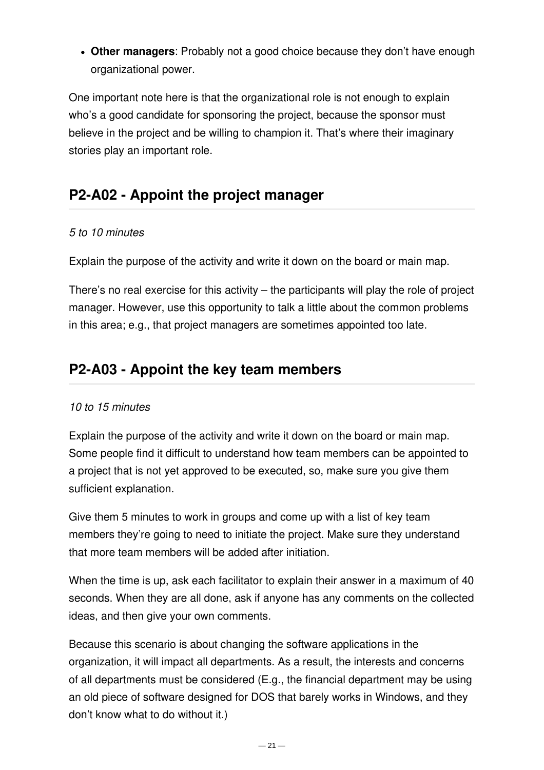- **Other managers**: Probably not a good choice because they don't have enough organizational power.

One important note here is that the organizational role is not enough to explain who's a good candidate for sponsoring the project, because the sponsor must believe in the project and be willing to champion it. That's where their imaginary stories play an important role.

## P2-A02 - Appoint the project manager

*5 to 10 minutes*

Explain the purpose of the activity and write it down on the board or main map.

There's no real exercise for this activity – the participants will play the role of project manager. However, use this opportunity to talk a little about the common problems in this area; e.g., that project managers are sometimes appointed too late.

## P2-A03 - Appoint the key team members

*10 to 15 minutes*

Explain the purpose of the activity and write it down on the board or main map. Some people find it difficult to understand how team members can be appointed to a project that is not yet approved to be executed, so, make sure you give them sufficient explanation.

Give them 5 minutes to work in groups and come up with a list of key team members they're going to need to initiate the project. Make sure they understand that more team members will be added after initiation.

When the time is up, ask each facilitator to explain their answer in a maximum of 40 seconds. When they are all done, ask if anyone has any comments on the collected ideas, and then give your own comments.

Because this scenario is about changing the software applications in the organization, it will impact all departments. As a result, the interests and concerns of all departments must be considered (E.g., the financial department may be using an old piece of software designed for DOS that barely works in Windows, and they don't know what to do without it.)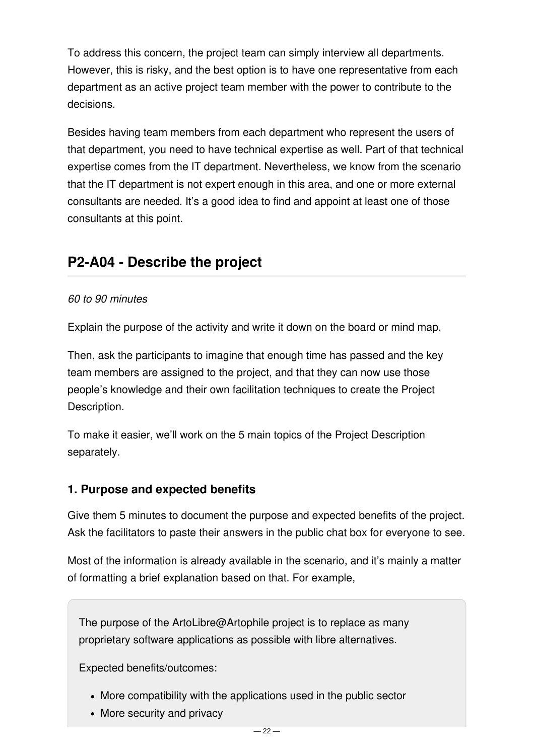To address this concern, the project team can simply interview all departments. However, this is risky, and the best option is to have one representative from each department as an active project team member with the power to contribute to the decisions.

Besides having team members from each department who represent the users of that department, you need to have technical expertise as well. Part of that technical expertise comes from the IT department. Nevertheless, we know from the scenario that the IT department is not expert enough in this area, and one or more external consultants are needed. It's a good idea to find and appoint at least one of those consultants at this point.

## P2-A04 - Describe the project

*60 to 90 minutes*

Explain the purpose of the activity and write it down on the board or mind map.

Then, ask the participants to imagine that enough time has passed and the key team members are assigned to the project, and that they can now use those people's knowledge and their own facilitation techniques to create the Project Description.

To make it easier, we'll work on the 5 main topics of the Project Description separately.

### 1. Purpose and expected benefits

Give them 5 minutes to document the purpose and expected benefits of the project. Ask the facilitators to paste their answers in the public chat box for everyone to see.

Most of the information is already available in the scenario, and it's mainly a matter of formatting a brief explanation based on that. For example,

> The purpose of the ArtoLibre@Artophile project is to replace as many proprietary software applications as possible with libre alternatives.
>
> Expected benefits/outcomes:
>
> - More compatibility with the applications used in the public sector
> - More security and privacy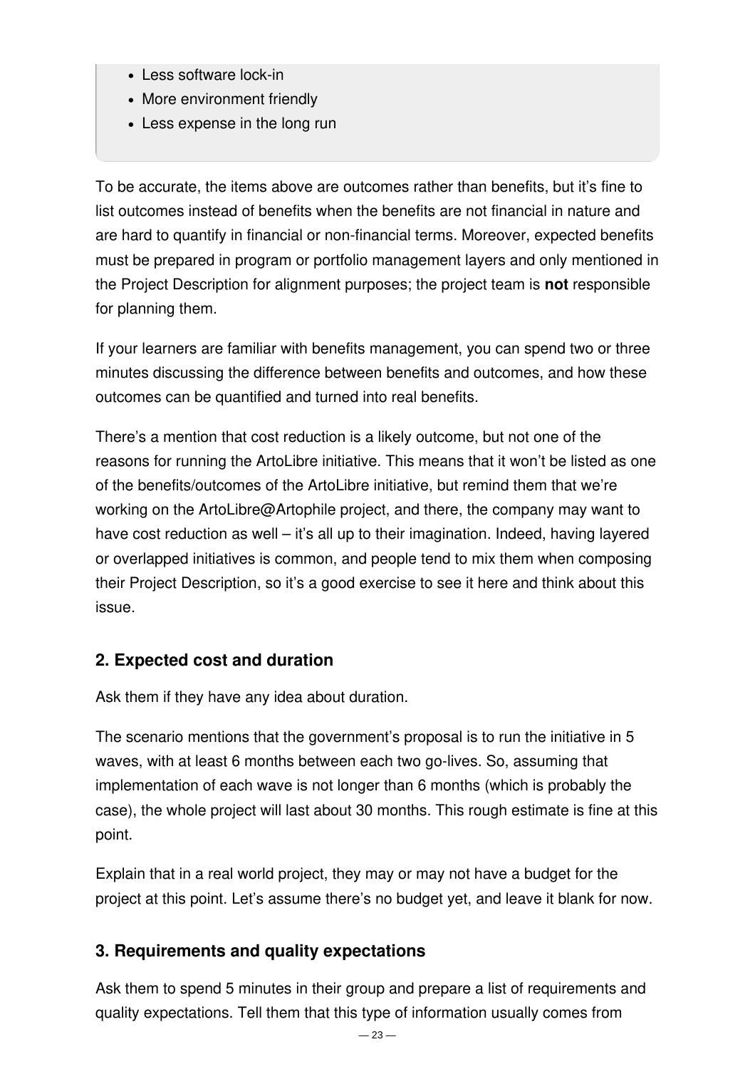- Less software lock-in
- More environment friendly
- Less expense in the long run

To be accurate, the items above are outcomes rather than benefits, but it's fine to list outcomes instead of benefits when the benefits are not financial in nature and are hard to quantify in financial or non-financial terms. Moreover, expected benefits must be prepared in program or portfolio management layers and only mentioned in the Project Description for alignment purposes; the project team is **not** responsible for planning them.

If your learners are familiar with benefits management, you can spend two or three minutes discussing the difference between benefits and outcomes, and how these outcomes can be quantified and turned into real benefits.

There's a mention that cost reduction is a likely outcome, but not one of the reasons for running the ArtoLibre initiative. This means that it won't be listed as one of the benefits/outcomes of the ArtoLibre initiative, but remind them that we're working on the ArtoLibre@Artophile project, and there, the company may want to have cost reduction as well – it's all up to their imagination. Indeed, having layered or overlapped initiatives is common, and people tend to mix them when composing their Project Description, so it's a good exercise to see it here and think about this issue.

### 2. Expected cost and duration

Ask them if they have any idea about duration.

The scenario mentions that the government's proposal is to run the initiative in 5 waves, with at least 6 months between each two go-lives. So, assuming that implementation of each wave is not longer than 6 months (which is probably the case), the whole project will last about 30 months. This rough estimate is fine at this point.

Explain that in a real world project, they may or may not have a budget for the project at this point. Let's assume there's no budget yet, and leave it blank for now.

### 3. Requirements and quality expectations

Ask them to spend 5 minutes in their group and prepare a list of requirements and quality expectations. Tell them that this type of information usually comes from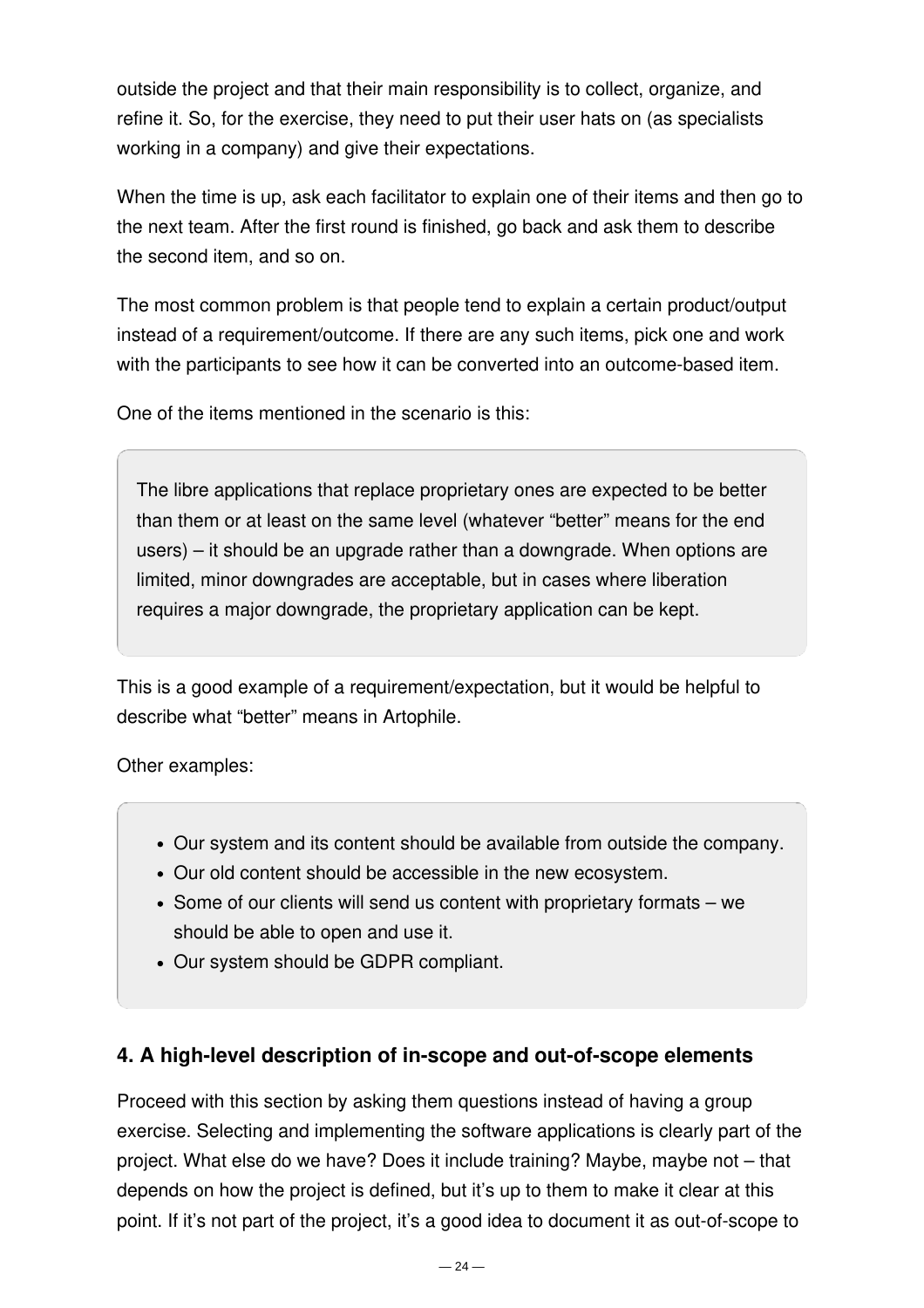outside the project and that their main responsibility is to collect, organize, and refine it. So, for the exercise, they need to put their user hats on (as specialists working in a company) and give their expectations.

When the time is up, ask each facilitator to explain one of their items and then go to the next team. After the first round is finished, go back and ask them to describe the second item, and so on.

The most common problem is that people tend to explain a certain product/output instead of a requirement/outcome. If there are any such items, pick one and work with the participants to see how it can be converted into an outcome-based item.

One of the items mentioned in the scenario is this:

> The libre applications that replace proprietary ones are expected to be better than them or at least on the same level (whatever "better" means for the end users) – it should be an upgrade rather than a downgrade. When options are limited, minor downgrades are acceptable, but in cases where liberation requires a major downgrade, the proprietary application can be kept.

This is a good example of a requirement/expectation, but it would be helpful to describe what "better" means in Artophile.

Other examples:

> - Our system and its content should be available from outside the company.
> - Our old content should be accessible in the new ecosystem.
> - Some of our clients will send us content with proprietary formats – we should be able to open and use it.
> - Our system should be GDPR compliant.

### 4. A high-level description of in-scope and out-of-scope elements

Proceed with this section by asking them questions instead of having a group exercise. Selecting and implementing the software applications is clearly part of the project. What else do we have? Does it include training? Maybe, maybe not – that depends on how the project is defined, but it's up to them to make it clear at this point. If it's not part of the project, it's a good idea to document it as out-of-scope to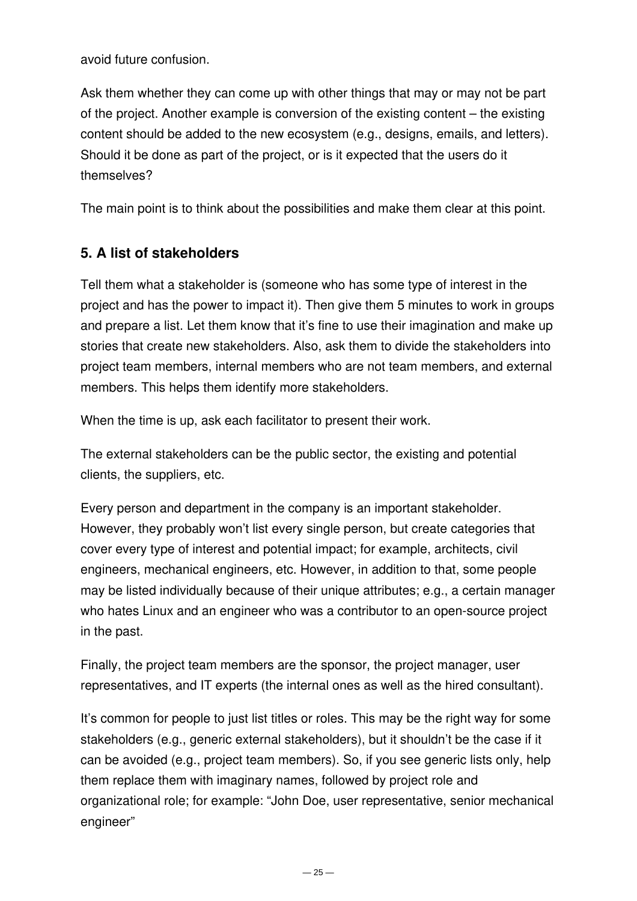avoid future confusion.

Ask them whether they can come up with other things that may or may not be part of the project. Another example is conversion of the existing content – the existing content should be added to the new ecosystem (e.g., designs, emails, and letters). Should it be done as part of the project, or is it expected that the users do it themselves?

The main point is to think about the possibilities and make them clear at this point.

### 5. A list of stakeholders

Tell them what a stakeholder is (someone who has some type of interest in the project and has the power to impact it). Then give them 5 minutes to work in groups and prepare a list. Let them know that it's fine to use their imagination and make up stories that create new stakeholders. Also, ask them to divide the stakeholders into project team members, internal members who are not team members, and external members. This helps them identify more stakeholders.

When the time is up, ask each facilitator to present their work.

The external stakeholders can be the public sector, the existing and potential clients, the suppliers, etc.

Every person and department in the company is an important stakeholder. However, they probably won't list every single person, but create categories that cover every type of interest and potential impact; for example, architects, civil engineers, mechanical engineers, etc. However, in addition to that, some people may be listed individually because of their unique attributes; e.g., a certain manager who hates Linux and an engineer who was a contributor to an open-source project in the past.

Finally, the project team members are the sponsor, the project manager, user representatives, and IT experts (the internal ones as well as the hired consultant).

It's common for people to just list titles or roles. This may be the right way for some stakeholders (e.g., generic external stakeholders), but it shouldn't be the case if it can be avoided (e.g., project team members). So, if you see generic lists only, help them replace them with imaginary names, followed by project role and organizational role; for example: "John Doe, user representative, senior mechanical engineer"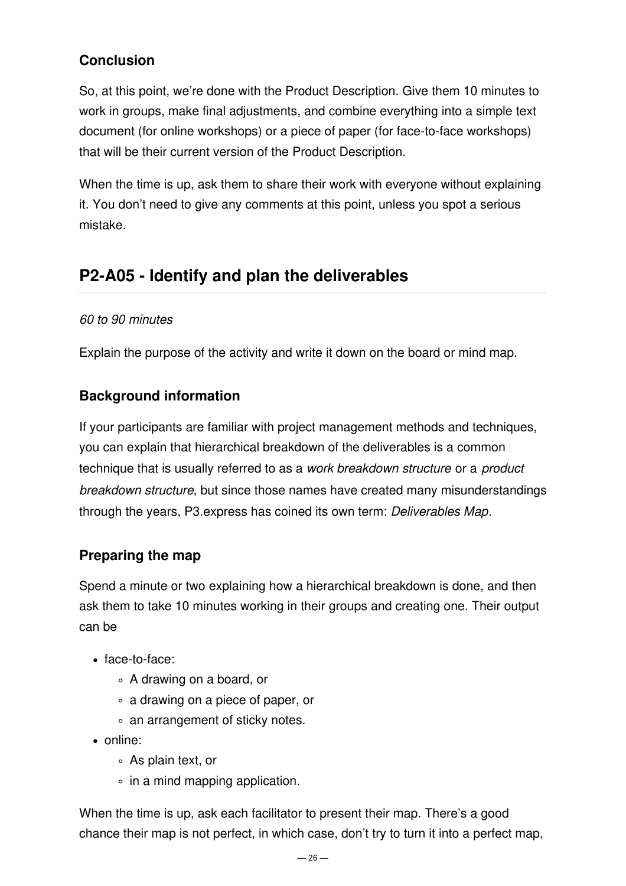### Conclusion

So, at this point, we're done with the Product Description. Give them 10 minutes to work in groups, make final adjustments, and combine everything into a simple text document (for online workshops) or a piece of paper (for face-to-face workshops) that will be their current version of the Product Description.

When the time is up, ask them to share their work with everyone without explaining it. You don't need to give any comments at this point, unless you spot a serious mistake.

## P2-A05 - Identify and plan the deliverables

*60 to 90 minutes*

Explain the purpose of the activity and write it down on the board or mind map.

### Background information

If your participants are familiar with project management methods and techniques, you can explain that hierarchical breakdown of the deliverables is a common technique that is usually referred to as a *work breakdown structure* or a *product breakdown structure*, but since those names have created many misunderstandings through the years, P3.express has coined its own term: *Deliverables Map*.

### Preparing the map

Spend a minute or two explaining how a hierarchical breakdown is done, and then ask them to take 10 minutes working in their groups and creating one. Their output can be

- face-to-face:
    - A drawing on a board, or
    - a drawing on a piece of paper, or
    - an arrangement of sticky notes.
- online:
    - As plain text, or
    - in a mind mapping application.

When the time is up, ask each facilitator to present their map. There's a good chance their map is not perfect, in which case, don't try to turn it into a perfect map,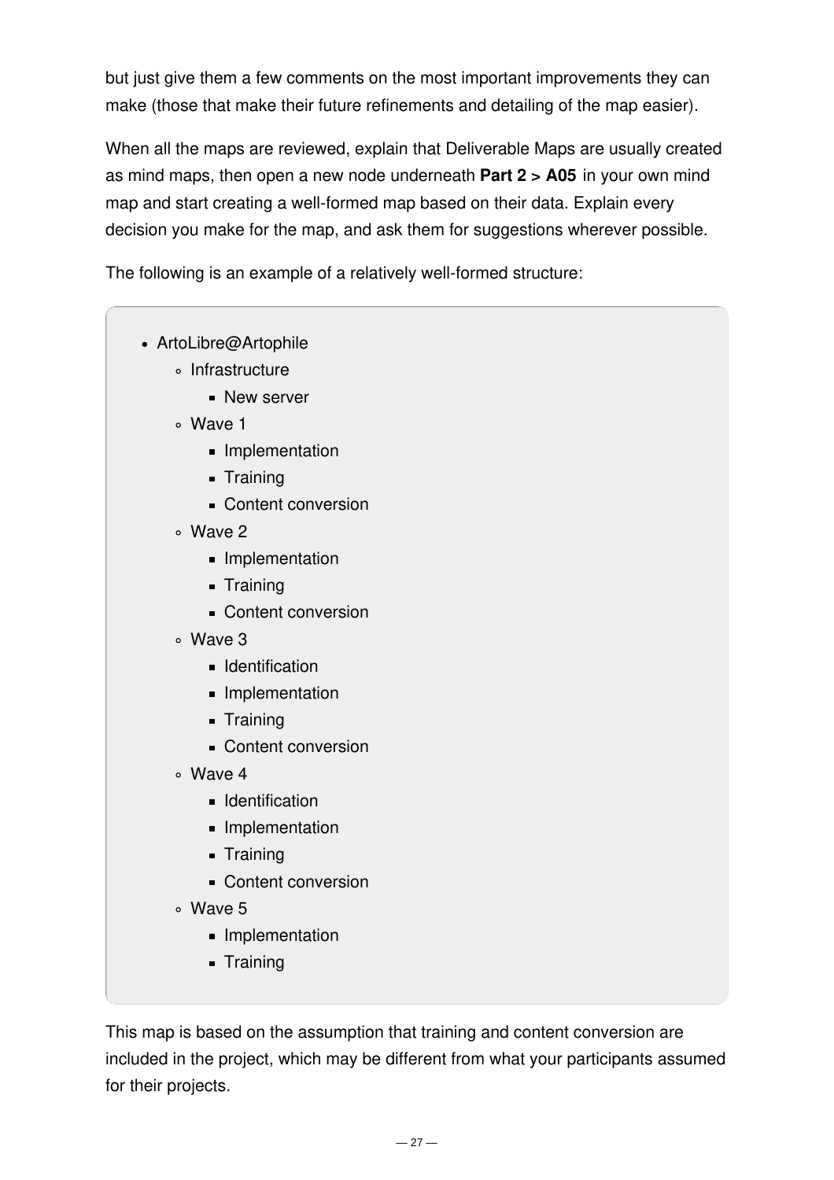but just give them a few comments on the most important improvements they can make (those that make their future refinements and detailing of the map easier).

When all the maps are reviewed, explain that Deliverable Maps are usually created as mind maps, then open a new node underneath **Part 2 > A05** in your own mind map and start creating a well-formed map based on their data. Explain every decision you make for the map, and ask them for suggestions wherever possible.

The following is an example of a relatively well-formed structure:

- ArtoLibre@Artophile
  - Infrastructure
    - New server
  - Wave 1
    - Implementation
    - Training
    - Content conversion
  - Wave 2
    - Implementation
    - Training
    - Content conversion
  - Wave 3
    - Identification
    - Implementation
    - Training
    - Content conversion
  - Wave 4
    - Identification
    - Implementation
    - Training
    - Content conversion
  - Wave 5
    - Implementation
    - Training

This map is based on the assumption that training and content conversion are included in the project, which may be different from what your participants assumed for their projects.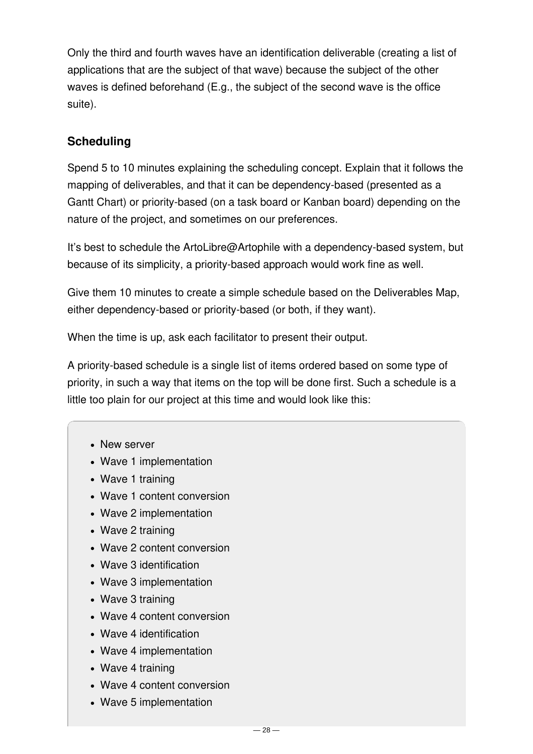Only the third and fourth waves have an identification deliverable (creating a list of applications that are the subject of that wave) because the subject of the other waves is defined beforehand (E.g., the subject of the second wave is the office suite).

### Scheduling

Spend 5 to 10 minutes explaining the scheduling concept. Explain that it follows the mapping of deliverables, and that it can be dependency-based (presented as a Gantt Chart) or priority-based (on a task board or Kanban board) depending on the nature of the project, and sometimes on our preferences.

It's best to schedule the ArtoLibre@Artophile with a dependency-based system, but because of its simplicity, a priority-based approach would work fine as well.

Give them 10 minutes to create a simple schedule based on the Deliverables Map, either dependency-based or priority-based (or both, if they want).

When the time is up, ask each facilitator to present their output.

A priority-based schedule is a single list of items ordered based on some type of priority, in such a way that items on the top will be done first. Such a schedule is a little too plain for our project at this time and would look like this:

- New server
- Wave 1 implementation
- Wave 1 training
- Wave 1 content conversion
- Wave 2 implementation
- Wave 2 training
- Wave 2 content conversion
- Wave 3 identification
- Wave 3 implementation
- Wave 3 training
- Wave 4 content conversion
- Wave 4 identification
- Wave 4 implementation
- Wave 4 training
- Wave 4 content conversion
- Wave 5 implementation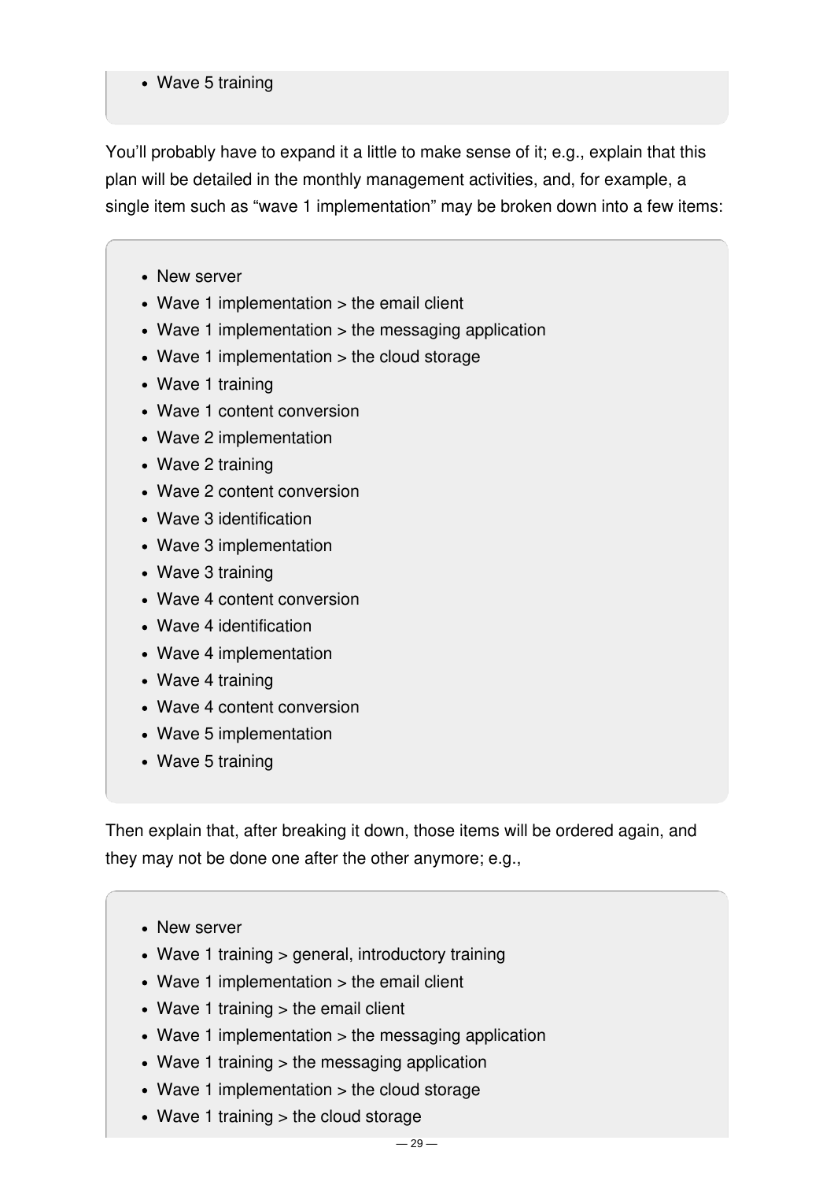- Wave 5 training

You'll probably have to expand it a little to make sense of it; e.g., explain that this plan will be detailed in the monthly management activities, and, for example, a single item such as "wave 1 implementation" may be broken down into a few items:

- New server
- Wave 1 implementation > the email client
- Wave 1 implementation > the messaging application
- Wave 1 implementation > the cloud storage
- Wave 1 training
- Wave 1 content conversion
- Wave 2 implementation
- Wave 2 training
- Wave 2 content conversion
- Wave 3 identification
- Wave 3 implementation
- Wave 3 training
- Wave 4 content conversion
- Wave 4 identification
- Wave 4 implementation
- Wave 4 training
- Wave 4 content conversion
- Wave 5 implementation
- Wave 5 training

Then explain that, after breaking it down, those items will be ordered again, and they may not be done one after the other anymore; e.g.,

- New server
- Wave 1 training > general, introductory training
- Wave 1 implementation > the email client
- Wave 1 training > the email client
- Wave 1 implementation > the messaging application
- Wave 1 training > the messaging application
- Wave 1 implementation > the cloud storage
- Wave 1 training > the cloud storage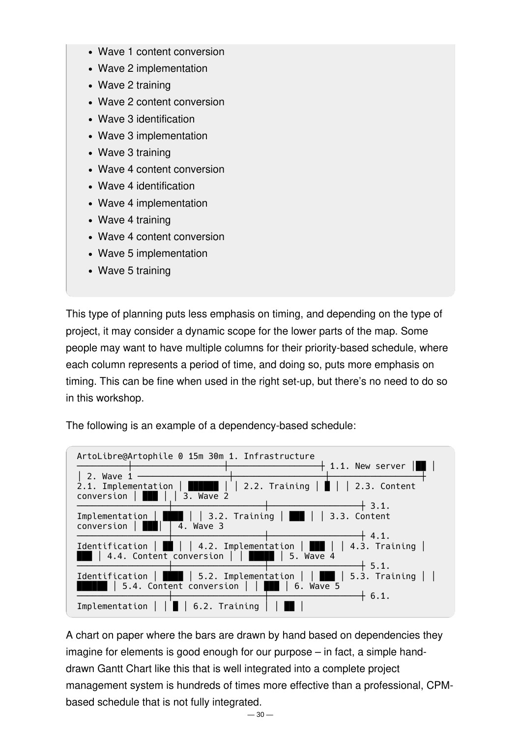- Wave 1 content conversion
- Wave 2 implementation
- Wave 2 training
- Wave 2 content conversion
- Wave 3 identification
- Wave 3 implementation
- Wave 3 training
- Wave 4 content conversion
- Wave 4 identification
- Wave 4 implementation
- Wave 4 training
- Wave 4 content conversion
- Wave 5 implementation
- Wave 5 training

This type of planning puts less emphasis on timing, and depending on the type of project, it may consider a dynamic scope for the lower parts of the map. Some people may want to have multiple columns for their priority-based schedule, where each column represents a period of time, and doing so, puts more emphasis on timing. This can be fine when used in the right set-up, but there's no need to do so in this workshop.

The following is an example of a dependency-based schedule:

```
ArtoLibre@Artophile 0 15m 30m 1. Infrastructure
──────────┼─────────────────┼─────────────────┼ 1.1. New server |██ |
| 2. Wave 1 ──────────────────┼─────────────────┼─────────────────┼
2.1. Implementation | ██████ | | 2.2. Training | █ | | 2.3. Content
conversion | ███ | | 3. Wave 2
─────────────────┼─────────────────┼─────────────────┼ 3.1.
Implementation | ████ | | 3.2. Training | ███ | | 3.3. Content
conversion | ███| 4. Wave 3
─────────────────┼─────────────────┼─────────────────┼ 4.1.
Identification | ██ | | 4.2. Implementation | ███ | | 4.3. Training |
███ | 4.4. Content conversion | | █████ | 5. Wave 4
─────────────────┼─────────────────┼─────────────────┼ 5.1.
Identification | ████ | 5.2. Implementation | | ███ | 5.3. Training | |
██████ | 5.4. Content conversion | | ███ | 6. Wave 5
─────────────────┼─────────────────┼─────────────────┼ 6.1.
Implementation | | █ | 6.2. Training | | ██ |
```

A chart on paper where the bars are drawn by hand based on dependencies they imagine for elements is good enough for our purpose – in fact, a simple hand-drawn Gantt Chart like this that is well integrated into a complete project management system is hundreds of times more effective than a professional, CPM-based schedule that is not fully integrated.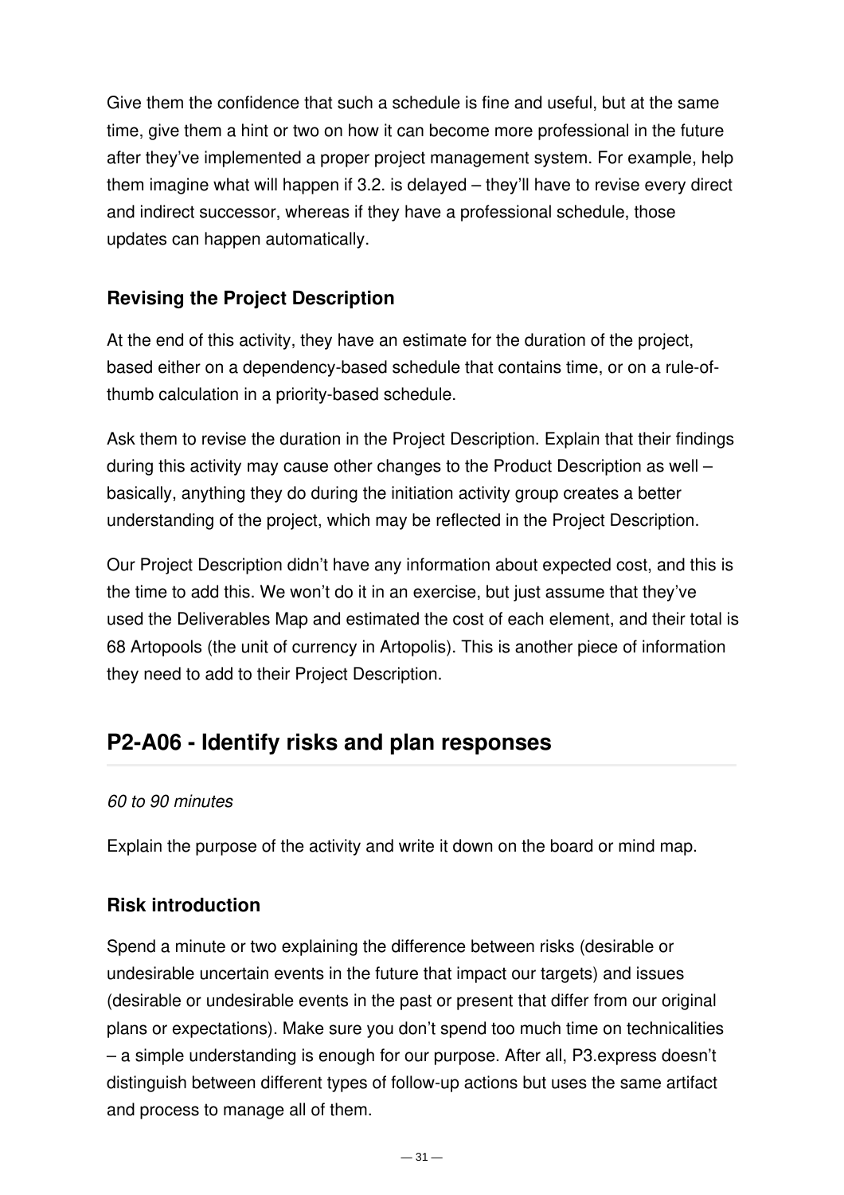Give them the confidence that such a schedule is fine and useful, but at the same time, give them a hint or two on how it can become more professional in the future after they've implemented a proper project management system. For example, help them imagine what will happen if 3.2. is delayed – they'll have to revise every direct and indirect successor, whereas if they have a professional schedule, those updates can happen automatically.

### Revising the Project Description

At the end of this activity, they have an estimate for the duration of the project, based either on a dependency-based schedule that contains time, or on a rule-of-thumb calculation in a priority-based schedule.

Ask them to revise the duration in the Project Description. Explain that their findings during this activity may cause other changes to the Product Description as well – basically, anything they do during the initiation activity group creates a better understanding of the project, which may be reflected in the Project Description.

Our Project Description didn't have any information about expected cost, and this is the time to add this. We won't do it in an exercise, but just assume that they've used the Deliverables Map and estimated the cost of each element, and their total is 68 Artopools (the unit of currency in Artopolis). This is another piece of information they need to add to their Project Description.

## P2-A06 - Identify risks and plan responses

*60 to 90 minutes*

Explain the purpose of the activity and write it down on the board or mind map.

### Risk introduction

Spend a minute or two explaining the difference between risks (desirable or undesirable uncertain events in the future that impact our targets) and issues (desirable or undesirable events in the past or present that differ from our original plans or expectations). Make sure you don't spend too much time on technicalities – a simple understanding is enough for our purpose. After all, P3.express doesn't distinguish between different types of follow-up actions but uses the same artifact and process to manage all of them.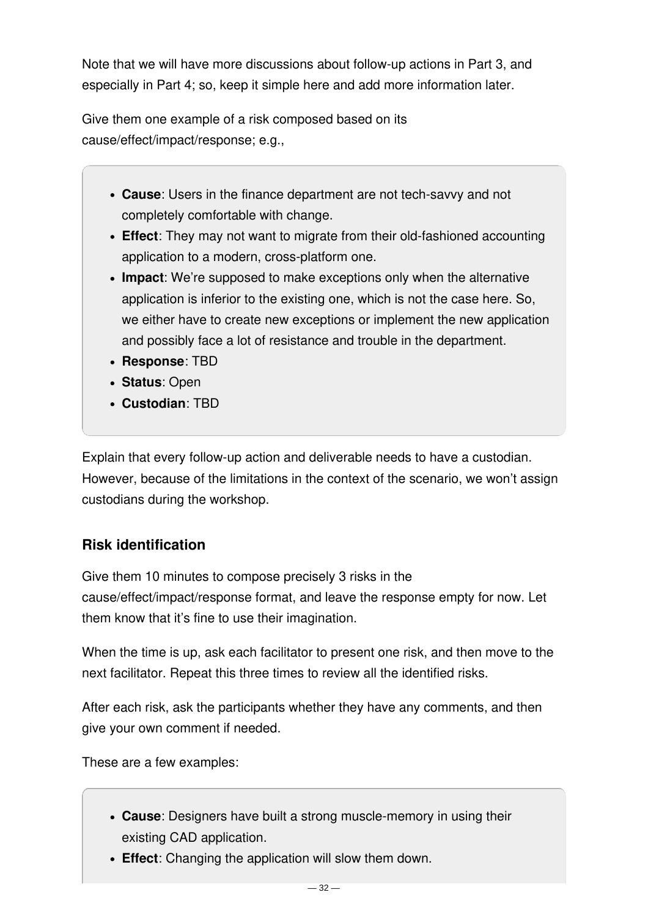Note that we will have more discussions about follow-up actions in Part 3, and especially in Part 4; so, keep it simple here and add more information later.

Give them one example of a risk composed based on its cause/effect/impact/response; e.g.,

> - **Cause**: Users in the finance department are not tech-savvy and not completely comfortable with change.
> - **Effect**: They may not want to migrate from their old-fashioned accounting application to a modern, cross-platform one.
> - **Impact**: We're supposed to make exceptions only when the alternative application is inferior to the existing one, which is not the case here. So, we either have to create new exceptions or implement the new application and possibly face a lot of resistance and trouble in the department.
> - **Response**: TBD
> - **Status**: Open
> - **Custodian**: TBD

Explain that every follow-up action and deliverable needs to have a custodian. However, because of the limitations in the context of the scenario, we won't assign custodians during the workshop.

### Risk identification

Give them 10 minutes to compose precisely 3 risks in the cause/effect/impact/response format, and leave the response empty for now. Let them know that it's fine to use their imagination.

When the time is up, ask each facilitator to present one risk, and then move to the next facilitator. Repeat this three times to review all the identified risks.

After each risk, ask the participants whether they have any comments, and then give your own comment if needed.

These are a few examples:

> - **Cause**: Designers have built a strong muscle-memory in using their existing CAD application.
> - **Effect**: Changing the application will slow them down.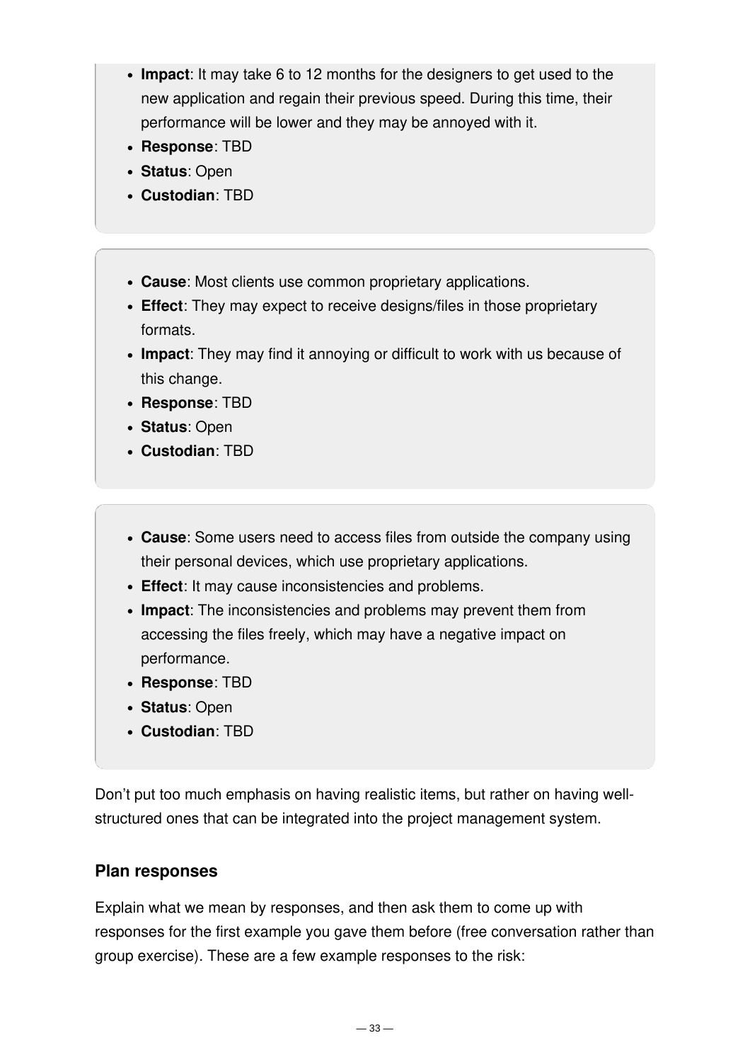- **Impact**: It may take 6 to 12 months for the designers to get used to the new application and regain their previous speed. During this time, their performance will be lower and they may be annoyed with it.
- **Response**: TBD
- **Status**: Open
- **Custodian**: TBD

---

- **Cause**: Most clients use common proprietary applications.
- **Effect**: They may expect to receive designs/files in those proprietary formats.
- **Impact**: They may find it annoying or difficult to work with us because of this change.
- **Response**: TBD
- **Status**: Open
- **Custodian**: TBD

---

- **Cause**: Some users need to access files from outside the company using their personal devices, which use proprietary applications.
- **Effect**: It may cause inconsistencies and problems.
- **Impact**: The inconsistencies and problems may prevent them from accessing the files freely, which may have a negative impact on performance.
- **Response**: TBD
- **Status**: Open
- **Custodian**: TBD

Don't put too much emphasis on having realistic items, but rather on having well-structured ones that can be integrated into the project management system.

### Plan responses

Explain what we mean by responses, and then ask them to come up with responses for the first example you gave them before (free conversation rather than group exercise). These are a few example responses to the risk: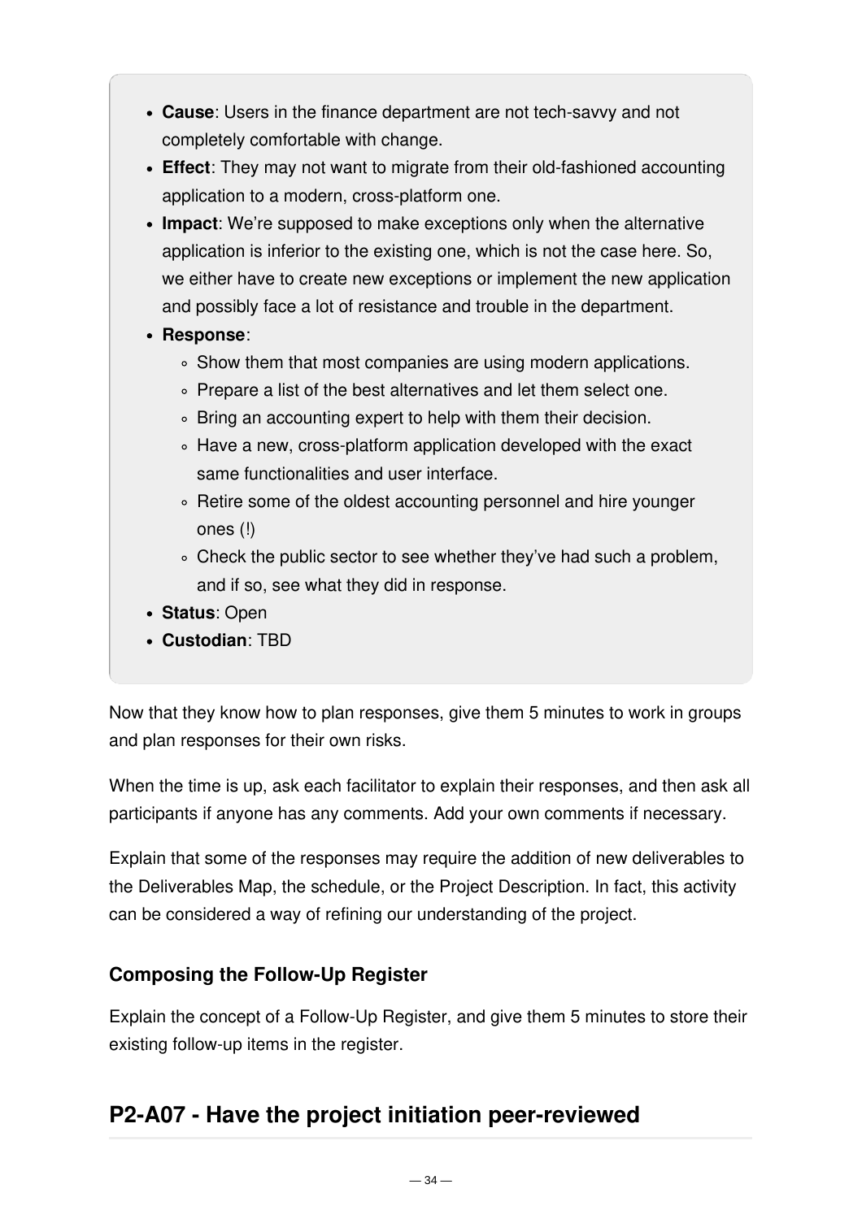- **Cause**: Users in the finance department are not tech-savvy and not completely comfortable with change.
- **Effect**: They may not want to migrate from their old-fashioned accounting application to a modern, cross-platform one.
- **Impact**: We're supposed to make exceptions only when the alternative application is inferior to the existing one, which is not the case here. So, we either have to create new exceptions or implement the new application and possibly face a lot of resistance and trouble in the department.
- **Response**:
  - Show them that most companies are using modern applications.
  - Prepare a list of the best alternatives and let them select one.
  - Bring an accounting expert to help with them their decision.
  - Have a new, cross-platform application developed with the exact same functionalities and user interface.
  - Retire some of the oldest accounting personnel and hire younger ones (!)
  - Check the public sector to see whether they've had such a problem, and if so, see what they did in response.
- **Status**: Open
- **Custodian**: TBD

Now that they know how to plan responses, give them 5 minutes to work in groups and plan responses for their own risks.

When the time is up, ask each facilitator to explain their responses, and then ask all participants if anyone has any comments. Add your own comments if necessary.

Explain that some of the responses may require the addition of new deliverables to the Deliverables Map, the schedule, or the Project Description. In fact, this activity can be considered a way of refining our understanding of the project.

### Composing the Follow-Up Register

Explain the concept of a Follow-Up Register, and give them 5 minutes to store their existing follow-up items in the register.

## P2-A07 - Have the project initiation peer-reviewed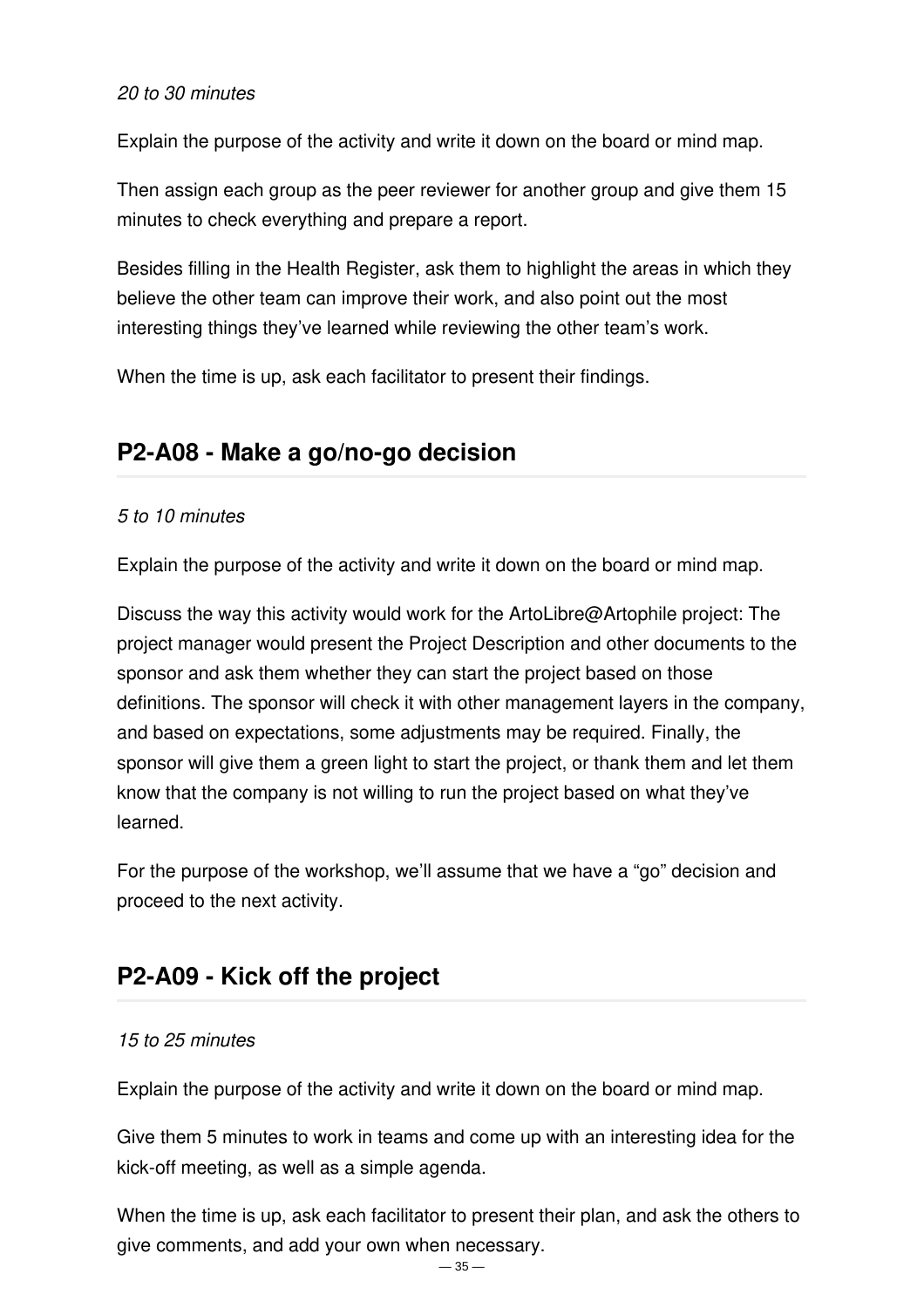*20 to 30 minutes*

Explain the purpose of the activity and write it down on the board or mind map.

Then assign each group as the peer reviewer for another group and give them 15 minutes to check everything and prepare a report.

Besides filling in the Health Register, ask them to highlight the areas in which they believe the other team can improve their work, and also point out the most interesting things they've learned while reviewing the other team's work.

When the time is up, ask each facilitator to present their findings.

## P2-A08 - Make a go/no-go decision

*5 to 10 minutes*

Explain the purpose of the activity and write it down on the board or mind map.

Discuss the way this activity would work for the ArtoLibre@Artophile project: The project manager would present the Project Description and other documents to the sponsor and ask them whether they can start the project based on those definitions. The sponsor will check it with other management layers in the company, and based on expectations, some adjustments may be required. Finally, the sponsor will give them a green light to start the project, or thank them and let them know that the company is not willing to run the project based on what they've learned.

For the purpose of the workshop, we'll assume that we have a "go" decision and proceed to the next activity.

## P2-A09 - Kick off the project

*15 to 25 minutes*

Explain the purpose of the activity and write it down on the board or mind map.

Give them 5 minutes to work in teams and come up with an interesting idea for the kick-off meeting, as well as a simple agenda.

When the time is up, ask each facilitator to present their plan, and ask the others to give comments, and add your own when necessary.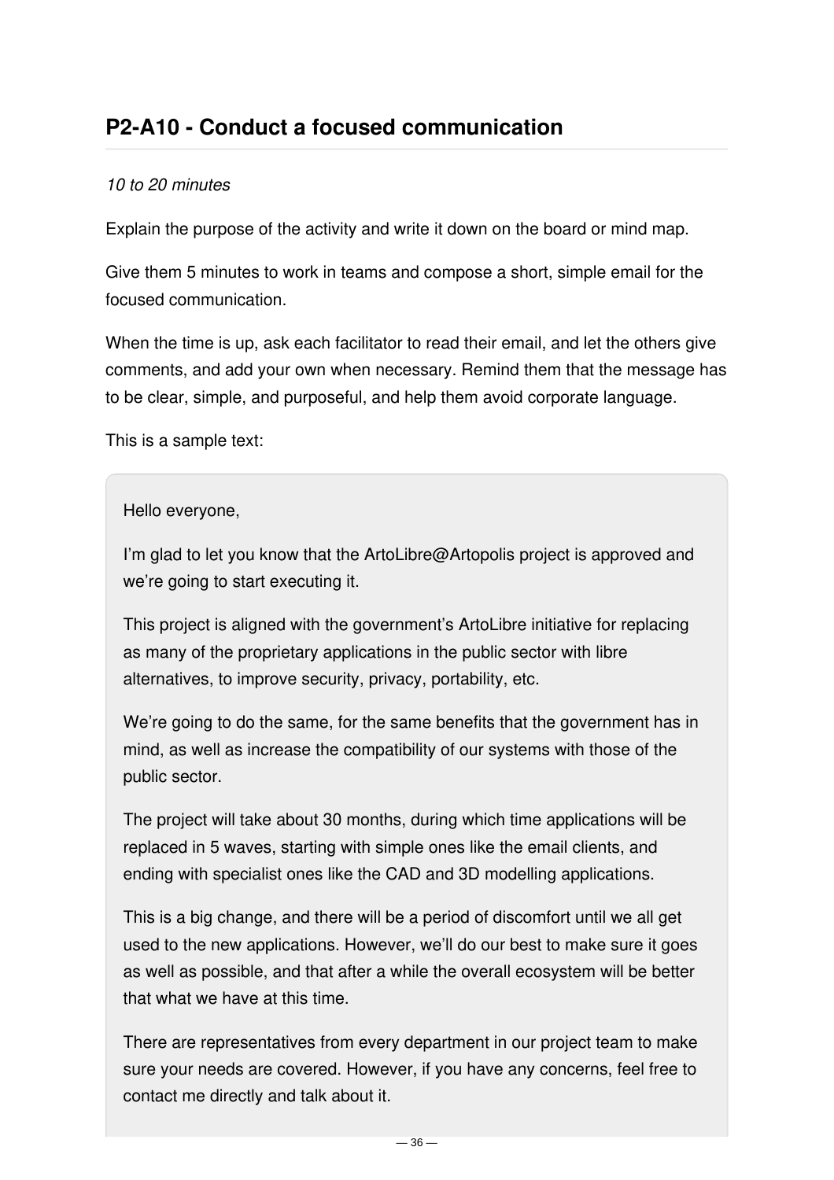## P2-A10 - Conduct a focused communication

*10 to 20 minutes*

Explain the purpose of the activity and write it down on the board or mind map.

Give them 5 minutes to work in teams and compose a short, simple email for the focused communication.

When the time is up, ask each facilitator to read their email, and let the others give comments, and add your own when necessary. Remind them that the message has to be clear, simple, and purposeful, and help them avoid corporate language.

This is a sample text:

> Hello everyone,
>
> I'm glad to let you know that the ArtoLibre@Artopolis project is approved and we're going to start executing it.
>
> This project is aligned with the government's ArtoLibre initiative for replacing as many of the proprietary applications in the public sector with libre alternatives, to improve security, privacy, portability, etc.
>
> We're going to do the same, for the same benefits that the government has in mind, as well as increase the compatibility of our systems with those of the public sector.
>
> The project will take about 30 months, during which time applications will be replaced in 5 waves, starting with simple ones like the email clients, and ending with specialist ones like the CAD and 3D modelling applications.
>
> This is a big change, and there will be a period of discomfort until we all get used to the new applications. However, we'll do our best to make sure it goes as well as possible, and that after a while the overall ecosystem will be better that what we have at this time.
>
> There are representatives from every department in our project team to make sure your needs are covered. However, if you have any concerns, feel free to contact me directly and talk about it.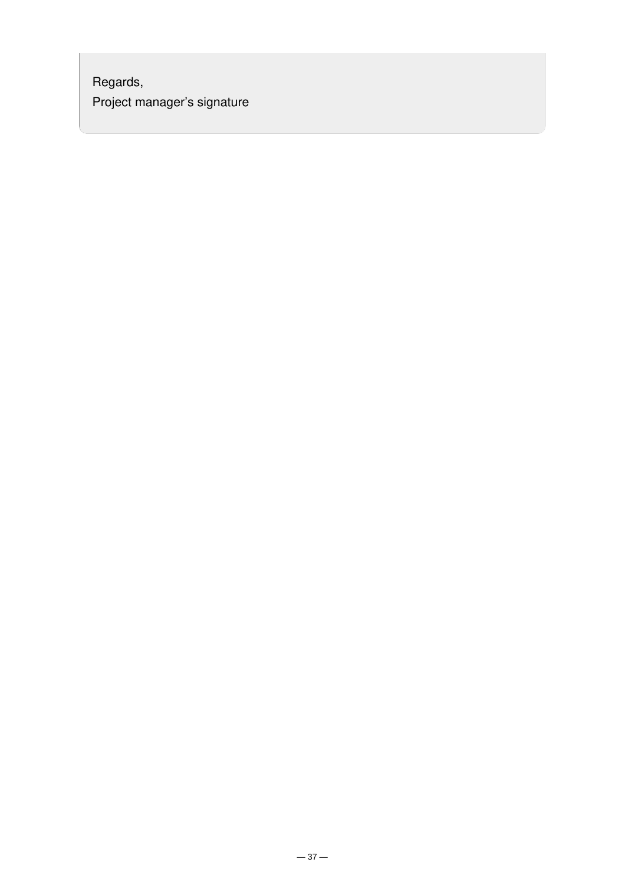Regards,
Project manager’s signature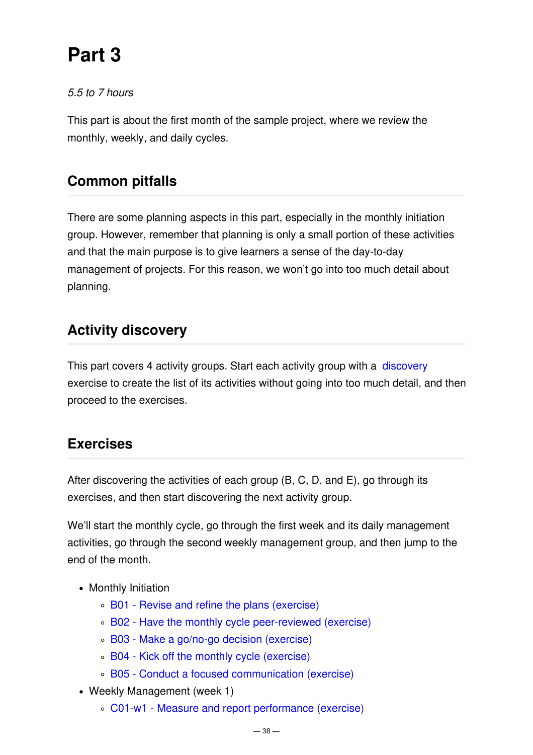# Part 3

*5.5 to 7 hours*

This part is about the first month of the sample project, where we review the monthly, weekly, and daily cycles.

## Common pitfalls

There are some planning aspects in this part, especially in the monthly initiation group. However, remember that planning is only a small portion of these activities and that the main purpose is to give learners a sense of the day-to-day management of projects. For this reason, we won't go into too much detail about planning.

## Activity discovery

This part covers 4 activity groups. Start each activity group with a discovery exercise to create the list of its activities without going into too much detail, and then proceed to the exercises.

## Exercises

After discovering the activities of each group (B, C, D, and E), go through its exercises, and then start discovering the next activity group.

We'll start the monthly cycle, go through the first week and its daily management activities, go through the second weekly management group, and then jump to the end of the month.

- Monthly Initiation
  - B01 - Revise and refine the plans (exercise)
  - B02 - Have the monthly cycle peer-reviewed (exercise)
  - B03 - Make a go/no-go decision (exercise)
  - B04 - Kick off the monthly cycle (exercise)
  - B05 - Conduct a focused communication (exercise)
- Weekly Management (week 1)
  - C01-w1 - Measure and report performance (exercise)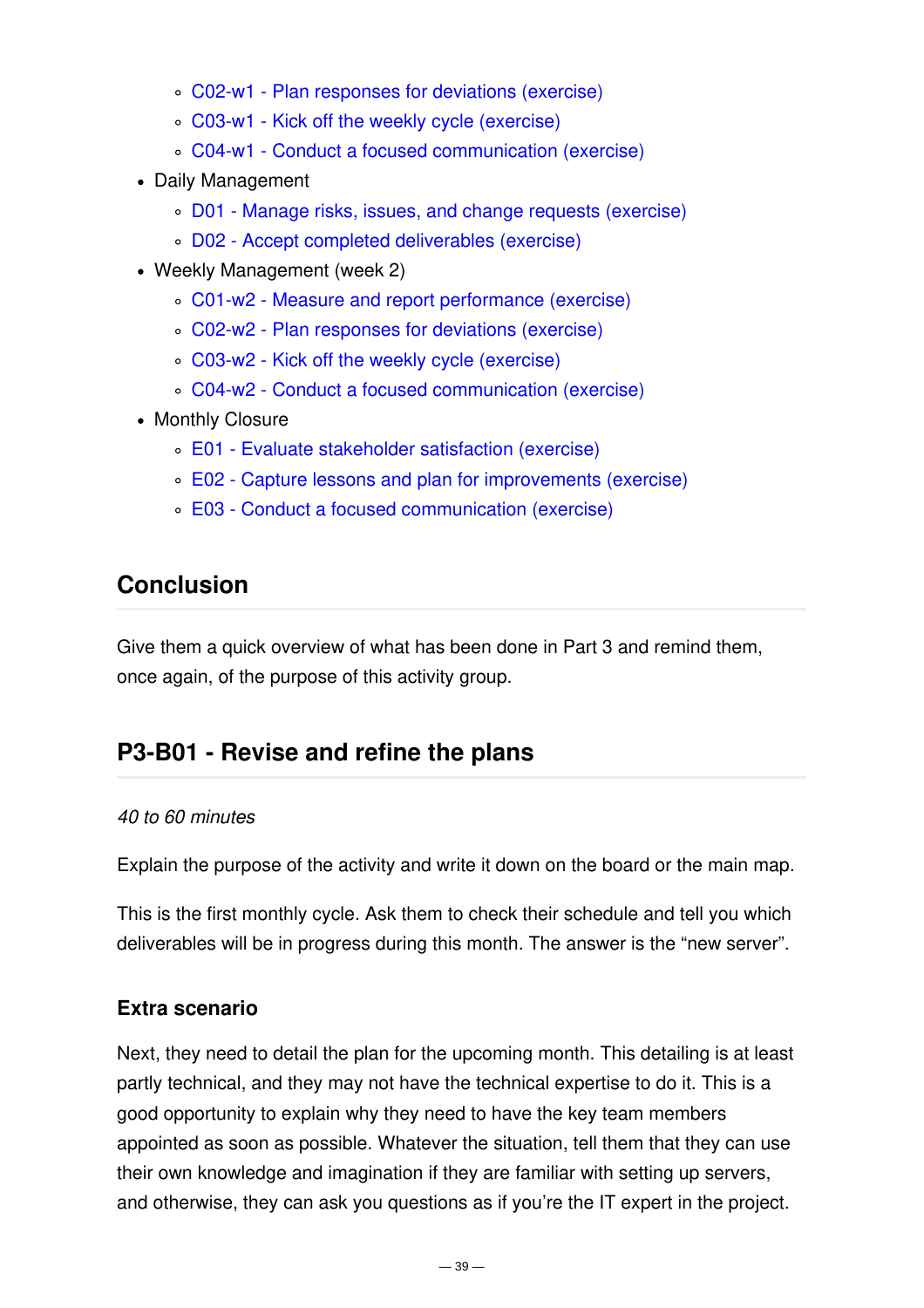- C02-w1 - Plan responses for deviations (exercise)
    - C03-w1 - Kick off the weekly cycle (exercise)
    - C04-w1 - Conduct a focused communication (exercise)
- Daily Management
    - D01 - Manage risks, issues, and change requests (exercise)
    - D02 - Accept completed deliverables (exercise)
- Weekly Management (week 2)
    - C01-w2 - Measure and report performance (exercise)
    - C02-w2 - Plan responses for deviations (exercise)
    - C03-w2 - Kick off the weekly cycle (exercise)
    - C04-w2 - Conduct a focused communication (exercise)
- Monthly Closure
    - E01 - Evaluate stakeholder satisfaction (exercise)
    - E02 - Capture lessons and plan for improvements (exercise)
    - E03 - Conduct a focused communication (exercise)

## Conclusion

Give them a quick overview of what has been done in Part 3 and remind them, once again, of the purpose of this activity group.

## P3-B01 - Revise and refine the plans

*40 to 60 minutes*

Explain the purpose of the activity and write it down on the board or the main map.

This is the first monthly cycle. Ask them to check their schedule and tell you which deliverables will be in progress during this month. The answer is the “new server”.

### Extra scenario

Next, they need to detail the plan for the upcoming month. This detailing is at least partly technical, and they may not have the technical expertise to do it. This is a good opportunity to explain why they need to have the key team members appointed as soon as possible. Whatever the situation, tell them that they can use their own knowledge and imagination if they are familiar with setting up servers, and otherwise, they can ask you questions as if you’re the IT expert in the project.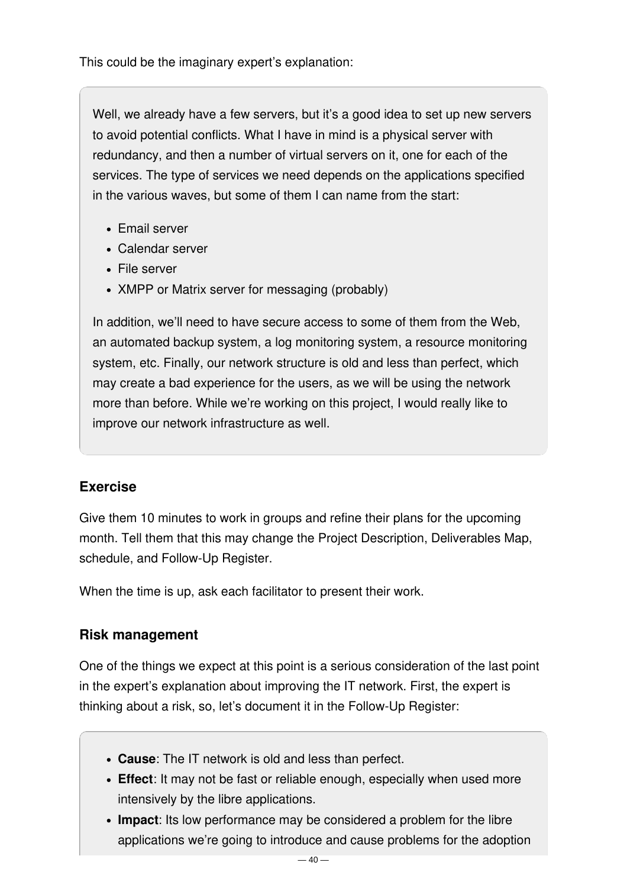This could be the imaginary expert's explanation:

> Well, we already have a few servers, but it's a good idea to set up new servers to avoid potential conflicts. What I have in mind is a physical server with redundancy, and then a number of virtual servers on it, one for each of the services. The type of services we need depends on the applications specified in the various waves, but some of them I can name from the start:
>
> - Email server
> - Calendar server
> - File server
> - XMPP or Matrix server for messaging (probably)
>
> In addition, we'll need to have secure access to some of them from the Web, an automated backup system, a log monitoring system, a resource monitoring system, etc. Finally, our network structure is old and less than perfect, which may create a bad experience for the users, as we will be using the network more than before. While we're working on this project, I would really like to improve our network infrastructure as well.

### Exercise

Give them 10 minutes to work in groups and refine their plans for the upcoming month. Tell them that this may change the Project Description, Deliverables Map, schedule, and Follow-Up Register.

When the time is up, ask each facilitator to present their work.

### Risk management

One of the things we expect at this point is a serious consideration of the last point in the expert's explanation about improving the IT network. First, the expert is thinking about a risk, so, let's document it in the Follow-Up Register:

> - **Cause**: The IT network is old and less than perfect.
> - **Effect**: It may not be fast or reliable enough, especially when used more intensively by the libre applications.
> - **Impact**: Its low performance may be considered a problem for the libre applications we're going to introduce and cause problems for the adoption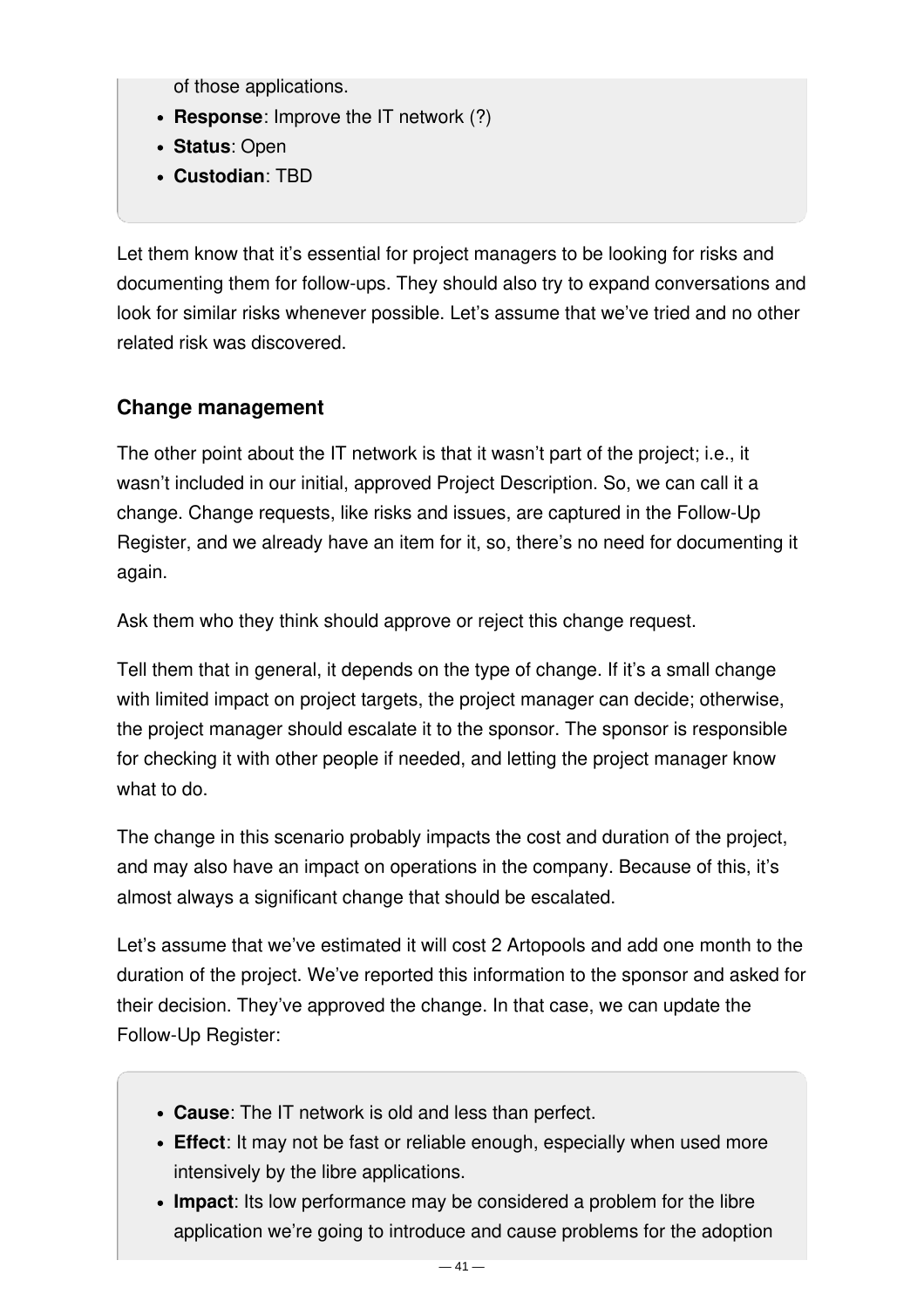of those applications.

- **Response**: Improve the IT network (?)
- **Status**: Open
- **Custodian**: TBD

Let them know that it's essential for project managers to be looking for risks and documenting them for follow-ups. They should also try to expand conversations and look for similar risks whenever possible. Let's assume that we've tried and no other related risk was discovered.

### Change management

The other point about the IT network is that it wasn't part of the project; i.e., it wasn't included in our initial, approved Project Description. So, we can call it a change. Change requests, like risks and issues, are captured in the Follow-Up Register, and we already have an item for it, so, there's no need for documenting it again.

Ask them who they think should approve or reject this change request.

Tell them that in general, it depends on the type of change. If it's a small change with limited impact on project targets, the project manager can decide; otherwise, the project manager should escalate it to the sponsor. The sponsor is responsible for checking it with other people if needed, and letting the project manager know what to do.

The change in this scenario probably impacts the cost and duration of the project, and may also have an impact on operations in the company. Because of this, it's almost always a significant change that should be escalated.

Let's assume that we've estimated it will cost 2 Artopools and add one month to the duration of the project. We've reported this information to the sponsor and asked for their decision. They've approved the change. In that case, we can update the Follow-Up Register:

- **Cause**: The IT network is old and less than perfect.
- **Effect**: It may not be fast or reliable enough, especially when used more intensively by the libre applications.
- **Impact**: Its low performance may be considered a problem for the libre application we're going to introduce and cause problems for the adoption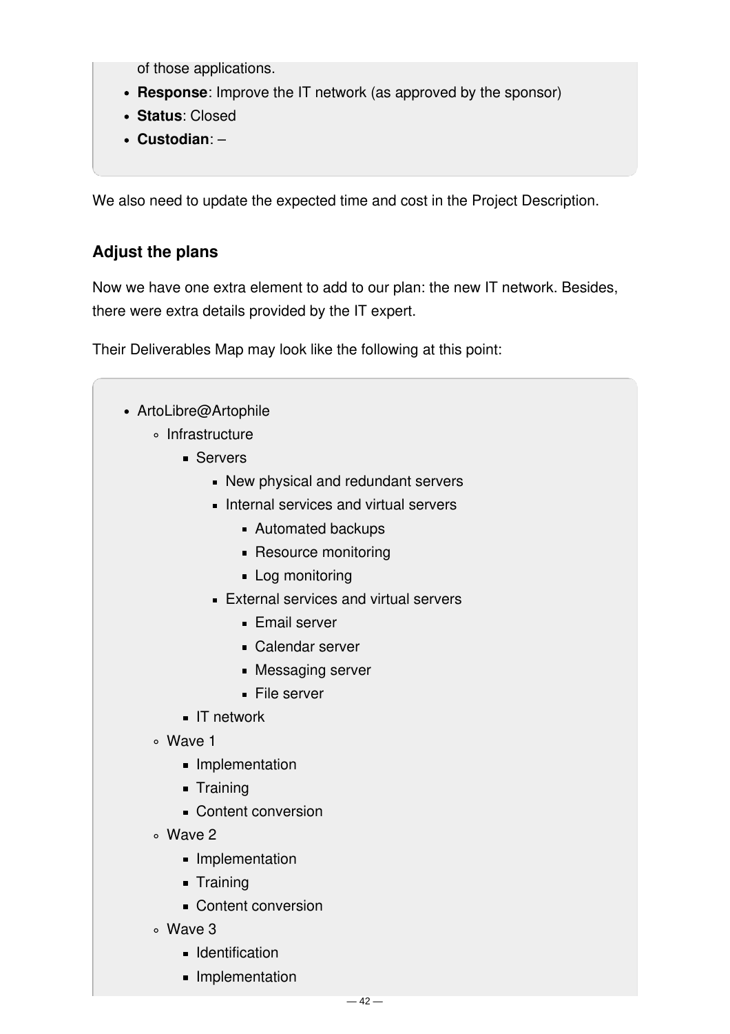of those applications.

- **Response**: Improve the IT network (as approved by the sponsor)
- **Status**: Closed
- **Custodian**: –

We also need to update the expected time and cost in the Project Description.

### Adjust the plans

Now we have one extra element to add to our plan: the new IT network. Besides, there were extra details provided by the IT expert.

Their Deliverables Map may look like the following at this point:

- ArtoLibre@Artophile
  - Infrastructure
    - Servers
      - New physical and redundant servers
      - Internal services and virtual servers
        - Automated backups
        - Resource monitoring
        - Log monitoring
      - External services and virtual servers
        - Email server
        - Calendar server
        - Messaging server
        - File server
    - IT network
  - Wave 1
    - Implementation
    - Training
    - Content conversion
  - Wave 2
    - Implementation
    - Training
    - Content conversion
  - Wave 3
    - Identification
    - Implementation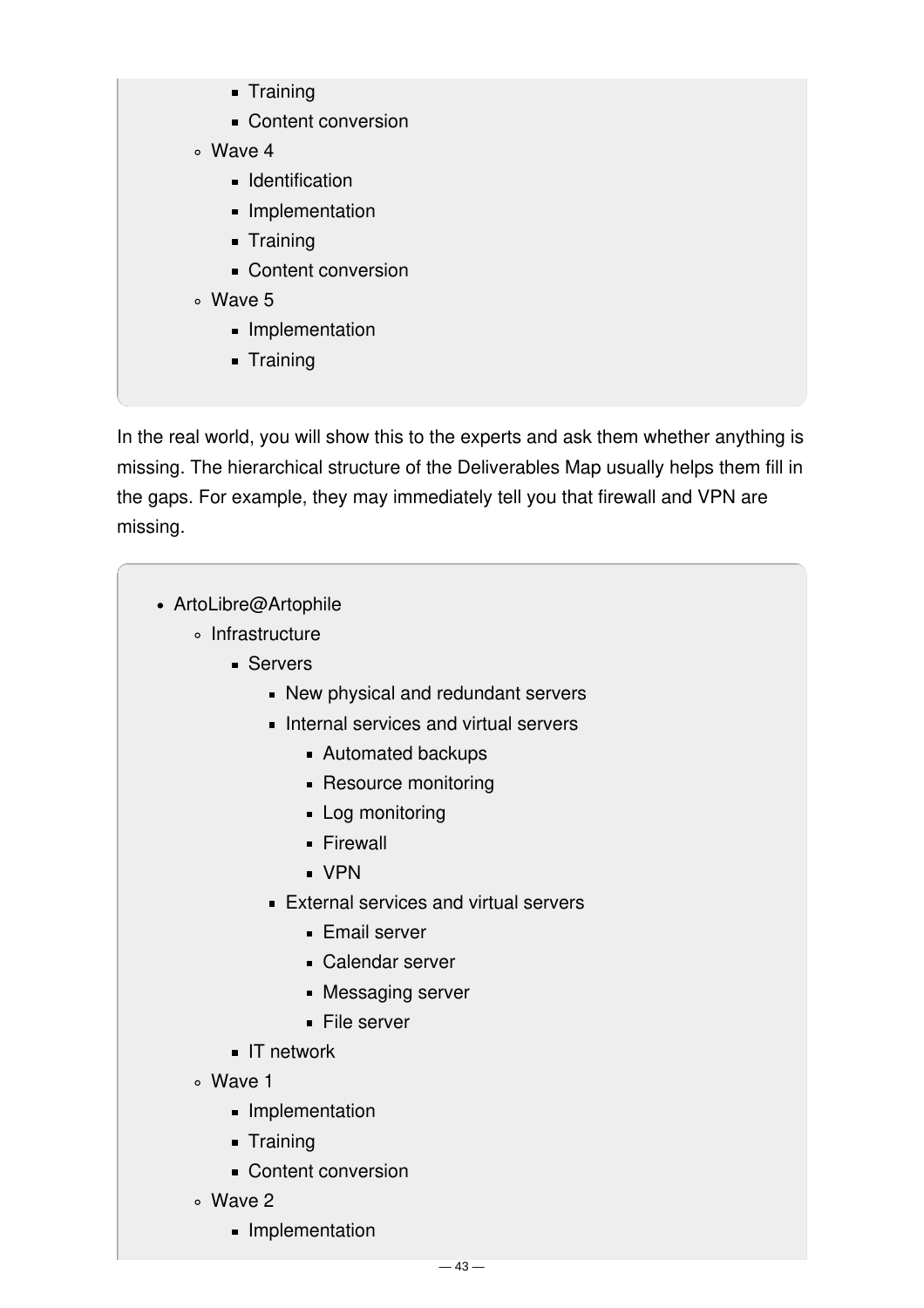- Training
      - Content conversion
  - Wave 4
      - Identification
      - Implementation
      - Training
      - Content conversion
  - Wave 5
      - Implementation
      - Training

In the real world, you will show this to the experts and ask them whether anything is missing. The hierarchical structure of the Deliverables Map usually helps them fill in the gaps. For example, they may immediately tell you that firewall and VPN are missing.

- ArtoLibre@Artophile
  - Infrastructure
    - Servers
      - New physical and redundant servers
      - Internal services and virtual servers
        - Automated backups
        - Resource monitoring
        - Log monitoring
        - Firewall
        - VPN
      - External services and virtual servers
        - Email server
        - Calendar server
        - Messaging server
        - File server
    - IT network
  - Wave 1
    - Implementation
    - Training
    - Content conversion
  - Wave 2
    - Implementation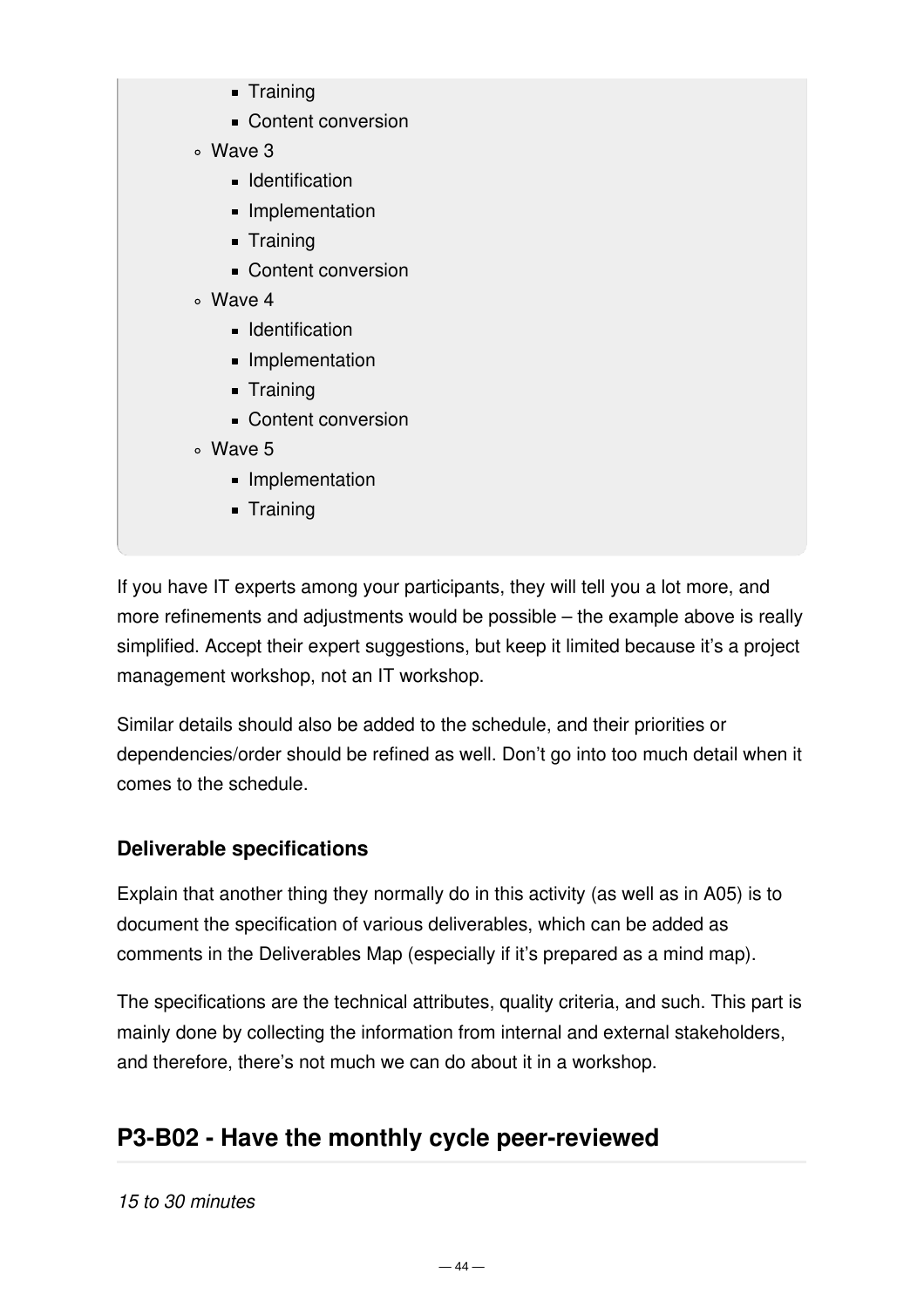- Training
        - Content conversion
    - Wave 3
        - Identification
        - Implementation
        - Training
        - Content conversion
    - Wave 4
        - Identification
        - Implementation
        - Training
        - Content conversion
    - Wave 5
        - Implementation
        - Training

If you have IT experts among your participants, they will tell you a lot more, and more refinements and adjustments would be possible – the example above is really simplified. Accept their expert suggestions, but keep it limited because it's a project management workshop, not an IT workshop.

Similar details should also be added to the schedule, and their priorities or dependencies/order should be refined as well. Don't go into too much detail when it comes to the schedule.

### Deliverable specifications

Explain that another thing they normally do in this activity (as well as in A05) is to document the specification of various deliverables, which can be added as comments in the Deliverables Map (especially if it's prepared as a mind map).

The specifications are the technical attributes, quality criteria, and such. This part is mainly done by collecting the information from internal and external stakeholders, and therefore, there's not much we can do about it in a workshop.

## P3-B02 - Have the monthly cycle peer-reviewed

*15 to 30 minutes*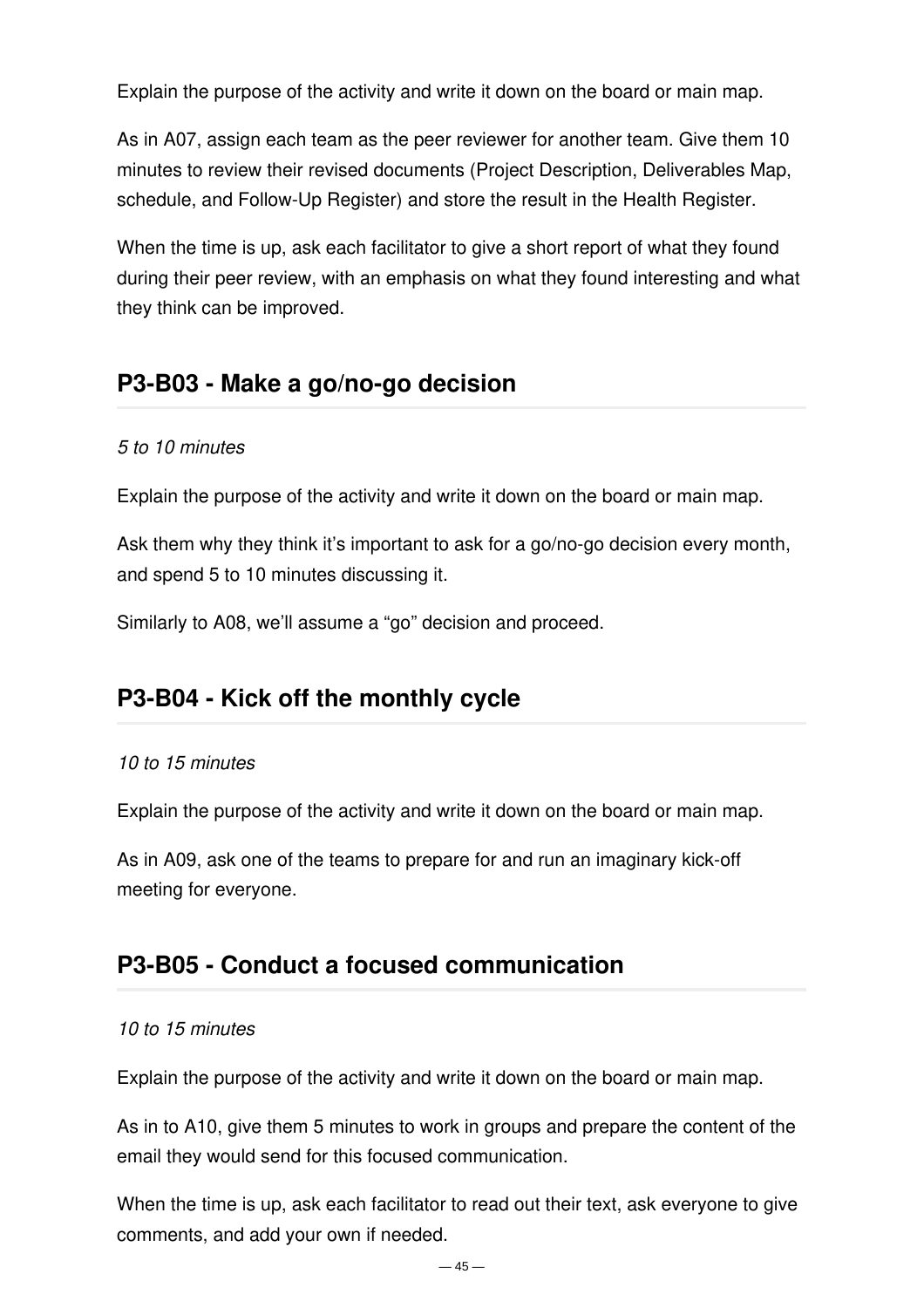Explain the purpose of the activity and write it down on the board or main map.

As in A07, assign each team as the peer reviewer for another team. Give them 10 minutes to review their revised documents (Project Description, Deliverables Map, schedule, and Follow-Up Register) and store the result in the Health Register.

When the time is up, ask each facilitator to give a short report of what they found during their peer review, with an emphasis on what they found interesting and what they think can be improved.

## P3-B03 - Make a go/no-go decision

*5 to 10 minutes*

Explain the purpose of the activity and write it down on the board or main map.

Ask them why they think it's important to ask for a go/no-go decision every month, and spend 5 to 10 minutes discussing it.

Similarly to A08, we'll assume a "go" decision and proceed.

## P3-B04 - Kick off the monthly cycle

*10 to 15 minutes*

Explain the purpose of the activity and write it down on the board or main map.

As in A09, ask one of the teams to prepare for and run an imaginary kick-off meeting for everyone.

## P3-B05 - Conduct a focused communication

*10 to 15 minutes*

Explain the purpose of the activity and write it down on the board or main map.

As in to A10, give them 5 minutes to work in groups and prepare the content of the email they would send for this focused communication.

When the time is up, ask each facilitator to read out their text, ask everyone to give comments, and add your own if needed.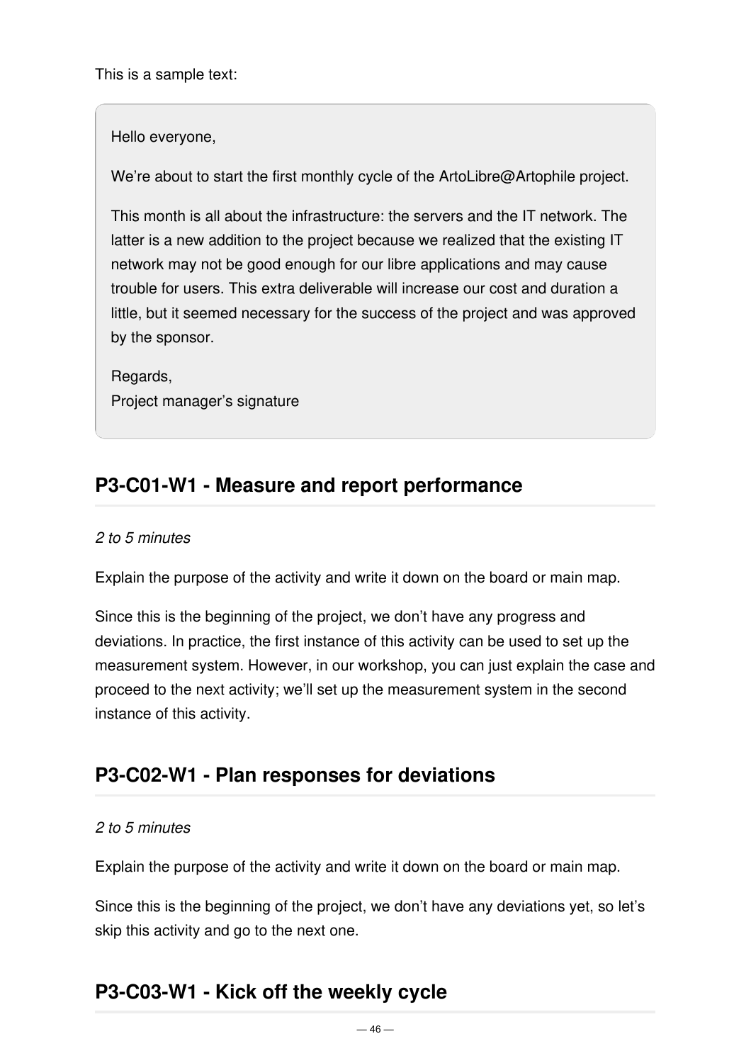This is a sample text:

> Hello everyone,
>
> We’re about to start the first monthly cycle of the ArtoLibre@Artophile project.
>
> This month is all about the infrastructure: the servers and the IT network. The latter is a new addition to the project because we realized that the existing IT network may not be good enough for our libre applications and may cause trouble for users. This extra deliverable will increase our cost and duration a little, but it seemed necessary for the success of the project and was approved by the sponsor.
>
> Regards,
> Project manager’s signature

## P3-C01-W1 - Measure and report performance

*2 to 5 minutes*

Explain the purpose of the activity and write it down on the board or main map.

Since this is the beginning of the project, we don’t have any progress and deviations. In practice, the first instance of this activity can be used to set up the measurement system. However, in our workshop, you can just explain the case and proceed to the next activity; we’ll set up the measurement system in the second instance of this activity.

## P3-C02-W1 - Plan responses for deviations

*2 to 5 minutes*

Explain the purpose of the activity and write it down on the board or main map.

Since this is the beginning of the project, we don’t have any deviations yet, so let’s skip this activity and go to the next one.

## P3-C03-W1 - Kick off the weekly cycle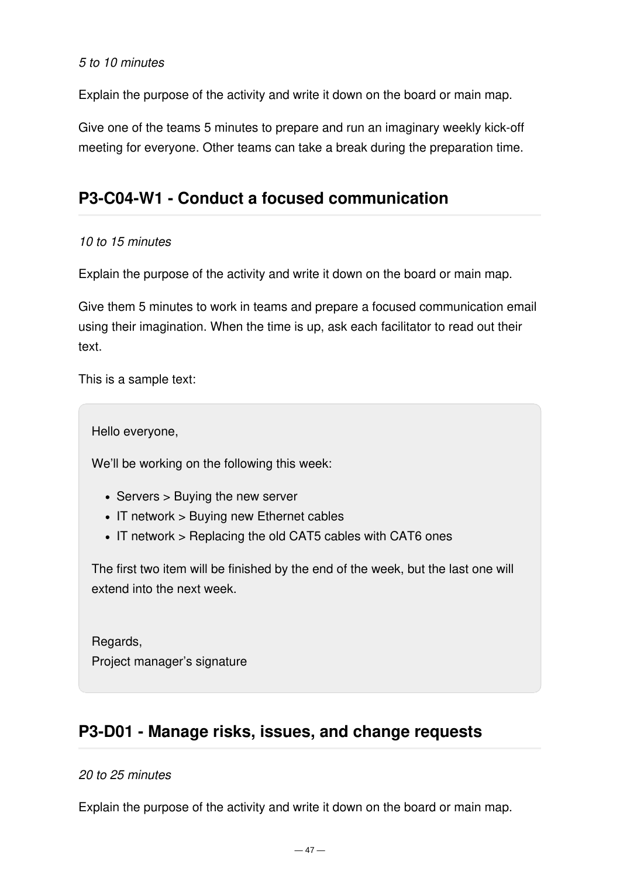*5 to 10 minutes*

Explain the purpose of the activity and write it down on the board or main map.

Give one of the teams 5 minutes to prepare and run an imaginary weekly kick-off meeting for everyone. Other teams can take a break during the preparation time.

## P3-C04-W1 - Conduct a focused communication

*10 to 15 minutes*

Explain the purpose of the activity and write it down on the board or main map.

Give them 5 minutes to work in teams and prepare a focused communication email using their imagination. When the time is up, ask each facilitator to read out their text.

This is a sample text:

> Hello everyone,
>
> We'll be working on the following this week:
>
> - Servers > Buying the new server
> - IT network > Buying new Ethernet cables
> - IT network > Replacing the old CAT5 cables with CAT6 ones
>
> The first two item will be finished by the end of the week, but the last one will extend into the next week.
>
> Regards,
> Project manager's signature

## P3-D01 - Manage risks, issues, and change requests

*20 to 25 minutes*

Explain the purpose of the activity and write it down on the board or main map.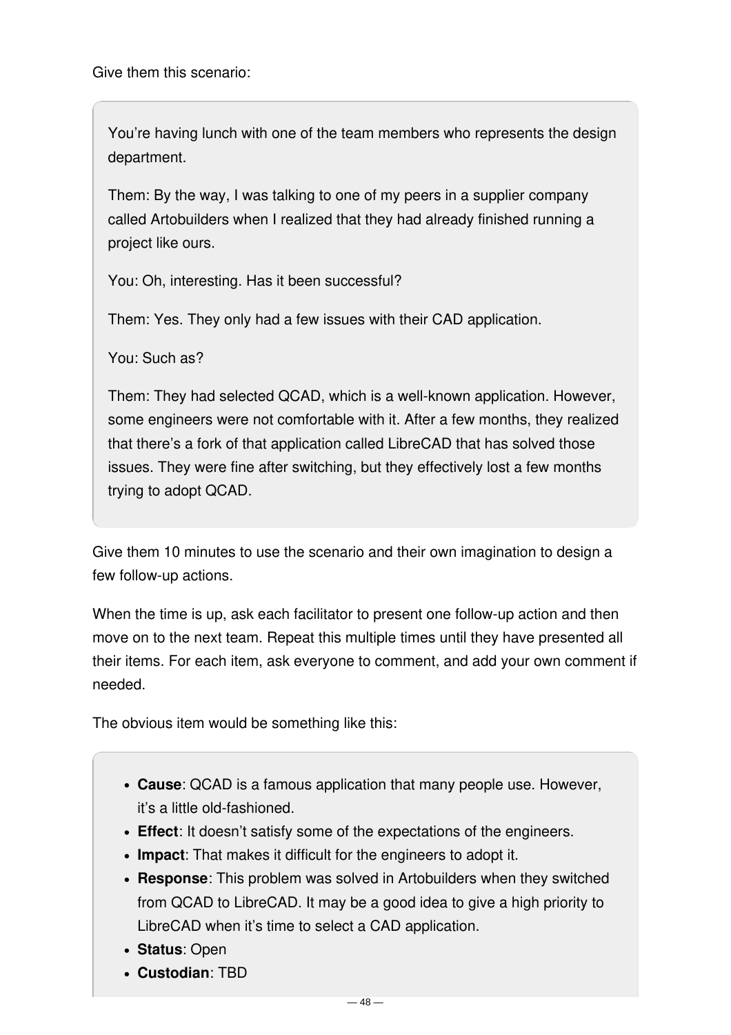Give them this scenario:

> You're having lunch with one of the team members who represents the design department.
>
> Them: By the way, I was talking to one of my peers in a supplier company called Artobuilders when I realized that they had already finished running a project like ours.
>
> You: Oh, interesting. Has it been successful?
>
> Them: Yes. They only had a few issues with their CAD application.
>
> You: Such as?
>
> Them: They had selected QCAD, which is a well-known application. However, some engineers were not comfortable with it. After a few months, they realized that there's a fork of that application called LibreCAD that has solved those issues. They were fine after switching, but they effectively lost a few months trying to adopt QCAD.

Give them 10 minutes to use the scenario and their own imagination to design a few follow-up actions.

When the time is up, ask each facilitator to present one follow-up action and then move on to the next team. Repeat this multiple times until they have presented all their items. For each item, ask everyone to comment, and add your own comment if needed.

The obvious item would be something like this:

> - **Cause**: QCAD is a famous application that many people use. However, it's a little old-fashioned.
> - **Effect**: It doesn't satisfy some of the expectations of the engineers.
> - **Impact**: That makes it difficult for the engineers to adopt it.
> - **Response**: This problem was solved in Artobuilders when they switched from QCAD to LibreCAD. It may be a good idea to give a high priority to LibreCAD when it's time to select a CAD application.
> - **Status**: Open
> - **Custodian**: TBD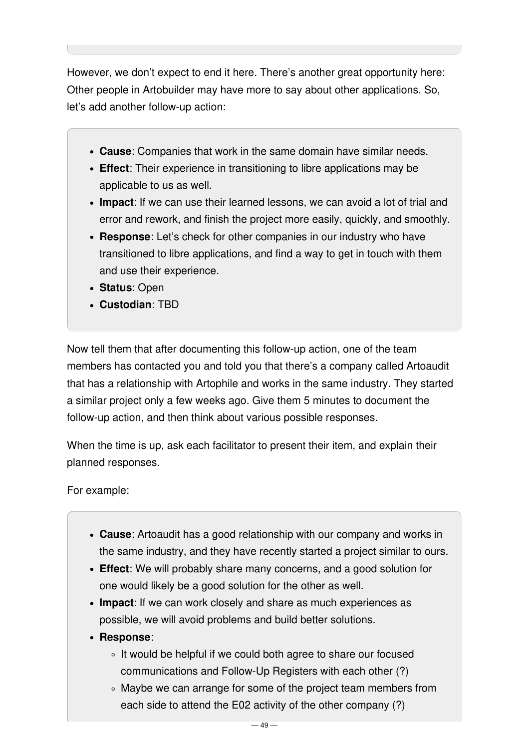However, we don't expect to end it here. There's another great opportunity here: Other people in Artobuilder may have more to say about other applications. So, let's add another follow-up action:

> - **Cause**: Companies that work in the same domain have similar needs.
> - **Effect**: Their experience in transitioning to libre applications may be applicable to us as well.
> - **Impact**: If we can use their learned lessons, we can avoid a lot of trial and error and rework, and finish the project more easily, quickly, and smoothly.
> - **Response**: Let's check for other companies in our industry who have transitioned to libre applications, and find a way to get in touch with them and use their experience.
> - **Status**: Open
> - **Custodian**: TBD

Now tell them that after documenting this follow-up action, one of the team members has contacted you and told you that there's a company called Artoaudit that has a relationship with Artophile and works in the same industry. They started a similar project only a few weeks ago. Give them 5 minutes to document the follow-up action, and then think about various possible responses.

When the time is up, ask each facilitator to present their item, and explain their planned responses.

For example:

> - **Cause**: Artoaudit has a good relationship with our company and works in the same industry, and they have recently started a project similar to ours.
> - **Effect**: We will probably share many concerns, and a good solution for one would likely be a good solution for the other as well.
> - **Impact**: If we can work closely and share as much experiences as possible, we will avoid problems and build better solutions.
> - **Response**:
>     - It would be helpful if we could both agree to share our focused communications and Follow-Up Registers with each other (?)
>     - Maybe we can arrange for some of the project team members from each side to attend the E02 activity of the other company (?)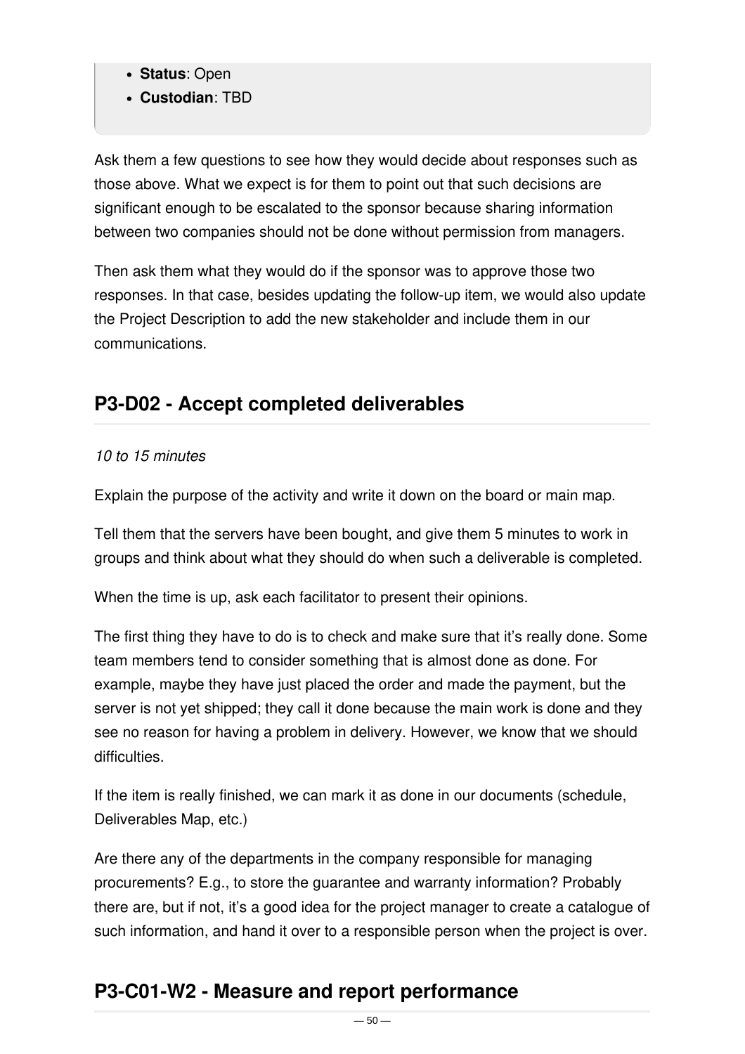- **Status**: Open
- **Custodian**: TBD

Ask them a few questions to see how they would decide about responses such as those above. What we expect is for them to point out that such decisions are significant enough to be escalated to the sponsor because sharing information between two companies should not be done without permission from managers.

Then ask them what they would do if the sponsor was to approve those two responses. In that case, besides updating the follow-up item, we would also update the Project Description to add the new stakeholder and include them in our communications.

## P3-D02 - Accept completed deliverables

*10 to 15 minutes*

Explain the purpose of the activity and write it down on the board or main map.

Tell them that the servers have been bought, and give them 5 minutes to work in groups and think about what they should do when such a deliverable is completed.

When the time is up, ask each facilitator to present their opinions.

The first thing they have to do is to check and make sure that it's really done. Some team members tend to consider something that is almost done as done. For example, maybe they have just placed the order and made the payment, but the server is not yet shipped; they call it done because the main work is done and they see no reason for having a problem in delivery. However, we know that we should difficulties.

If the item is really finished, we can mark it as done in our documents (schedule, Deliverables Map, etc.)

Are there any of the departments in the company responsible for managing procurements? E.g., to store the guarantee and warranty information? Probably there are, but if not, it's a good idea for the project manager to create a catalogue of such information, and hand it over to a responsible person when the project is over.

## P3-C01-W2 - Measure and report performance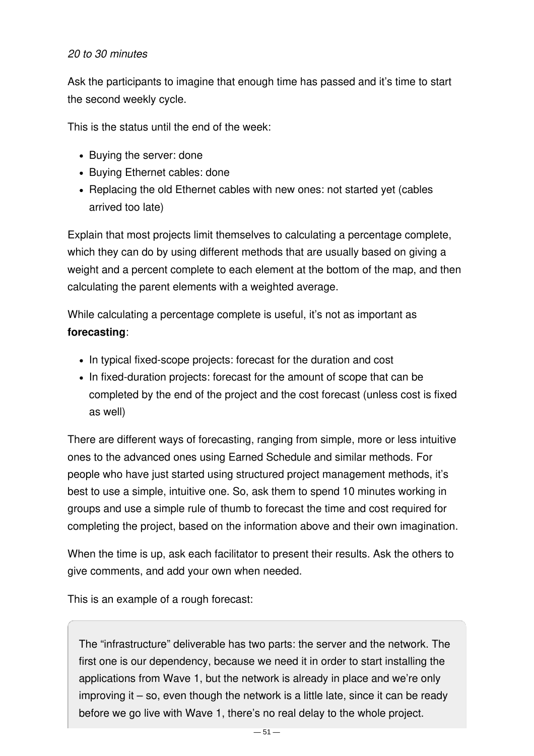*20 to 30 minutes*

Ask the participants to imagine that enough time has passed and it's time to start the second weekly cycle.

This is the status until the end of the week:

- Buying the server: done
- Buying Ethernet cables: done
- Replacing the old Ethernet cables with new ones: not started yet (cables arrived too late)

Explain that most projects limit themselves to calculating a percentage complete, which they can do by using different methods that are usually based on giving a weight and a percent complete to each element at the bottom of the map, and then calculating the parent elements with a weighted average.

While calculating a percentage complete is useful, it's not as important as **forecasting**:

- In typical fixed-scope projects: forecast for the duration and cost
- In fixed-duration projects: forecast for the amount of scope that can be completed by the end of the project and the cost forecast (unless cost is fixed as well)

There are different ways of forecasting, ranging from simple, more or less intuitive ones to the advanced ones using Earned Schedule and similar methods. For people who have just started using structured project management methods, it's best to use a simple, intuitive one. So, ask them to spend 10 minutes working in groups and use a simple rule of thumb to forecast the time and cost required for completing the project, based on the information above and their own imagination.

When the time is up, ask each facilitator to present their results. Ask the others to give comments, and add your own when needed.

This is an example of a rough forecast:

> The "infrastructure" deliverable has two parts: the server and the network. The first one is our dependency, because we need it in order to start installing the applications from Wave 1, but the network is already in place and we're only improving it – so, even though the network is a little late, since it can be ready before we go live with Wave 1, there's no real delay to the whole project.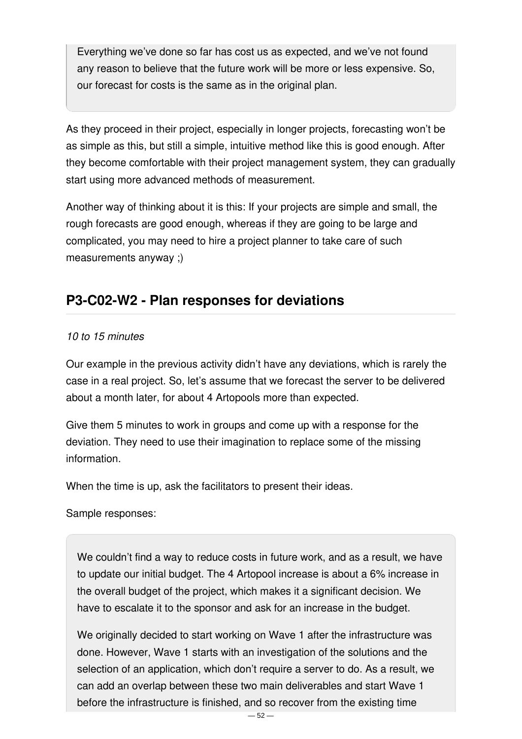> Everything we've done so far has cost us as expected, and we've not found any reason to believe that the future work will be more or less expensive. So, our forecast for costs is the same as in the original plan.

As they proceed in their project, especially in longer projects, forecasting won't be as simple as this, but still a simple, intuitive method like this is good enough. After they become comfortable with their project management system, they can gradually start using more advanced methods of measurement.

Another way of thinking about it is this: If your projects are simple and small, the rough forecasts are good enough, whereas if they are going to be large and complicated, you may need to hire a project planner to take care of such measurements anyway ;)

## P3-C02-W2 - Plan responses for deviations

*10 to 15 minutes*

Our example in the previous activity didn't have any deviations, which is rarely the case in a real project. So, let's assume that we forecast the server to be delivered about a month later, for about 4 Artopools more than expected.

Give them 5 minutes to work in groups and come up with a response for the deviation. They need to use their imagination to replace some of the missing information.

When the time is up, ask the facilitators to present their ideas.

Sample responses:

> We couldn't find a way to reduce costs in future work, and as a result, we have to update our initial budget. The 4 Artopool increase is about a 6% increase in the overall budget of the project, which makes it a significant decision. We have to escalate it to the sponsor and ask for an increase in the budget.
>
> We originally decided to start working on Wave 1 after the infrastructure was done. However, Wave 1 starts with an investigation of the solutions and the selection of an application, which don't require a server to do. As a result, we can add an overlap between these two main deliverables and start Wave 1 before the infrastructure is finished, and so recover from the existing time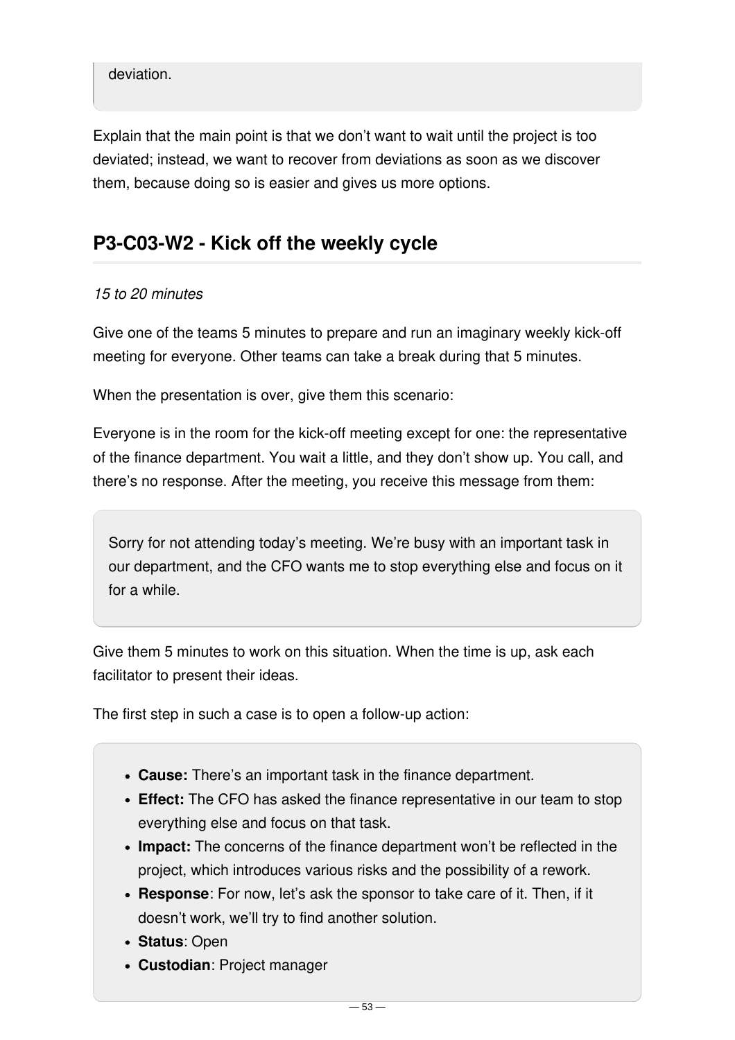> deviation.

Explain that the main point is that we don't want to wait until the project is too deviated; instead, we want to recover from deviations as soon as we discover them, because doing so is easier and gives us more options.

## P3-C03-W2 - Kick off the weekly cycle

*15 to 20 minutes*

Give one of the teams 5 minutes to prepare and run an imaginary weekly kick-off meeting for everyone. Other teams can take a break during that 5 minutes.

When the presentation is over, give them this scenario:

Everyone is in the room for the kick-off meeting except for one: the representative of the finance department. You wait a little, and they don't show up. You call, and there's no response. After the meeting, you receive this message from them:

> Sorry for not attending today's meeting. We're busy with an important task in our department, and the CFO wants me to stop everything else and focus on it for a while.

Give them 5 minutes to work on this situation. When the time is up, ask each facilitator to present their ideas.

The first step in such a case is to open a follow-up action:

> - **Cause:** There's an important task in the finance department.
> - **Effect:** The CFO has asked the finance representative in our team to stop everything else and focus on that task.
> - **Impact:** The concerns of the finance department won't be reflected in the project, which introduces various risks and the possibility of a rework.
> - **Response**: For now, let's ask the sponsor to take care of it. Then, if it doesn't work, we'll try to find another solution.
> - **Status**: Open
> - **Custodian**: Project manager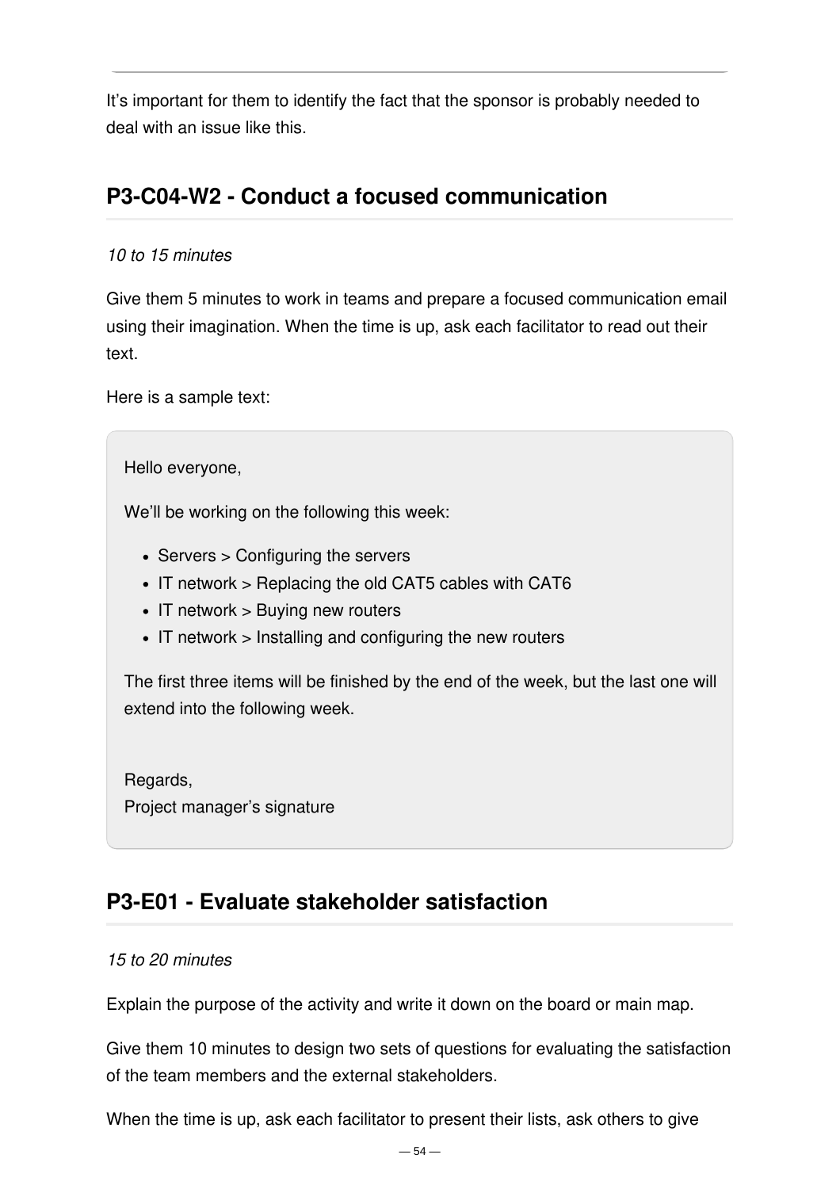It's important for them to identify the fact that the sponsor is probably needed to deal with an issue like this.

## P3-C04-W2 - Conduct a focused communication

*10 to 15 minutes*

Give them 5 minutes to work in teams and prepare a focused communication email using their imagination. When the time is up, ask each facilitator to read out their text.

Here is a sample text:

> Hello everyone,
>
> We'll be working on the following this week:
>
> - Servers > Configuring the servers
> - IT network > Replacing the old CAT5 cables with CAT6
> - IT network > Buying new routers
> - IT network > Installing and configuring the new routers
>
> The first three items will be finished by the end of the week, but the last one will extend into the following week.
>
> Regards,
> Project manager's signature

## P3-E01 - Evaluate stakeholder satisfaction

*15 to 20 minutes*

Explain the purpose of the activity and write it down on the board or main map.

Give them 10 minutes to design two sets of questions for evaluating the satisfaction of the team members and the external stakeholders.

When the time is up, ask each facilitator to present their lists, ask others to give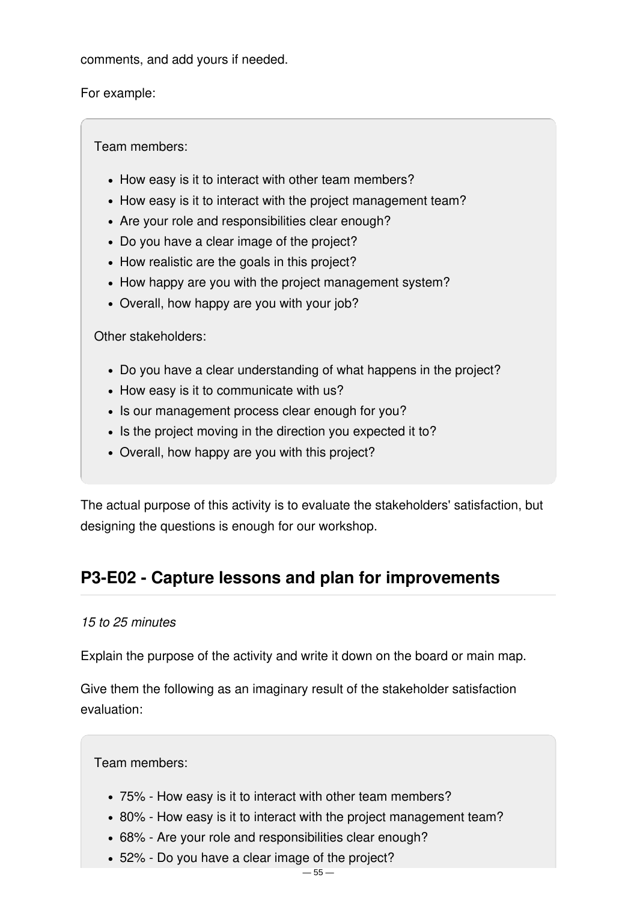comments, and add yours if needed.

For example:

> Team members:
>
> - How easy is it to interact with other team members?
> - How easy is it to interact with the project management team?
> - Are your role and responsibilities clear enough?
> - Do you have a clear image of the project?
> - How realistic are the goals in this project?
> - How happy are you with the project management system?
> - Overall, how happy are you with your job?
>
> Other stakeholders:
>
> - Do you have a clear understanding of what happens in the project?
> - How easy is it to communicate with us?
> - Is our management process clear enough for you?
> - Is the project moving in the direction you expected it to?
> - Overall, how happy are you with this project?

The actual purpose of this activity is to evaluate the stakeholders' satisfaction, but designing the questions is enough for our workshop.

## P3-E02 - Capture lessons and plan for improvements

*15 to 25 minutes*

Explain the purpose of the activity and write it down on the board or main map.

Give them the following as an imaginary result of the stakeholder satisfaction evaluation:

> Team members:
>
> - 75% - How easy is it to interact with other team members?
> - 80% - How easy is it to interact with the project management team?
> - 68% - Are your role and responsibilities clear enough?
> - 52% - Do you have a clear image of the project?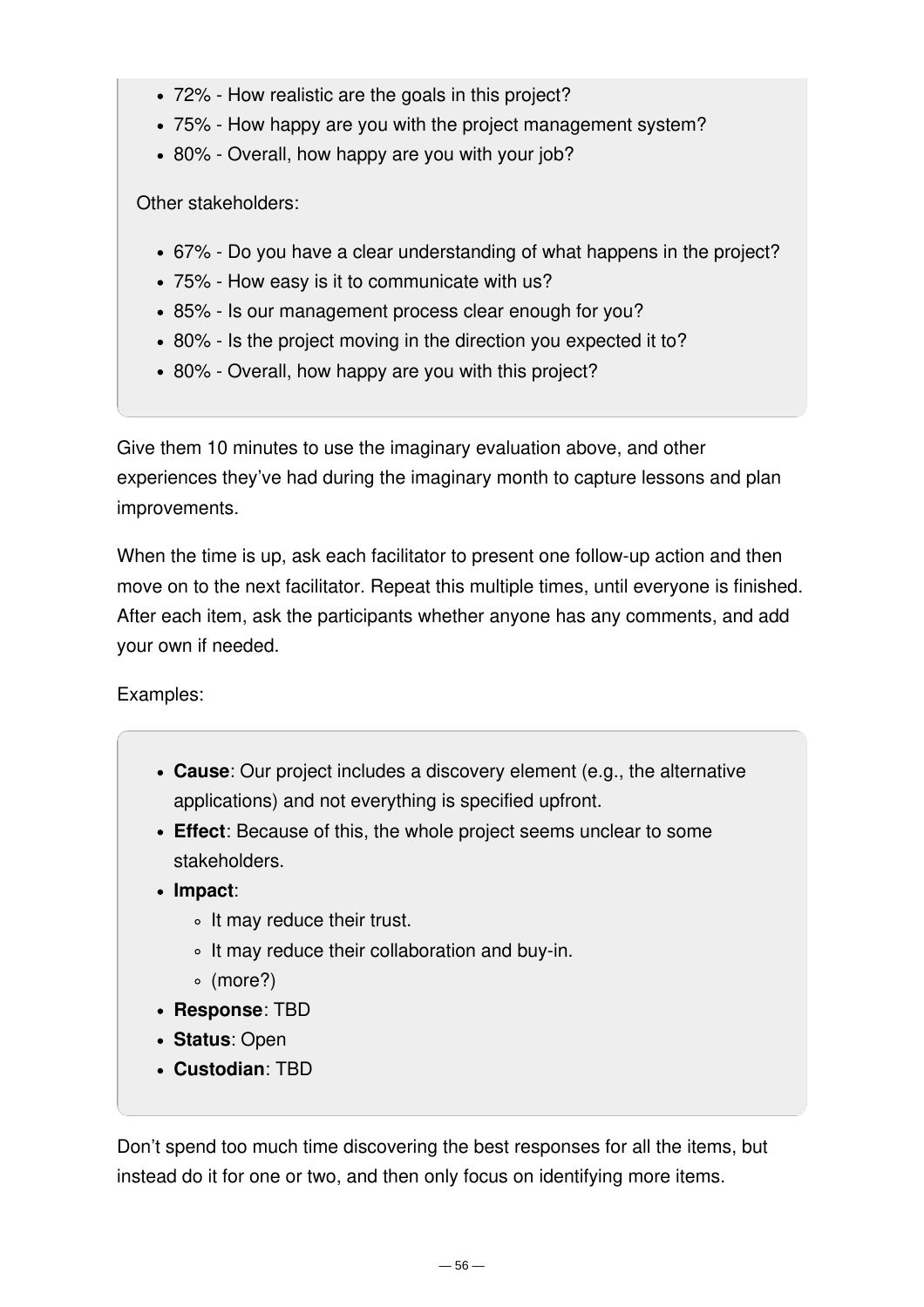- 72% - How realistic are the goals in this project?
- 75% - How happy are you with the project management system?
- 80% - Overall, how happy are you with your job?

Other stakeholders:

- 67% - Do you have a clear understanding of what happens in the project?
- 75% - How easy is it to communicate with us?
- 85% - Is our management process clear enough for you?
- 80% - Is the project moving in the direction you expected it to?
- 80% - Overall, how happy are you with this project?

Give them 10 minutes to use the imaginary evaluation above, and other experiences they've had during the imaginary month to capture lessons and plan improvements.

When the time is up, ask each facilitator to present one follow-up action and then move on to the next facilitator. Repeat this multiple times, until everyone is finished. After each item, ask the participants whether anyone has any comments, and add your own if needed.

Examples:

- **Cause**: Our project includes a discovery element (e.g., the alternative applications) and not everything is specified upfront.
- **Effect**: Because of this, the whole project seems unclear to some stakeholders.
- **Impact**:
  - It may reduce their trust.
  - It may reduce their collaboration and buy-in.
  - (more?)
- **Response**: TBD
- **Status**: Open
- **Custodian**: TBD

Don't spend too much time discovering the best responses for all the items, but instead do it for one or two, and then only focus on identifying more items.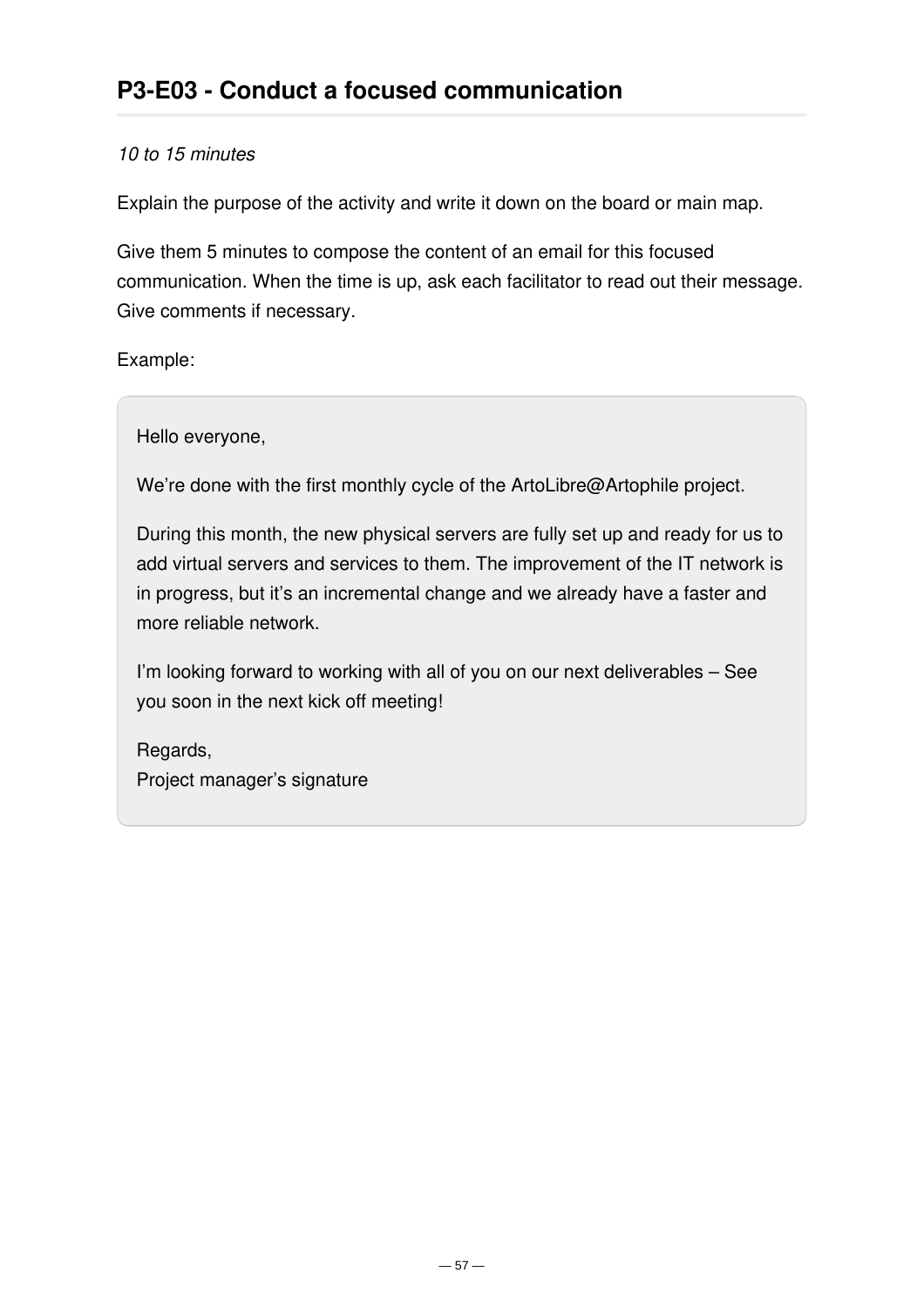## P3-E03 - Conduct a focused communication

*10 to 15 minutes*

Explain the purpose of the activity and write it down on the board or main map.

Give them 5 minutes to compose the content of an email for this focused communication. When the time is up, ask each facilitator to read out their message. Give comments if necessary.

Example:

> Hello everyone,
>
> We’re done with the first monthly cycle of the ArtoLibre@Artophile project.
>
> During this month, the new physical servers are fully set up and ready for us to add virtual servers and services to them. The improvement of the IT network is in progress, but it’s an incremental change and we already have a faster and more reliable network.
>
> I’m looking forward to working with all of you on our next deliverables – See you soon in the next kick off meeting!
>
> Regards,  
> Project manager’s signature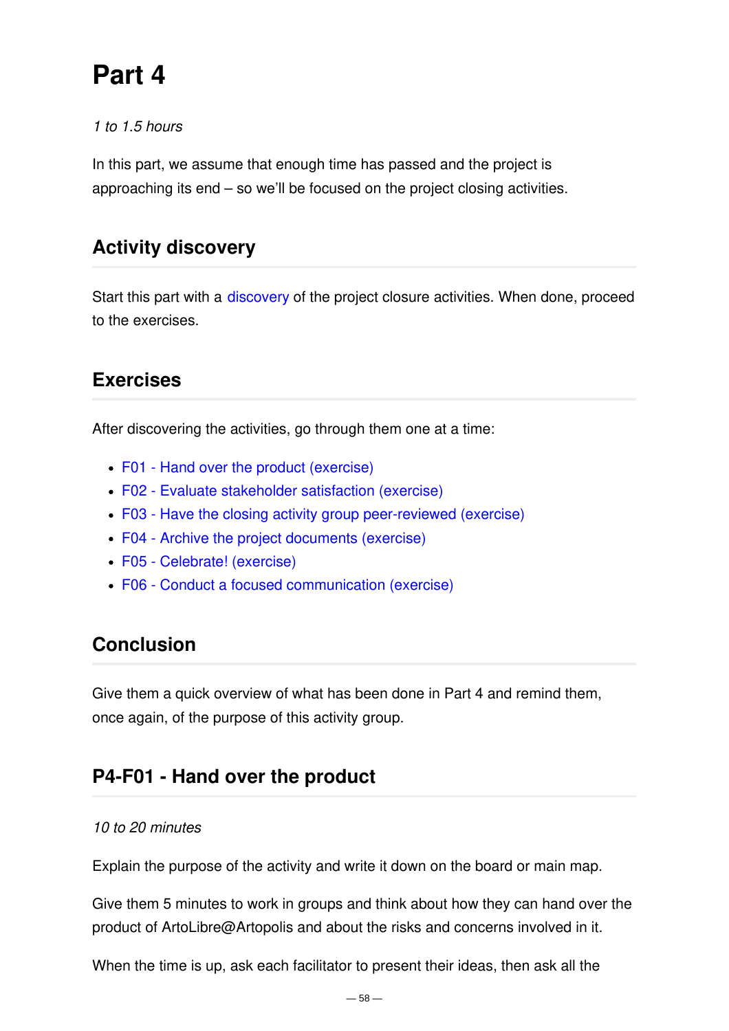# Part 4

*1 to 1.5 hours*

In this part, we assume that enough time has passed and the project is approaching its end – so we'll be focused on the project closing activities.

## Activity discovery

Start this part with a discovery of the project closure activities. When done, proceed to the exercises.

## Exercises

After discovering the activities, go through them one at a time:

- F01 - Hand over the product (exercise)
- F02 - Evaluate stakeholder satisfaction (exercise)
- F03 - Have the closing activity group peer-reviewed (exercise)
- F04 - Archive the project documents (exercise)
- F05 - Celebrate! (exercise)
- F06 - Conduct a focused communication (exercise)

## Conclusion

Give them a quick overview of what has been done in Part 4 and remind them, once again, of the purpose of this activity group.

## P4-F01 - Hand over the product

*10 to 20 minutes*

Explain the purpose of the activity and write it down on the board or main map.

Give them 5 minutes to work in groups and think about how they can hand over the product of ArtoLibre@Artopolis and about the risks and concerns involved in it.

When the time is up, ask each facilitator to present their ideas, then ask all the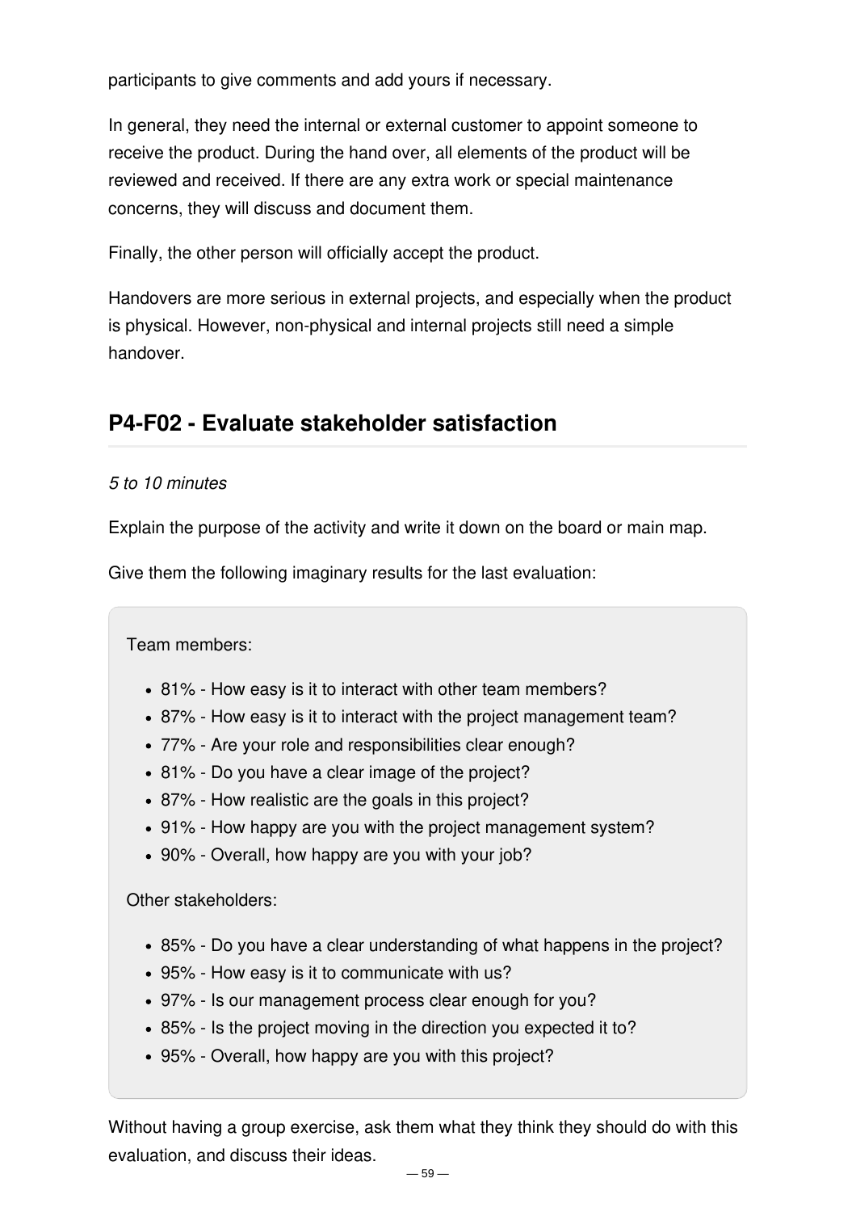participants to give comments and add yours if necessary.

In general, they need the internal or external customer to appoint someone to receive the product. During the hand over, all elements of the product will be reviewed and received. If there are any extra work or special maintenance concerns, they will discuss and document them.

Finally, the other person will officially accept the product.

Handovers are more serious in external projects, and especially when the product is physical. However, non-physical and internal projects still need a simple handover.

## P4-F02 - Evaluate stakeholder satisfaction

*5 to 10 minutes*

Explain the purpose of the activity and write it down on the board or main map.

Give them the following imaginary results for the last evaluation:

> Team members:
>
> - 81% - How easy is it to interact with other team members?
> - 87% - How easy is it to interact with the project management team?
> - 77% - Are your role and responsibilities clear enough?
> - 81% - Do you have a clear image of the project?
> - 87% - How realistic are the goals in this project?
> - 91% - How happy are you with the project management system?
> - 90% - Overall, how happy are you with your job?
>
> Other stakeholders:
>
> - 85% - Do you have a clear understanding of what happens in the project?
> - 95% - How easy is it to communicate with us?
> - 97% - Is our management process clear enough for you?
> - 85% - Is the project moving in the direction you expected it to?
> - 95% - Overall, how happy are you with this project?

Without having a group exercise, ask them what they think they should do with this evaluation, and discuss their ideas.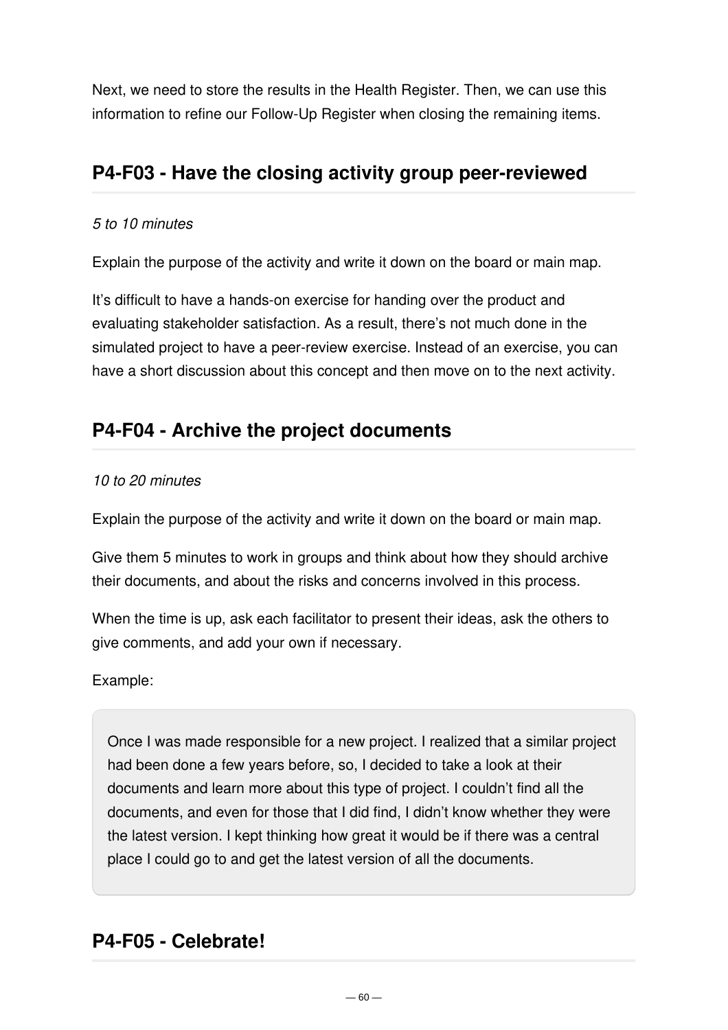Next, we need to store the results in the Health Register. Then, we can use this information to refine our Follow-Up Register when closing the remaining items.

## P4-F03 - Have the closing activity group peer-reviewed

*5 to 10 minutes*

Explain the purpose of the activity and write it down on the board or main map.

It's difficult to have a hands-on exercise for handing over the product and evaluating stakeholder satisfaction. As a result, there's not much done in the simulated project to have a peer-review exercise. Instead of an exercise, you can have a short discussion about this concept and then move on to the next activity.

## P4-F04 - Archive the project documents

*10 to 20 minutes*

Explain the purpose of the activity and write it down on the board or main map.

Give them 5 minutes to work in groups and think about how they should archive their documents, and about the risks and concerns involved in this process.

When the time is up, ask each facilitator to present their ideas, ask the others to give comments, and add your own if necessary.

Example:

> Once I was made responsible for a new project. I realized that a similar project had been done a few years before, so, I decided to take a look at their documents and learn more about this type of project. I couldn't find all the documents, and even for those that I did find, I didn't know whether they were the latest version. I kept thinking how great it would be if there was a central place I could go to and get the latest version of all the documents.

## P4-F05 - Celebrate!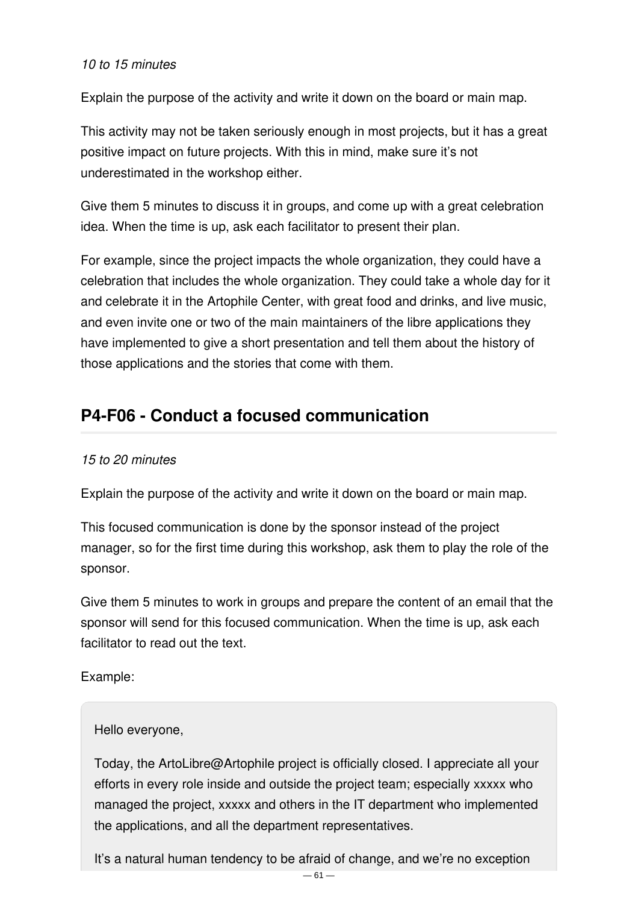*10 to 15 minutes*

Explain the purpose of the activity and write it down on the board or main map.

This activity may not be taken seriously enough in most projects, but it has a great positive impact on future projects. With this in mind, make sure it's not underestimated in the workshop either.

Give them 5 minutes to discuss it in groups, and come up with a great celebration idea. When the time is up, ask each facilitator to present their plan.

For example, since the project impacts the whole organization, they could have a celebration that includes the whole organization. They could take a whole day for it and celebrate it in the Artophile Center, with great food and drinks, and live music, and even invite one or two of the main maintainers of the libre applications they have implemented to give a short presentation and tell them about the history of those applications and the stories that come with them.

## P4-F06 - Conduct a focused communication

*15 to 20 minutes*

Explain the purpose of the activity and write it down on the board or main map.

This focused communication is done by the sponsor instead of the project manager, so for the first time during this workshop, ask them to play the role of the sponsor.

Give them 5 minutes to work in groups and prepare the content of an email that the sponsor will send for this focused communication. When the time is up, ask each facilitator to read out the text.

Example:

> Hello everyone,
>
> Today, the ArtoLibre@Artophile project is officially closed. I appreciate all your efforts in every role inside and outside the project team; especially xxxxx who managed the project, xxxxx and others in the IT department who implemented the applications, and all the department representatives.
>
> It's a natural human tendency to be afraid of change, and we're no exception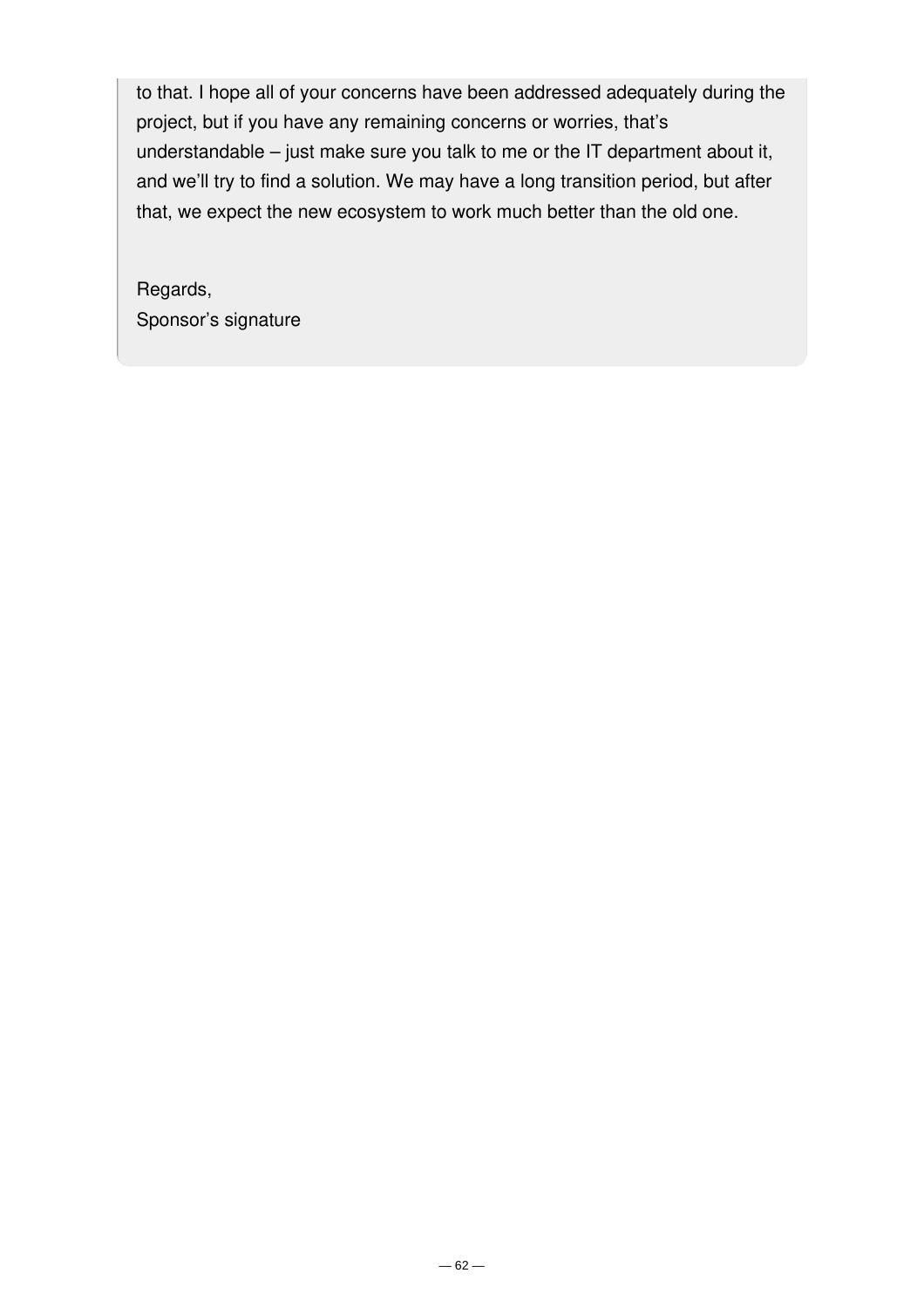to that. I hope all of your concerns have been addressed adequately during the project, but if you have any remaining concerns or worries, that's understandable – just make sure you talk to me or the IT department about it, and we'll try to find a solution. We may have a long transition period, but after that, we expect the new ecosystem to work much better than the old one.

Regards,
Sponsor's signature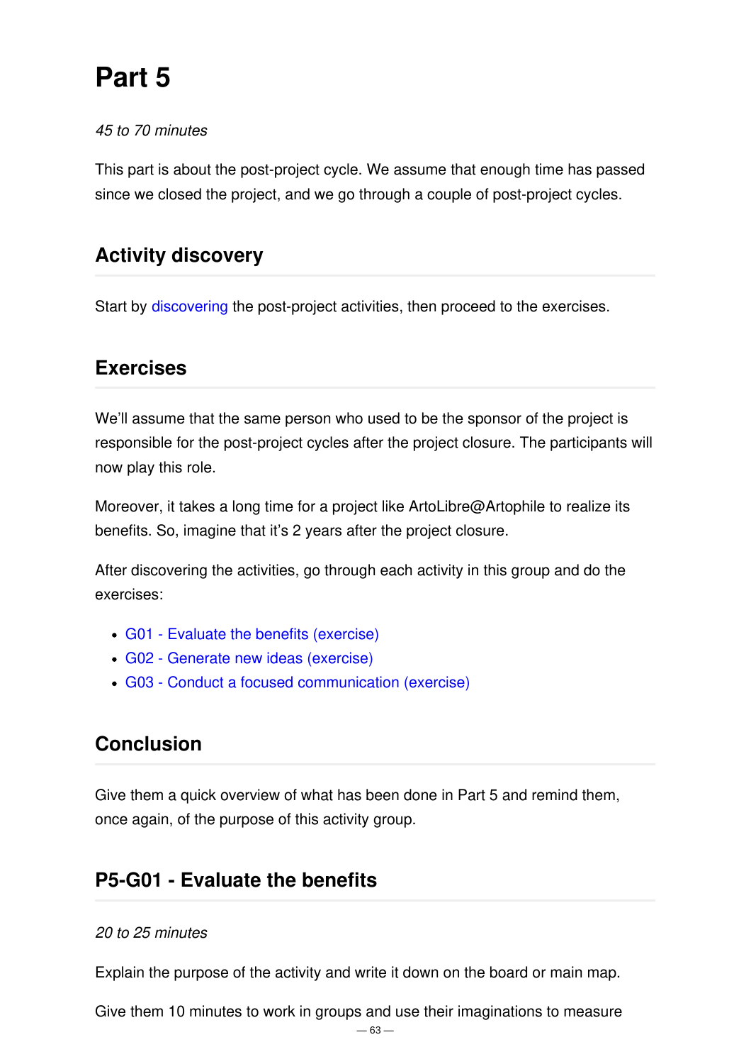# Part 5

*45 to 70 minutes*

This part is about the post-project cycle. We assume that enough time has passed since we closed the project, and we go through a couple of post-project cycles.

## Activity discovery

Start by discovering the post-project activities, then proceed to the exercises.

## Exercises

We'll assume that the same person who used to be the sponsor of the project is responsible for the post-project cycles after the project closure. The participants will now play this role.

Moreover, it takes a long time for a project like ArtoLibre@Artophile to realize its benefits. So, imagine that it's 2 years after the project closure.

After discovering the activities, go through each activity in this group and do the exercises:

- G01 - Evaluate the benefits (exercise)
- G02 - Generate new ideas (exercise)
- G03 - Conduct a focused communication (exercise)

## Conclusion

Give them a quick overview of what has been done in Part 5 and remind them, once again, of the purpose of this activity group.

## P5-G01 - Evaluate the benefits

*20 to 25 minutes*

Explain the purpose of the activity and write it down on the board or main map.

Give them 10 minutes to work in groups and use their imaginations to measure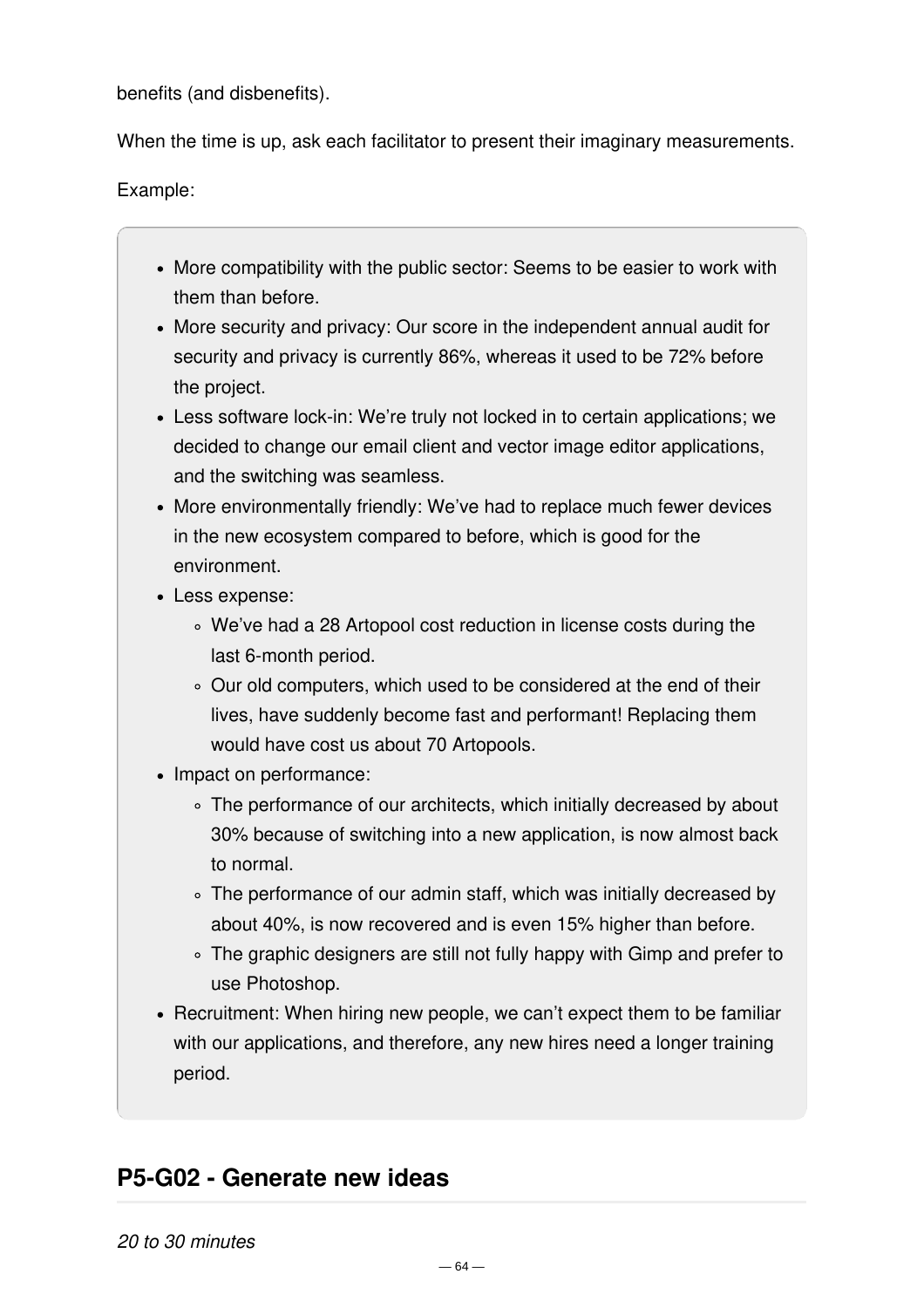benefits (and disbenefits).

When the time is up, ask each facilitator to present their imaginary measurements.

Example:

> - More compatibility with the public sector: Seems to be easier to work with them than before.
> - More security and privacy: Our score in the independent annual audit for security and privacy is currently 86%, whereas it used to be 72% before the project.
> - Less software lock-in: We're truly not locked in to certain applications; we decided to change our email client and vector image editor applications, and the switching was seamless.
> - More environmentally friendly: We've had to replace much fewer devices in the new ecosystem compared to before, which is good for the environment.
> - Less expense:
>     - We've had a 28 Artopool cost reduction in license costs during the last 6-month period.
>     - Our old computers, which used to be considered at the end of their lives, have suddenly become fast and performant! Replacing them would have cost us about 70 Artopools.
> - Impact on performance:
>     - The performance of our architects, which initially decreased by about 30% because of switching into a new application, is now almost back to normal.
>     - The performance of our admin staff, which was initially decreased by about 40%, is now recovered and is even 15% higher than before.
>     - The graphic designers are still not fully happy with Gimp and prefer to use Photoshop.
> - Recruitment: When hiring new people, we can't expect them to be familiar with our applications, and therefore, any new hires need a longer training period.

## P5-G02 - Generate new ideas

*20 to 30 minutes*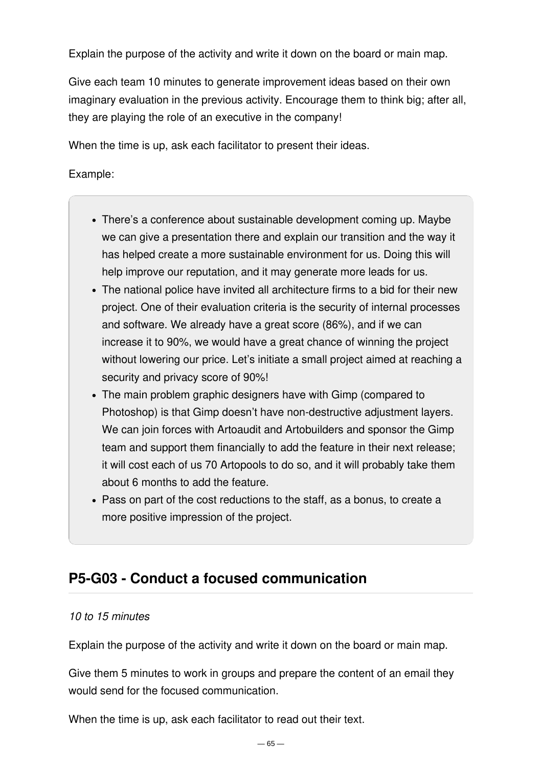Explain the purpose of the activity and write it down on the board or main map.

Give each team 10 minutes to generate improvement ideas based on their own imaginary evaluation in the previous activity. Encourage them to think big; after all, they are playing the role of an executive in the company!

When the time is up, ask each facilitator to present their ideas.

Example:

> - There's a conference about sustainable development coming up. Maybe we can give a presentation there and explain our transition and the way it has helped create a more sustainable environment for us. Doing this will help improve our reputation, and it may generate more leads for us.
> - The national police have invited all architecture firms to a bid for their new project. One of their evaluation criteria is the security of internal processes and software. We already have a great score (86%), and if we can increase it to 90%, we would have a great chance of winning the project without lowering our price. Let's initiate a small project aimed at reaching a security and privacy score of 90%!
> - The main problem graphic designers have with Gimp (compared to Photoshop) is that Gimp doesn't have non-destructive adjustment layers. We can join forces with Artoaudit and Artobuilders and sponsor the Gimp team and support them financially to add the feature in their next release; it will cost each of us 70 Artopools to do so, and it will probably take them about 6 months to add the feature.
> - Pass on part of the cost reductions to the staff, as a bonus, to create a more positive impression of the project.

## P5-G03 - Conduct a focused communication

*10 to 15 minutes*

Explain the purpose of the activity and write it down on the board or main map.

Give them 5 minutes to work in groups and prepare the content of an email they would send for the focused communication.

When the time is up, ask each facilitator to read out their text.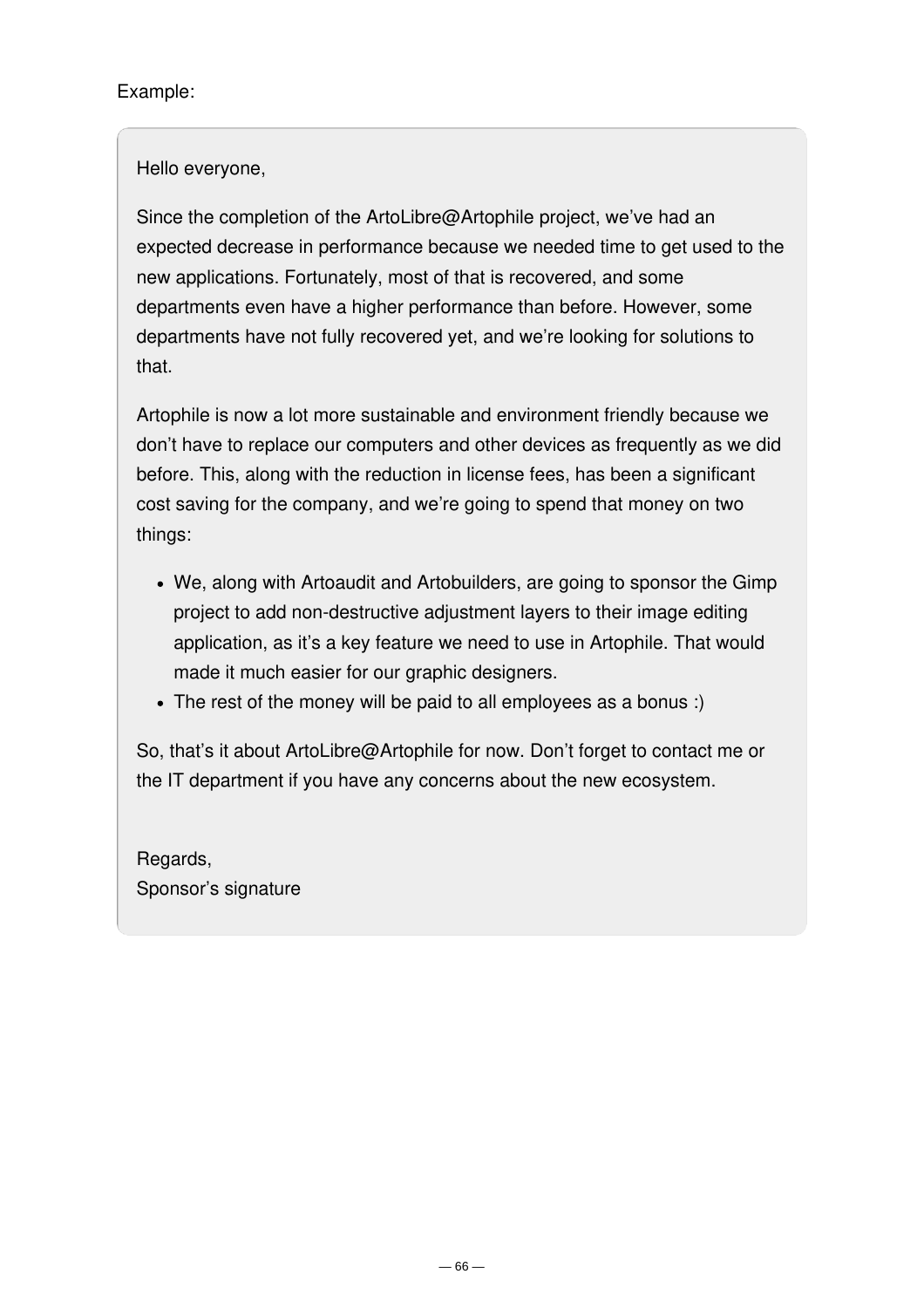Example:

> Hello everyone,
>
> Since the completion of the ArtoLibre@Artophile project, we've had an expected decrease in performance because we needed time to get used to the new applications. Fortunately, most of that is recovered, and some departments even have a higher performance than before. However, some departments have not fully recovered yet, and we're looking for solutions to that.
>
> Artophile is now a lot more sustainable and environment friendly because we don't have to replace our computers and other devices as frequently as we did before. This, along with the reduction in license fees, has been a significant cost saving for the company, and we're going to spend that money on two things:
>
> - We, along with Artoaudit and Artobuilders, are going to sponsor the Gimp project to add non-destructive adjustment layers to their image editing application, as it's a key feature we need to use in Artophile. That would made it much easier for our graphic designers.
> - The rest of the money will be paid to all employees as a bonus :)
>
> So, that's it about ArtoLibre@Artophile for now. Don't forget to contact me or the IT department if you have any concerns about the new ecosystem.
>
> Regards,
> Sponsor's signature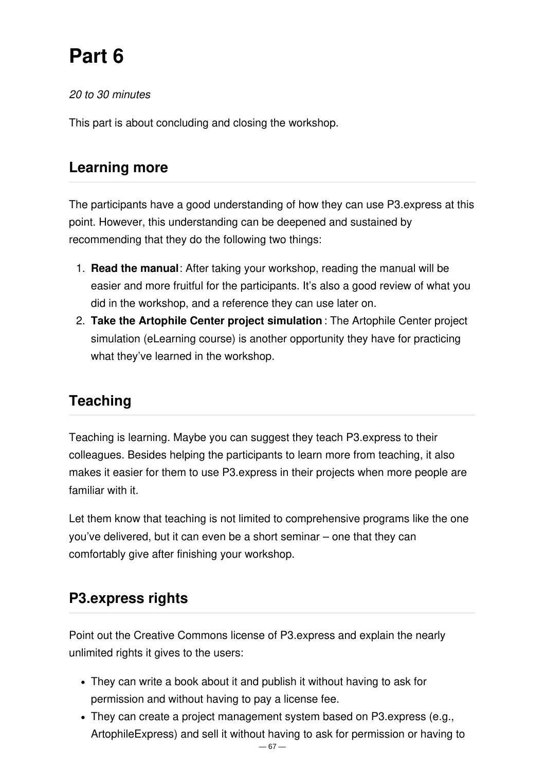# Part 6

*20 to 30 minutes*

This part is about concluding and closing the workshop.

## Learning more

The participants have a good understanding of how they can use P3.express at this point. However, this understanding can be deepened and sustained by recommending that they do the following two things:

1. **Read the manual**: After taking your workshop, reading the manual will be easier and more fruitful for the participants. It's also a good review of what you did in the workshop, and a reference they can use later on.
2. **Take the Artophile Center project simulation**: The Artophile Center project simulation (eLearning course) is another opportunity they have for practicing what they've learned in the workshop.

## Teaching

Teaching is learning. Maybe you can suggest they teach P3.express to their colleagues. Besides helping the participants to learn more from teaching, it also makes it easier for them to use P3.express in their projects when more people are familiar with it.

Let them know that teaching is not limited to comprehensive programs like the one you've delivered, but it can even be a short seminar – one that they can comfortably give after finishing your workshop.

## P3.express rights

Point out the Creative Commons license of P3.express and explain the nearly unlimited rights it gives to the users:

- They can write a book about it and publish it without having to ask for permission and without having to pay a license fee.
- They can create a project management system based on P3.express (e.g., ArtophileExpress) and sell it without having to ask for permission or having to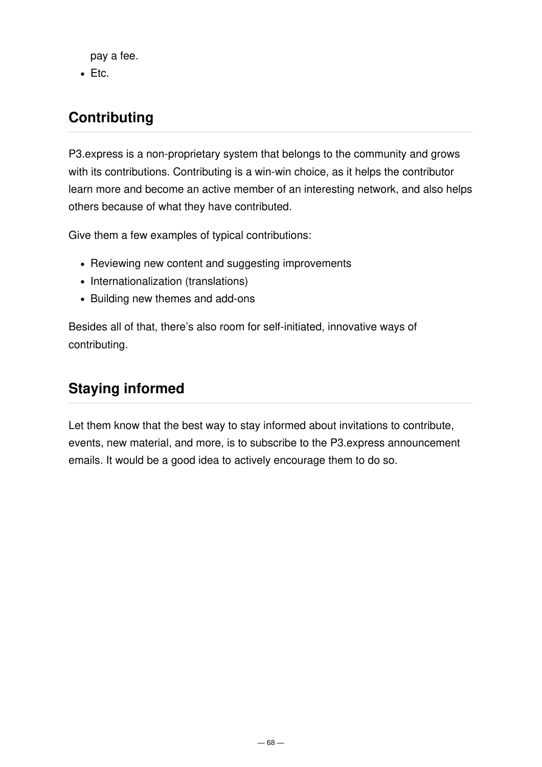pay a fee.
- Etc.

## Contributing

P3.express is a non-proprietary system that belongs to the community and grows with its contributions. Contributing is a win-win choice, as it helps the contributor learn more and become an active member of an interesting network, and also helps others because of what they have contributed.

Give them a few examples of typical contributions:

- Reviewing new content and suggesting improvements
- Internationalization (translations)
- Building new themes and add-ons

Besides all of that, there's also room for self-initiated, innovative ways of contributing.

## Staying informed

Let them know that the best way to stay informed about invitations to contribute, events, new material, and more, is to subscribe to the P3.express announcement emails. It would be a good idea to actively encourage them to do so.